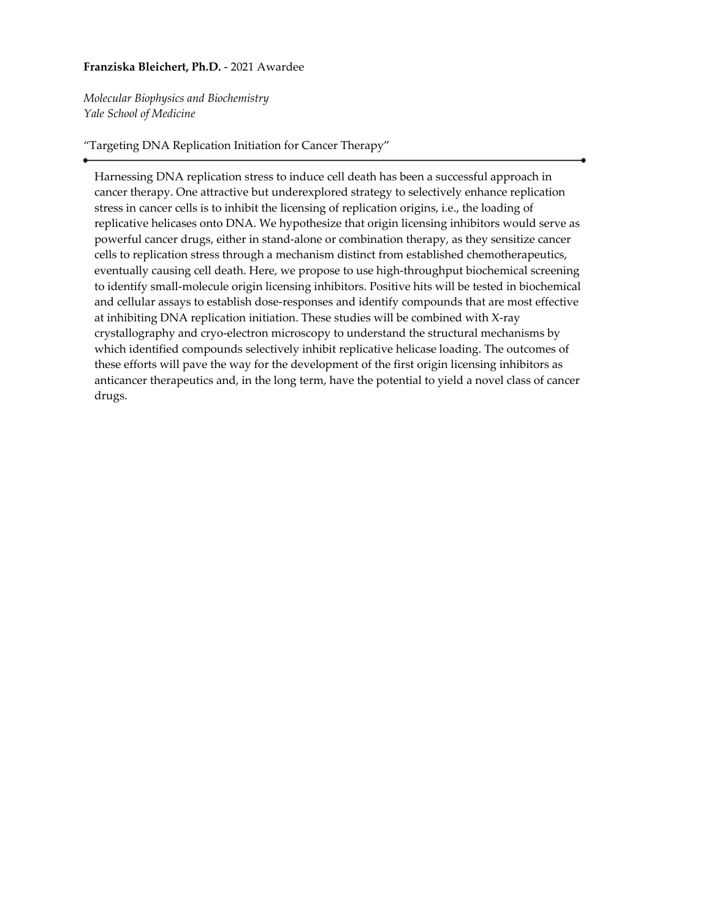**Franziska Bleichert, Ph.D.** - 2021 Awardee

*Molecular Biophysics and Biochemistry*
*Yale School of Medicine*

"Targeting DNA Replication Initiation for Cancer Therapy"

---

Harnessing DNA replication stress to induce cell death has been a successful approach in cancer therapy. One attractive but underexplored strategy to selectively enhance replication stress in cancer cells is to inhibit the licensing of replication origins, i.e., the loading of replicative helicases onto DNA. We hypothesize that origin licensing inhibitors would serve as powerful cancer drugs, either in stand-alone or combination therapy, as they sensitize cancer cells to replication stress through a mechanism distinct from established chemotherapeutics, eventually causing cell death. Here, we propose to use high-throughput biochemical screening to identify small-molecule origin licensing inhibitors. Positive hits will be tested in biochemical and cellular assays to establish dose-responses and identify compounds that are most effective at inhibiting DNA replication initiation. These studies will be combined with X-ray crystallography and cryo-electron microscopy to understand the structural mechanisms by which identified compounds selectively inhibit replicative helicase loading. The outcomes of these efforts will pave the way for the development of the first origin licensing inhibitors as anticancer therapeutics and, in the long term, have the potential to yield a novel class of cancer drugs.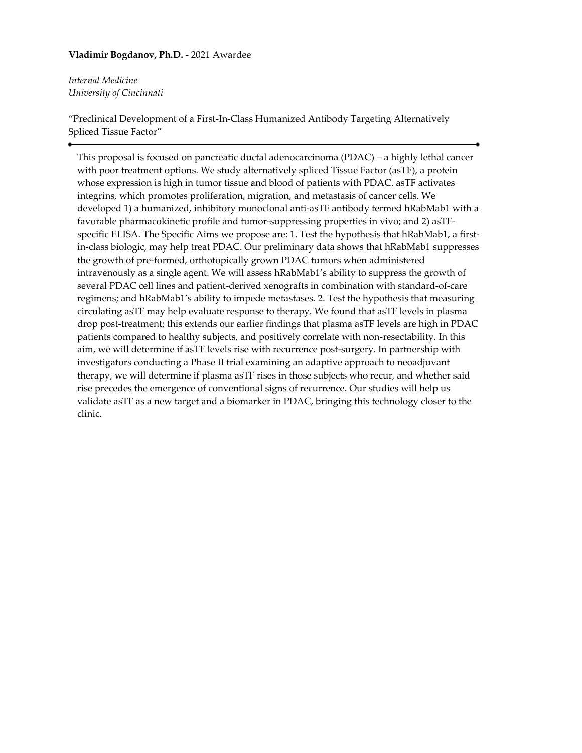**Vladimir Bogdanov, Ph.D.** - 2021 Awardee

*Internal Medicine*
*University of Cincinnati*

"Preclinical Development of a First-In-Class Humanized Antibody Targeting Alternatively Spliced Tissue Factor"

---

This proposal is focused on pancreatic ductal adenocarcinoma (PDAC) – a highly lethal cancer with poor treatment options. We study alternatively spliced Tissue Factor (asTF), a protein whose expression is high in tumor tissue and blood of patients with PDAC. asTF activates integrins, which promotes proliferation, migration, and metastasis of cancer cells. We developed 1) a humanized, inhibitory monoclonal anti-asTF antibody termed hRabMab1 with a favorable pharmacokinetic profile and tumor-suppressing properties in vivo; and 2) asTF-specific ELISA. The Specific Aims we propose are: 1. Test the hypothesis that hRabMab1, a first-in-class biologic, may help treat PDAC. Our preliminary data shows that hRabMab1 suppresses the growth of pre-formed, orthotopically grown PDAC tumors when administered intravenously as a single agent. We will assess hRabMab1's ability to suppress the growth of several PDAC cell lines and patient-derived xenografts in combination with standard-of-care regimens; and hRabMab1's ability to impede metastases. 2. Test the hypothesis that measuring circulating asTF may help evaluate response to therapy. We found that asTF levels in plasma drop post-treatment; this extends our earlier findings that plasma asTF levels are high in PDAC patients compared to healthy subjects, and positively correlate with non-resectability. In this aim, we will determine if asTF levels rise with recurrence post-surgery. In partnership with investigators conducting a Phase II trial examining an adaptive approach to neoadjuvant therapy, we will determine if plasma asTF rises in those subjects who recur, and whether said rise precedes the emergence of conventional signs of recurrence. Our studies will help us validate asTF as a new target and a biomarker in PDAC, bringing this technology closer to the clinic.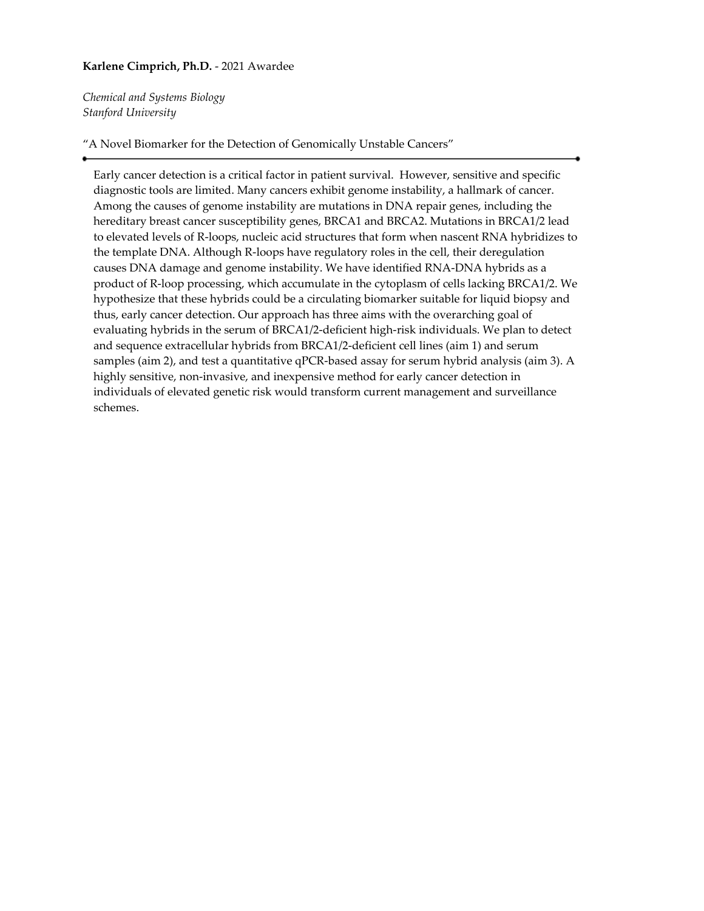**Karlene Cimprich, Ph.D.** - 2021 Awardee

*Chemical and Systems Biology*
*Stanford University*

"A Novel Biomarker for the Detection of Genomically Unstable Cancers"

---

Early cancer detection is a critical factor in patient survival. However, sensitive and specific diagnostic tools are limited. Many cancers exhibit genome instability, a hallmark of cancer. Among the causes of genome instability are mutations in DNA repair genes, including the hereditary breast cancer susceptibility genes, BRCA1 and BRCA2. Mutations in BRCA1/2 lead to elevated levels of R-loops, nucleic acid structures that form when nascent RNA hybridizes to the template DNA. Although R-loops have regulatory roles in the cell, their deregulation causes DNA damage and genome instability. We have identified RNA-DNA hybrids as a product of R-loop processing, which accumulate in the cytoplasm of cells lacking BRCA1/2. We hypothesize that these hybrids could be a circulating biomarker suitable for liquid biopsy and thus, early cancer detection. Our approach has three aims with the overarching goal of evaluating hybrids in the serum of BRCA1/2-deficient high-risk individuals. We plan to detect and sequence extracellular hybrids from BRCA1/2-deficient cell lines (aim 1) and serum samples (aim 2), and test a quantitative qPCR-based assay for serum hybrid analysis (aim 3). A highly sensitive, non-invasive, and inexpensive method for early cancer detection in individuals of elevated genetic risk would transform current management and surveillance schemes.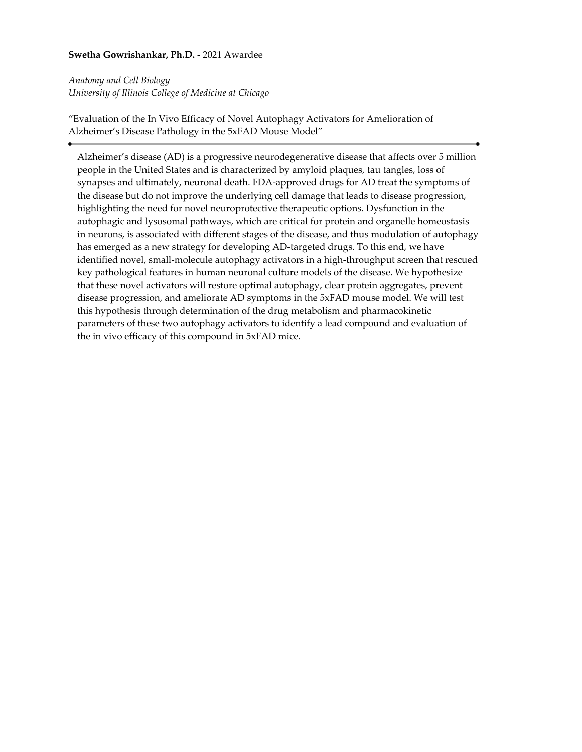**Swetha Gowrishankar, Ph.D.** - 2021 Awardee

*Anatomy and Cell Biology*
*University of Illinois College of Medicine at Chicago*

"Evaluation of the In Vivo Efficacy of Novel Autophagy Activators for Amelioration of Alzheimer's Disease Pathology in the 5xFAD Mouse Model"

---

Alzheimer's disease (AD) is a progressive neurodegenerative disease that affects over 5 million people in the United States and is characterized by amyloid plaques, tau tangles, loss of synapses and ultimately, neuronal death. FDA-approved drugs for AD treat the symptoms of the disease but do not improve the underlying cell damage that leads to disease progression, highlighting the need for novel neuroprotective therapeutic options. Dysfunction in the autophagic and lysosomal pathways, which are critical for protein and organelle homeostasis in neurons, is associated with different stages of the disease, and thus modulation of autophagy has emerged as a new strategy for developing AD-targeted drugs. To this end, we have identified novel, small-molecule autophagy activators in a high-throughput screen that rescued key pathological features in human neuronal culture models of the disease. We hypothesize that these novel activators will restore optimal autophagy, clear protein aggregates, prevent disease progression, and ameliorate AD symptoms in the 5xFAD mouse model. We will test this hypothesis through determination of the drug metabolism and pharmacokinetic parameters of these two autophagy activators to identify a lead compound and evaluation of the in vivo efficacy of this compound in 5xFAD mice.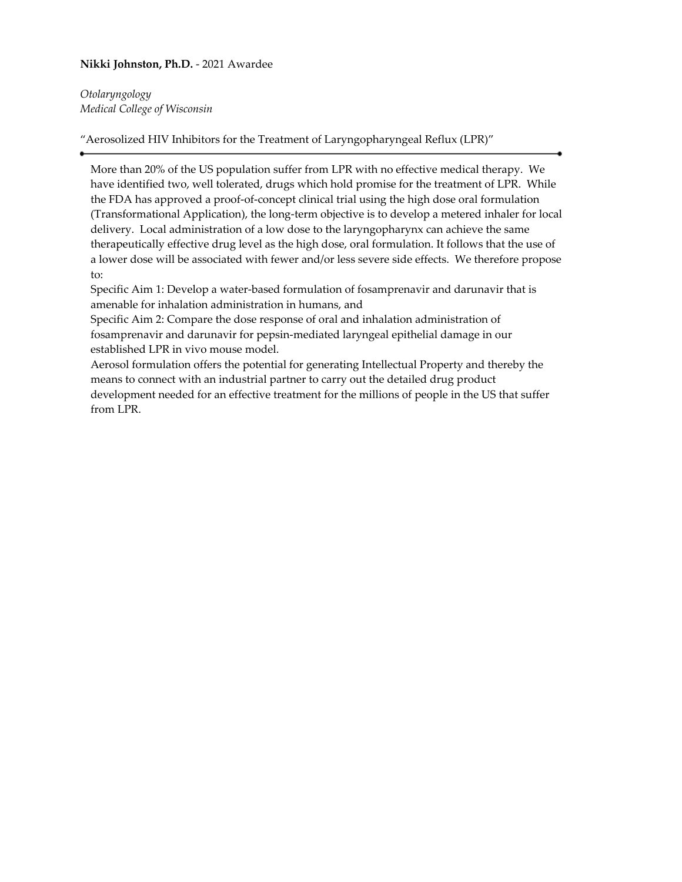**Nikki Johnston, Ph.D.** - 2021 Awardee

*Otolaryngology*
*Medical College of Wisconsin*

"Aerosolized HIV Inhibitors for the Treatment of Laryngopharyngeal Reflux (LPR)"

---

More than 20% of the US population suffer from LPR with no effective medical therapy. We have identified two, well tolerated, drugs which hold promise for the treatment of LPR. While the FDA has approved a proof-of-concept clinical trial using the high dose oral formulation (Transformational Application), the long-term objective is to develop a metered inhaler for local delivery. Local administration of a low dose to the laryngopharynx can achieve the same therapeutically effective drug level as the high dose, oral formulation. It follows that the use of a lower dose will be associated with fewer and/or less severe side effects. We therefore propose to:

Specific Aim 1: Develop a water-based formulation of fosamprenavir and darunavir that is amenable for inhalation administration in humans, and

Specific Aim 2: Compare the dose response of oral and inhalation administration of fosamprenavir and darunavir for pepsin-mediated laryngeal epithelial damage in our established LPR in vivo mouse model.

Aerosol formulation offers the potential for generating Intellectual Property and thereby the means to connect with an industrial partner to carry out the detailed drug product development needed for an effective treatment for the millions of people in the US that suffer from LPR.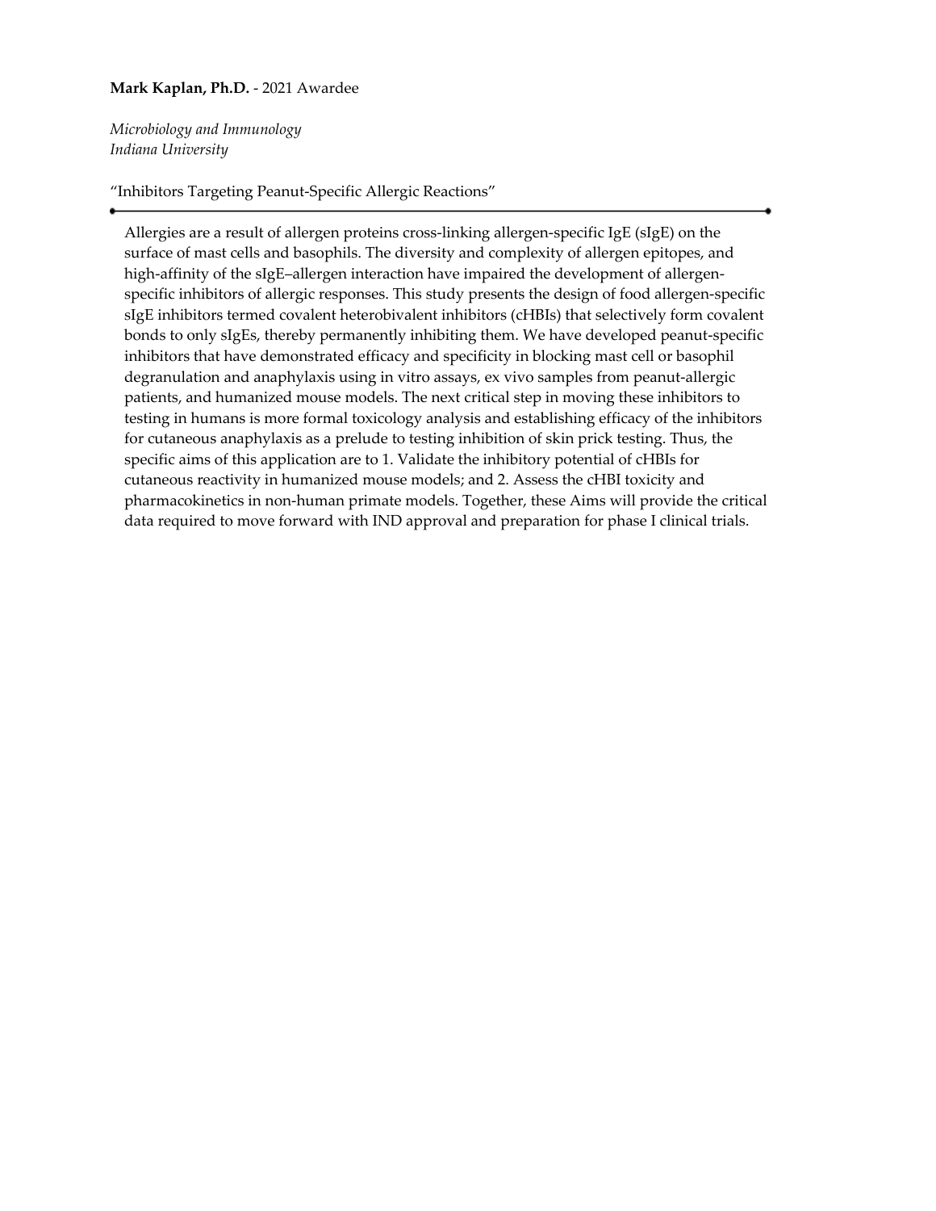**Mark Kaplan, Ph.D.** - 2021 Awardee

*Microbiology and Immunology*
*Indiana University*

"Inhibitors Targeting Peanut-Specific Allergic Reactions"

---

Allergies are a result of allergen proteins cross-linking allergen-specific IgE (sIgE) on the surface of mast cells and basophils. The diversity and complexity of allergen epitopes, and high-affinity of the sIgE–allergen interaction have impaired the development of allergen-specific inhibitors of allergic responses. This study presents the design of food allergen-specific sIgE inhibitors termed covalent heterobivalent inhibitors (cHBIs) that selectively form covalent bonds to only sIgEs, thereby permanently inhibiting them. We have developed peanut-specific inhibitors that have demonstrated efficacy and specificity in blocking mast cell or basophil degranulation and anaphylaxis using in vitro assays, ex vivo samples from peanut-allergic patients, and humanized mouse models. The next critical step in moving these inhibitors to testing in humans is more formal toxicology analysis and establishing efficacy of the inhibitors for cutaneous anaphylaxis as a prelude to testing inhibition of skin prick testing. Thus, the specific aims of this application are to 1. Validate the inhibitory potential of cHBIs for cutaneous reactivity in humanized mouse models; and 2. Assess the cHBI toxicity and pharmacokinetics in non-human primate models. Together, these Aims will provide the critical data required to move forward with IND approval and preparation for phase I clinical trials.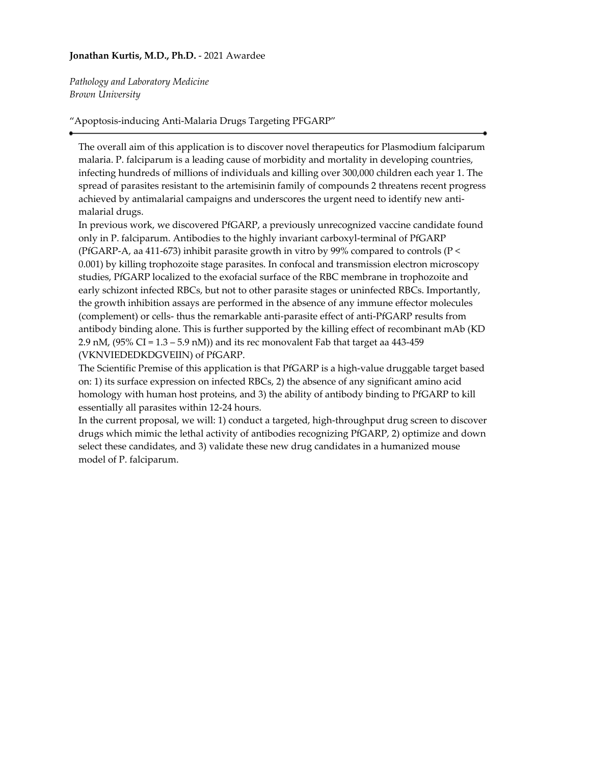**Jonathan Kurtis, M.D., Ph.D.** - 2021 Awardee

*Pathology and Laboratory Medicine*
*Brown University*

"Apoptosis-inducing Anti-Malaria Drugs Targeting PFGARP"

---

The overall aim of this application is to discover novel therapeutics for Plasmodium falciparum malaria. P. falciparum is a leading cause of morbidity and mortality in developing countries, infecting hundreds of millions of individuals and killing over 300,000 children each year 1. The spread of parasites resistant to the artemisinin family of compounds 2 threatens recent progress achieved by antimalarial campaigns and underscores the urgent need to identify new anti-malarial drugs.

In previous work, we discovered PfGARP, a previously unrecognized vaccine candidate found only in P. falciparum. Antibodies to the highly invariant carboxyl-terminal of PfGARP (PfGARP-A, aa 411-673) inhibit parasite growth in vitro by 99% compared to controls ($P < 0.001$) by killing trophozoite stage parasites. In confocal and transmission electron microscopy studies, PfGARP localized to the exofacial surface of the RBC membrane in trophozoite and early schizont infected RBCs, but not to other parasite stages or uninfected RBCs. Importantly, the growth inhibition assays are performed in the absence of any immune effector molecules (complement) or cells- thus the remarkable anti-parasite effect of anti-PfGARP results from antibody binding alone. This is further supported by the killing effect of recombinant mAb (KD 2.9 nM, (95% CI = 1.3 – 5.9 nM)) and its rec monovalent Fab that target aa 443-459 (VKNVIEDEDKDGVEIIN) of PfGARP.

The Scientific Premise of this application is that PfGARP is a high-value druggable target based on: 1) its surface expression on infected RBCs, 2) the absence of any significant amino acid homology with human host proteins, and 3) the ability of antibody binding to PfGARP to kill essentially all parasites within 12-24 hours.

In the current proposal, we will: 1) conduct a targeted, high-throughput drug screen to discover drugs which mimic the lethal activity of antibodies recognizing PfGARP, 2) optimize and down select these candidates, and 3) validate these new drug candidates in a humanized mouse model of P. falciparum.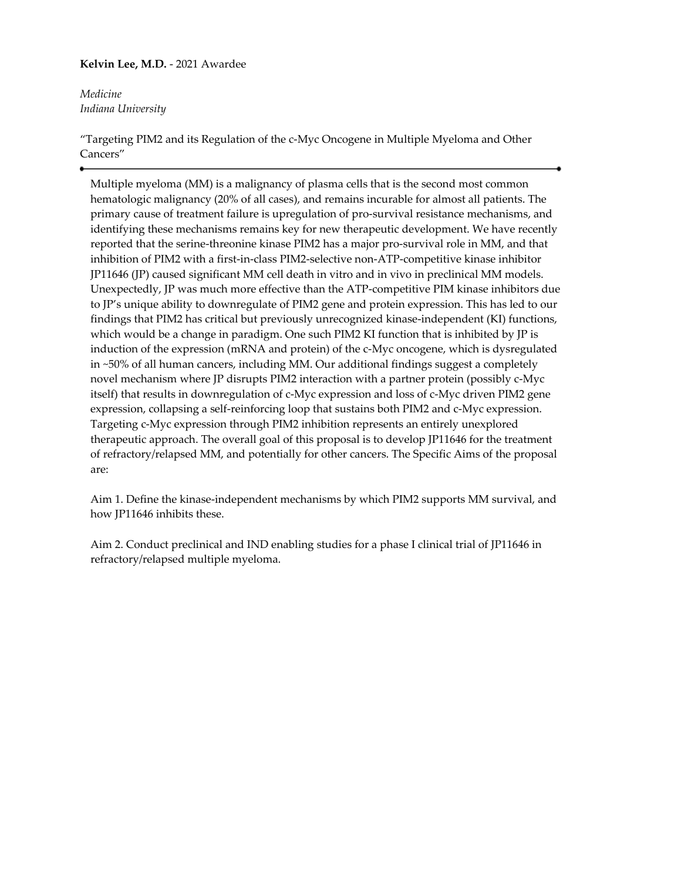**Kelvin Lee, M.D.** - 2021 Awardee

*Medicine*
*Indiana University*

"Targeting PIM2 and its Regulation of the c-Myc Oncogene in Multiple Myeloma and Other Cancers"

---

Multiple myeloma (MM) is a malignancy of plasma cells that is the second most common hematologic malignancy (20% of all cases), and remains incurable for almost all patients. The primary cause of treatment failure is upregulation of pro-survival resistance mechanisms, and identifying these mechanisms remains key for new therapeutic development. We have recently reported that the serine-threonine kinase PIM2 has a major pro-survival role in MM, and that inhibition of PIM2 with a first-in-class PIM2-selective non-ATP-competitive kinase inhibitor JP11646 (JP) caused significant MM cell death in vitro and in vivo in preclinical MM models. Unexpectedly, JP was much more effective than the ATP-competitive PIM kinase inhibitors due to JP's unique ability to downregulate of PIM2 gene and protein expression. This has led to our findings that PIM2 has critical but previously unrecognized kinase-independent (KI) functions, which would be a change in paradigm. One such PIM2 KI function that is inhibited by JP is induction of the expression (mRNA and protein) of the c-Myc oncogene, which is dysregulated in ~50% of all human cancers, including MM. Our additional findings suggest a completely novel mechanism where JP disrupts PIM2 interaction with a partner protein (possibly c-Myc itself) that results in downregulation of c-Myc expression and loss of c-Myc driven PIM2 gene expression, collapsing a self-reinforcing loop that sustains both PIM2 and c-Myc expression. Targeting c-Myc expression through PIM2 inhibition represents an entirely unexplored therapeutic approach. The overall goal of this proposal is to develop JP11646 for the treatment of refractory/relapsed MM, and potentially for other cancers. The Specific Aims of the proposal are:

Aim 1. Define the kinase-independent mechanisms by which PIM2 supports MM survival, and how JP11646 inhibits these.

Aim 2. Conduct preclinical and IND enabling studies for a phase I clinical trial of JP11646 in refractory/relapsed multiple myeloma.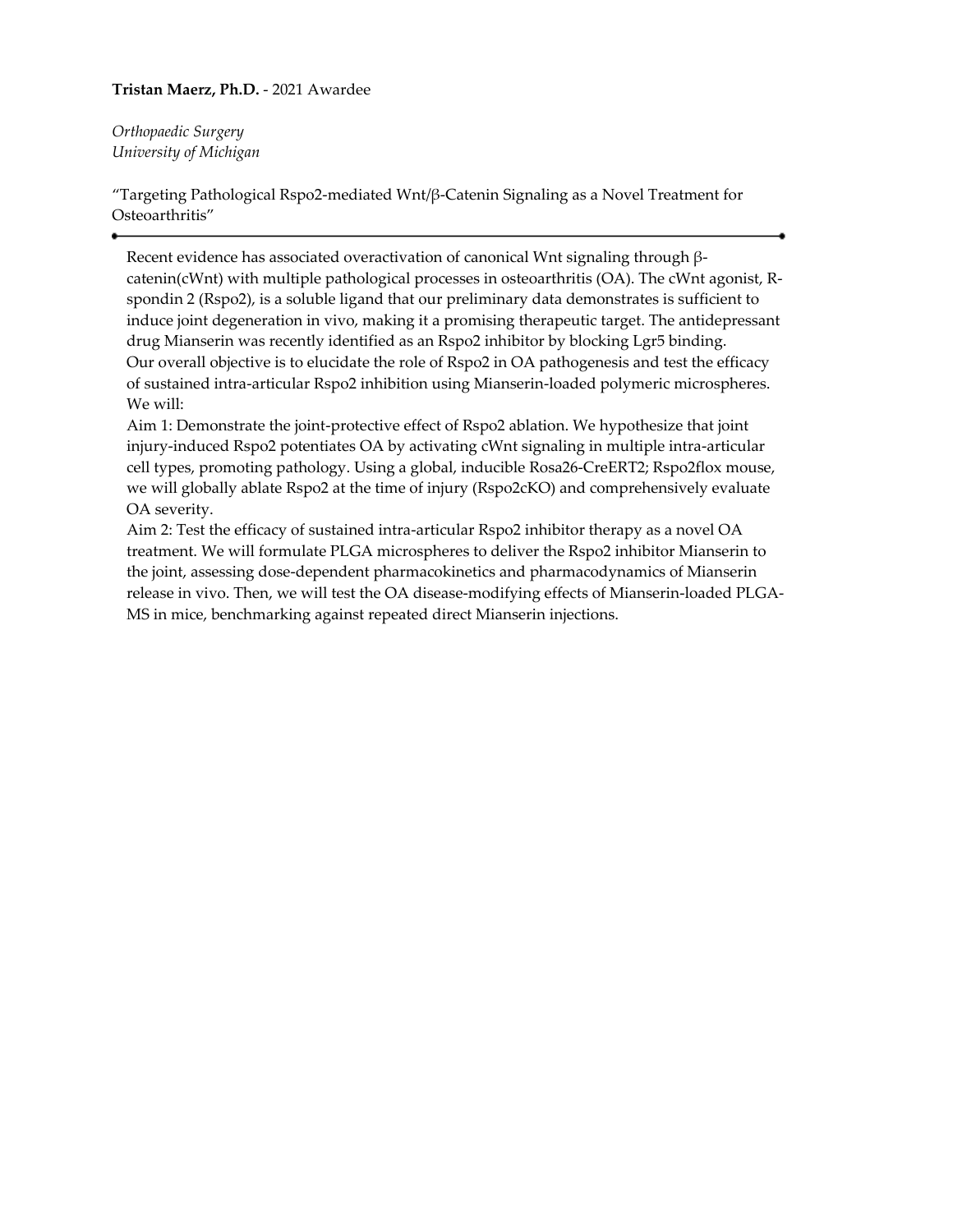**Tristan Maerz, Ph.D.** - 2021 Awardee

*Orthopaedic Surgery*
*University of Michigan*

"Targeting Pathological Rspo2-mediated Wnt/β-Catenin Signaling as a Novel Treatment for Osteoarthritis"

---

Recent evidence has associated overactivation of canonical Wnt signaling through β-catenin(cWnt) with multiple pathological processes in osteoarthritis (OA). The cWnt agonist, R-spondin 2 (Rspo2), is a soluble ligand that our preliminary data demonstrates is sufficient to induce joint degeneration in vivo, making it a promising therapeutic target. The antidepressant drug Mianserin was recently identified as an Rspo2 inhibitor by blocking Lgr5 binding.
Our overall objective is to elucidate the role of Rspo2 in OA pathogenesis and test the efficacy of sustained intra-articular Rspo2 inhibition using Mianserin-loaded polymeric microspheres.
We will:
Aim 1: Demonstrate the joint-protective effect of Rspo2 ablation. We hypothesize that joint injury-induced Rspo2 potentiates OA by activating cWnt signaling in multiple intra-articular cell types, promoting pathology. Using a global, inducible Rosa26-CreERT2; Rspo2flox mouse, we will globally ablate Rspo2 at the time of injury (Rspo2cKO) and comprehensively evaluate OA severity.
Aim 2: Test the efficacy of sustained intra-articular Rspo2 inhibitor therapy as a novel OA treatment. We will formulate PLGA microspheres to deliver the Rspo2 inhibitor Mianserin to the joint, assessing dose-dependent pharmacokinetics and pharmacodynamics of Mianserin release in vivo. Then, we will test the OA disease-modifying effects of Mianserin-loaded PLGA-MS in mice, benchmarking against repeated direct Mianserin injections.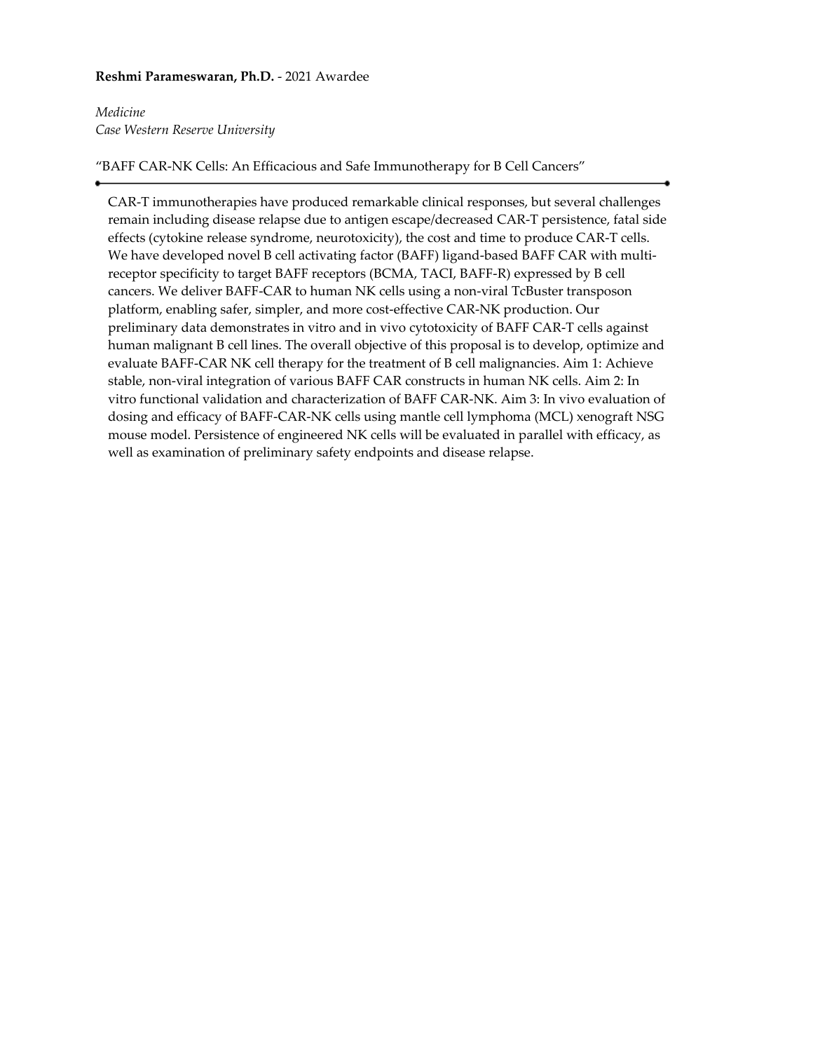**Reshmi Parameswaran, Ph.D.** - 2021 Awardee

*Medicine*
*Case Western Reserve University*

"BAFF CAR-NK Cells: An Efficacious and Safe Immunotherapy for B Cell Cancers"

---

CAR-T immunotherapies have produced remarkable clinical responses, but several challenges remain including disease relapse due to antigen escape/decreased CAR-T persistence, fatal side effects (cytokine release syndrome, neurotoxicity), the cost and time to produce CAR-T cells. We have developed novel B cell activating factor (BAFF) ligand-based BAFF CAR with multi-receptor specificity to target BAFF receptors (BCMA, TACI, BAFF-R) expressed by B cell cancers. We deliver BAFF-CAR to human NK cells using a non-viral TcBuster transposon platform, enabling safer, simpler, and more cost-effective CAR-NK production. Our preliminary data demonstrates in vitro and in vivo cytotoxicity of BAFF CAR-T cells against human malignant B cell lines. The overall objective of this proposal is to develop, optimize and evaluate BAFF-CAR NK cell therapy for the treatment of B cell malignancies. Aim 1: Achieve stable, non-viral integration of various BAFF CAR constructs in human NK cells. Aim 2: In vitro functional validation and characterization of BAFF CAR-NK. Aim 3: In vivo evaluation of dosing and efficacy of BAFF-CAR-NK cells using mantle cell lymphoma (MCL) xenograft NSG mouse model. Persistence of engineered NK cells will be evaluated in parallel with efficacy, as well as examination of preliminary safety endpoints and disease relapse.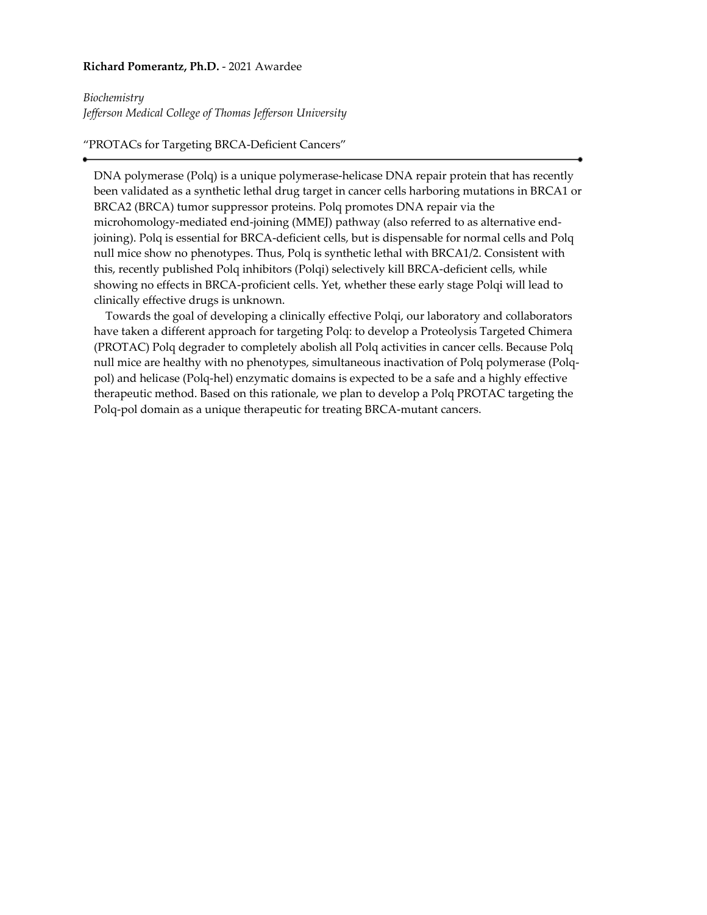**Richard Pomerantz, Ph.D.** - 2021 Awardee

*Biochemistry*
*Jefferson Medical College of Thomas Jefferson University*

"PROTACs for Targeting BRCA-Deficient Cancers"

---

DNA polymerase (Polq) is a unique polymerase-helicase DNA repair protein that has recently been validated as a synthetic lethal drug target in cancer cells harboring mutations in BRCA1 or BRCA2 (BRCA) tumor suppressor proteins. Polq promotes DNA repair via the microhomology-mediated end-joining (MMEJ) pathway (also referred to as alternative end-joining). Polq is essential for BRCA-deficient cells, but is dispensable for normal cells and Polq null mice show no phenotypes. Thus, Polq is synthetic lethal with BRCA1/2. Consistent with this, recently published Polq inhibitors (Polqi) selectively kill BRCA-deficient cells, while showing no effects in BRCA-proficient cells. Yet, whether these early stage Polqi will lead to clinically effective drugs is unknown.

Towards the goal of developing a clinically effective Polqi, our laboratory and collaborators have taken a different approach for targeting Polq: to develop a Proteolysis Targeted Chimera (PROTAC) Polq degrader to completely abolish all Polq activities in cancer cells. Because Polq null mice are healthy with no phenotypes, simultaneous inactivation of Polq polymerase (Polq-pol) and helicase (Polq-hel) enzymatic domains is expected to be a safe and a highly effective therapeutic method. Based on this rationale, we plan to develop a Polq PROTAC targeting the Polq-pol domain as a unique therapeutic for treating BRCA-mutant cancers.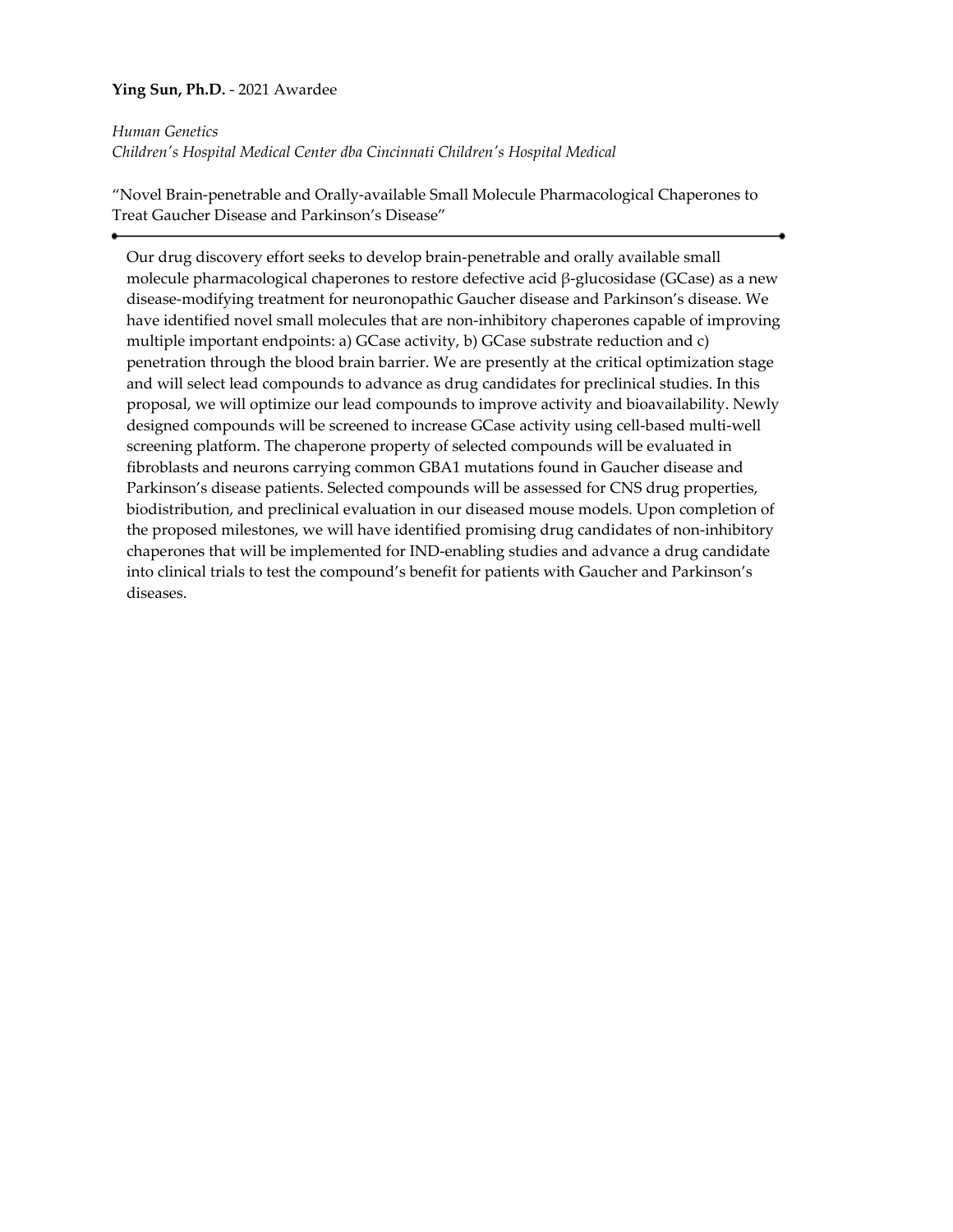**Ying Sun, Ph.D.** - 2021 Awardee

*Human Genetics*
*Children's Hospital Medical Center dba Cincinnati Children's Hospital Medical*

"Novel Brain-penetrable and Orally-available Small Molecule Pharmacological Chaperones to Treat Gaucher Disease and Parkinson's Disease"

---

Our drug discovery effort seeks to develop brain-penetrable and orally available small molecule pharmacological chaperones to restore defective acid β-glucosidase (GCase) as a new disease-modifying treatment for neuronopathic Gaucher disease and Parkinson's disease. We have identified novel small molecules that are non-inhibitory chaperones capable of improving multiple important endpoints: a) GCase activity, b) GCase substrate reduction and c) penetration through the blood brain barrier. We are presently at the critical optimization stage and will select lead compounds to advance as drug candidates for preclinical studies. In this proposal, we will optimize our lead compounds to improve activity and bioavailability. Newly designed compounds will be screened to increase GCase activity using cell-based multi-well screening platform. The chaperone property of selected compounds will be evaluated in fibroblasts and neurons carrying common GBA1 mutations found in Gaucher disease and Parkinson's disease patients. Selected compounds will be assessed for CNS drug properties, biodistribution, and preclinical evaluation in our diseased mouse models. Upon completion of the proposed milestones, we will have identified promising drug candidates of non-inhibitory chaperones that will be implemented for IND-enabling studies and advance a drug candidate into clinical trials to test the compound's benefit for patients with Gaucher and Parkinson's diseases.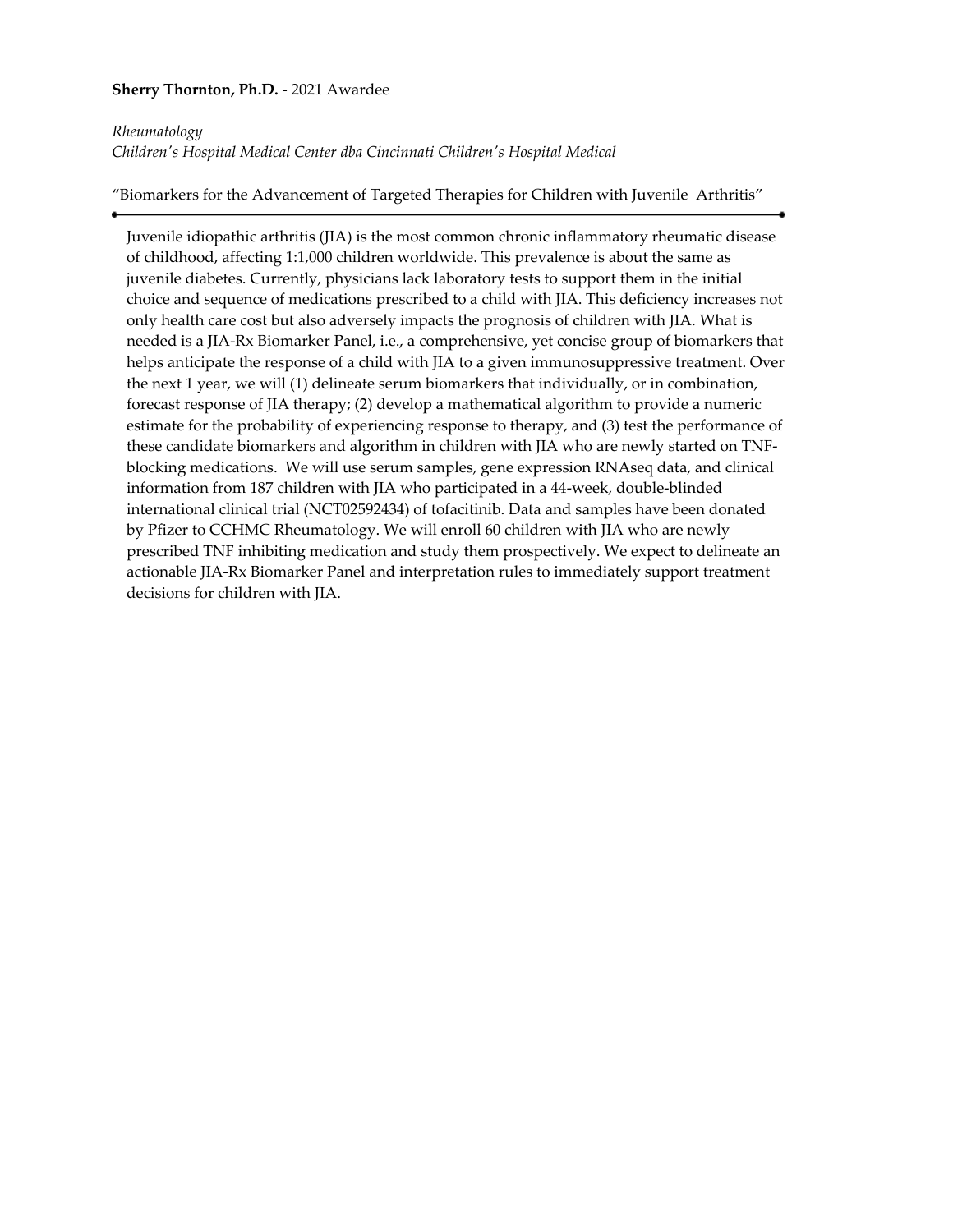**Sherry Thornton, Ph.D.** - 2021 Awardee

*Rheumatology*
*Children's Hospital Medical Center dba Cincinnati Children's Hospital Medical*

"Biomarkers for the Advancement of Targeted Therapies for Children with Juvenile Arthritis"

---

Juvenile idiopathic arthritis (JIA) is the most common chronic inflammatory rheumatic disease of childhood, affecting 1:1,000 children worldwide. This prevalence is about the same as juvenile diabetes. Currently, physicians lack laboratory tests to support them in the initial choice and sequence of medications prescribed to a child with JIA. This deficiency increases not only health care cost but also adversely impacts the prognosis of children with JIA. What is needed is a JIA-Rx Biomarker Panel, i.e., a comprehensive, yet concise group of biomarkers that helps anticipate the response of a child with JIA to a given immunosuppressive treatment. Over the next 1 year, we will (1) delineate serum biomarkers that individually, or in combination, forecast response of JIA therapy; (2) develop a mathematical algorithm to provide a numeric estimate for the probability of experiencing response to therapy, and (3) test the performance of these candidate biomarkers and algorithm in children with JIA who are newly started on TNF-blocking medications. We will use serum samples, gene expression RNAseq data, and clinical information from 187 children with JIA who participated in a 44-week, double-blinded international clinical trial (NCT02592434) of tofacitinib. Data and samples have been donated by Pfizer to CCHMC Rheumatology. We will enroll 60 children with JIA who are newly prescribed TNF inhibiting medication and study them prospectively. We expect to delineate an actionable JIA-Rx Biomarker Panel and interpretation rules to immediately support treatment decisions for children with JIA.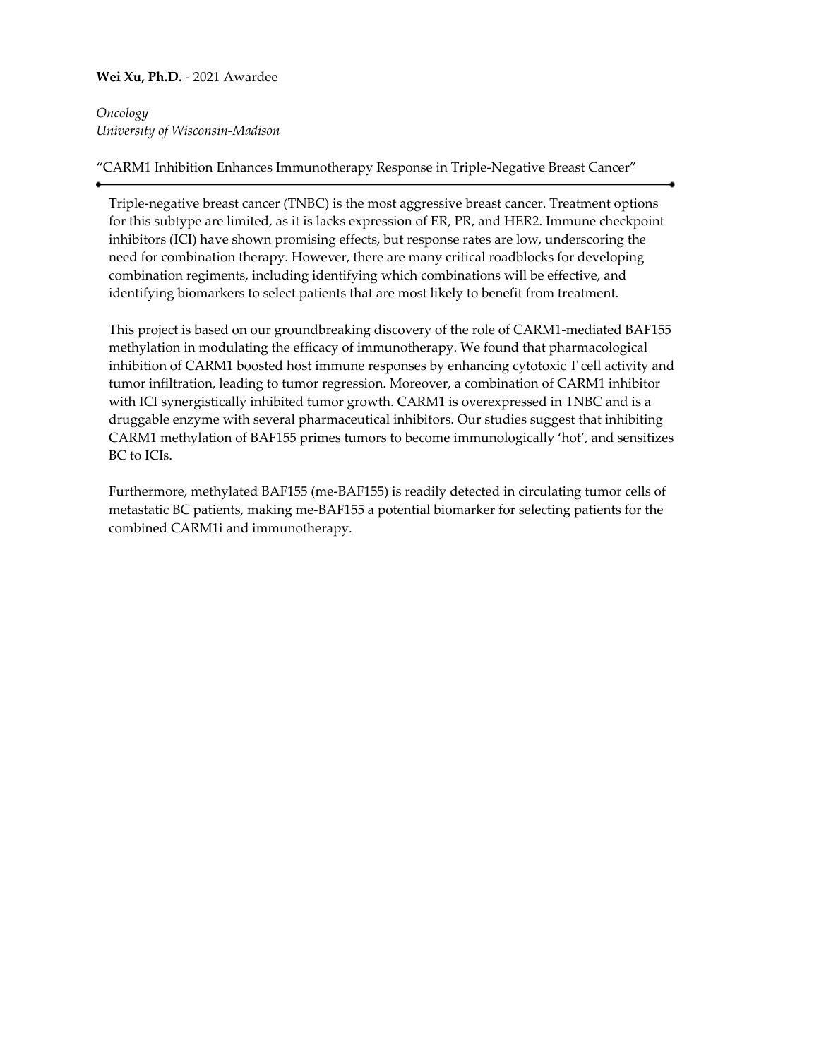**Wei Xu, Ph.D.** - 2021 Awardee

*Oncology*
*University of Wisconsin-Madison*

"CARM1 Inhibition Enhances Immunotherapy Response in Triple-Negative Breast Cancer"

---

Triple-negative breast cancer (TNBC) is the most aggressive breast cancer. Treatment options for this subtype are limited, as it is lacks expression of ER, PR, and HER2. Immune checkpoint inhibitors (ICI) have shown promising effects, but response rates are low, underscoring the need for combination therapy. However, there are many critical roadblocks for developing combination regiments, including identifying which combinations will be effective, and identifying biomarkers to select patients that are most likely to benefit from treatment.

This project is based on our groundbreaking discovery of the role of CARM1-mediated BAF155 methylation in modulating the efficacy of immunotherapy. We found that pharmacological inhibition of CARM1 boosted host immune responses by enhancing cytotoxic T cell activity and tumor infiltration, leading to tumor regression. Moreover, a combination of CARM1 inhibitor with ICI synergistically inhibited tumor growth. CARM1 is overexpressed in TNBC and is a druggable enzyme with several pharmaceutical inhibitors. Our studies suggest that inhibiting CARM1 methylation of BAF155 primes tumors to become immunologically 'hot', and sensitizes BC to ICIs.

Furthermore, methylated BAF155 (me-BAF155) is readily detected in circulating tumor cells of metastatic BC patients, making me-BAF155 a potential biomarker for selecting patients for the combined CARM1i and immunotherapy.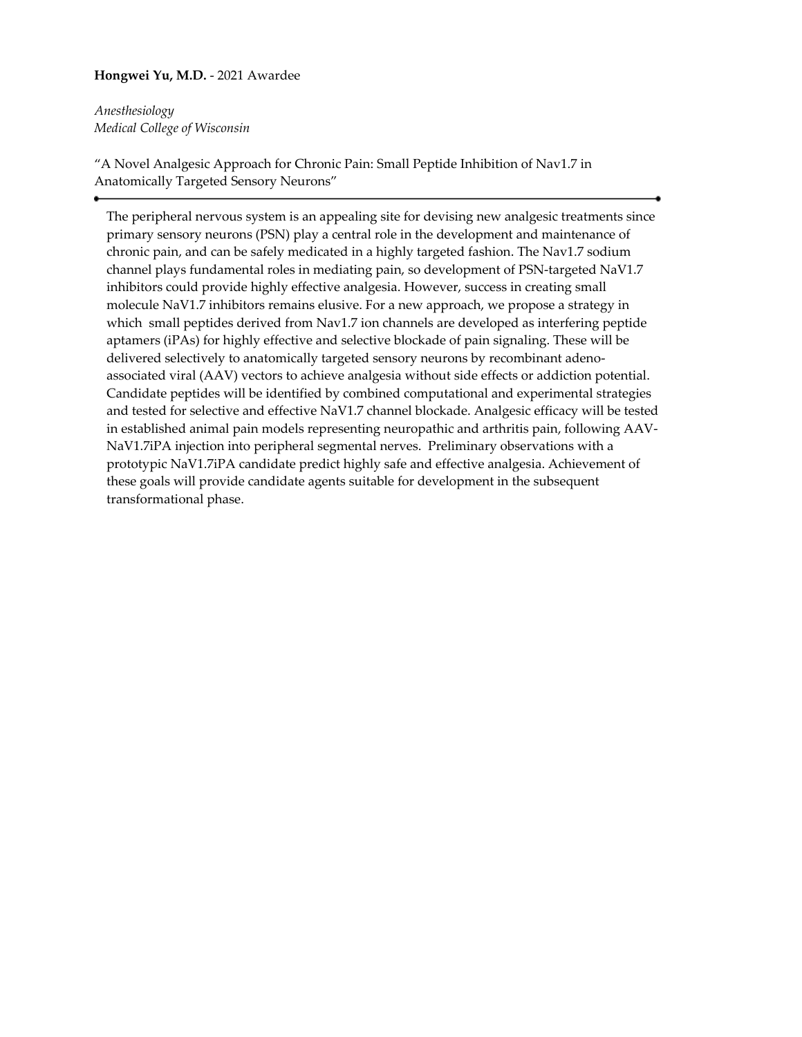**Hongwei Yu, M.D.** - 2021 Awardee

*Anesthesiology*
*Medical College of Wisconsin*

"A Novel Analgesic Approach for Chronic Pain: Small Peptide Inhibition of Nav1.7 in Anatomically Targeted Sensory Neurons"

---

The peripheral nervous system is an appealing site for devising new analgesic treatments since primary sensory neurons (PSN) play a central role in the development and maintenance of chronic pain, and can be safely medicated in a highly targeted fashion. The Nav1.7 sodium channel plays fundamental roles in mediating pain, so development of PSN-targeted NaV1.7 inhibitors could provide highly effective analgesia. However, success in creating small molecule NaV1.7 inhibitors remains elusive. For a new approach, we propose a strategy in which small peptides derived from Nav1.7 ion channels are developed as interfering peptide aptamers (iPAs) for highly effective and selective blockade of pain signaling. These will be delivered selectively to anatomically targeted sensory neurons by recombinant adeno-associated viral (AAV) vectors to achieve analgesia without side effects or addiction potential. Candidate peptides will be identified by combined computational and experimental strategies and tested for selective and effective NaV1.7 channel blockade. Analgesic efficacy will be tested in established animal pain models representing neuropathic and arthritis pain, following AAV-NaV1.7iPA injection into peripheral segmental nerves. Preliminary observations with a prototypic NaV1.7iPA candidate predict highly safe and effective analgesia. Achievement of these goals will provide candidate agents suitable for development in the subsequent transformational phase.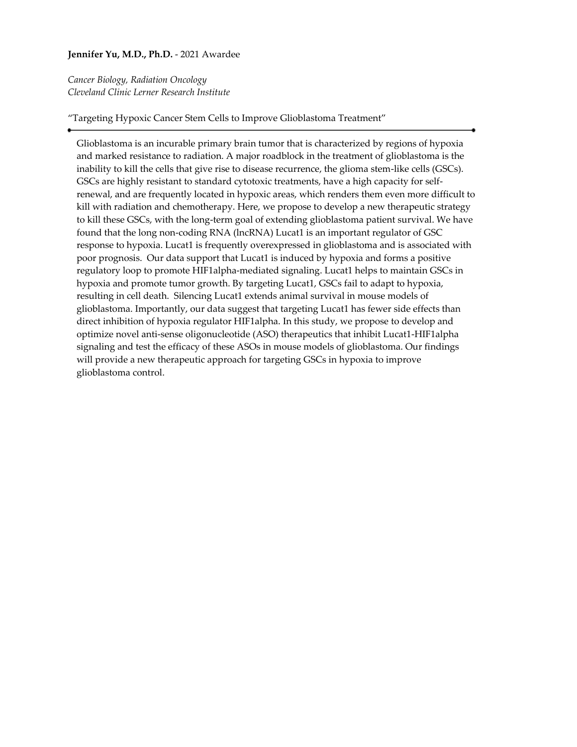**Jennifer Yu, M.D., Ph.D.** - 2021 Awardee

*Cancer Biology, Radiation Oncology*
*Cleveland Clinic Lerner Research Institute*

"Targeting Hypoxic Cancer Stem Cells to Improve Glioblastoma Treatment"

---

Glioblastoma is an incurable primary brain tumor that is characterized by regions of hypoxia and marked resistance to radiation. A major roadblock in the treatment of glioblastoma is the inability to kill the cells that give rise to disease recurrence, the glioma stem-like cells (GSCs). GSCs are highly resistant to standard cytotoxic treatments, have a high capacity for self-renewal, and are frequently located in hypoxic areas, which renders them even more difficult to kill with radiation and chemotherapy. Here, we propose to develop a new therapeutic strategy to kill these GSCs, with the long-term goal of extending glioblastoma patient survival. We have found that the long non-coding RNA (lncRNA) Lucat1 is an important regulator of GSC response to hypoxia. Lucat1 is frequently overexpressed in glioblastoma and is associated with poor prognosis. Our data support that Lucat1 is induced by hypoxia and forms a positive regulatory loop to promote HIF1alpha-mediated signaling. Lucat1 helps to maintain GSCs in hypoxia and promote tumor growth. By targeting Lucat1, GSCs fail to adapt to hypoxia, resulting in cell death. Silencing Lucat1 extends animal survival in mouse models of glioblastoma. Importantly, our data suggest that targeting Lucat1 has fewer side effects than direct inhibition of hypoxia regulator HIF1alpha. In this study, we propose to develop and optimize novel anti-sense oligonucleotide (ASO) therapeutics that inhibit Lucat1-HIF1alpha signaling and test the efficacy of these ASOs in mouse models of glioblastoma. Our findings will provide a new therapeutic approach for targeting GSCs in hypoxia to improve glioblastoma control.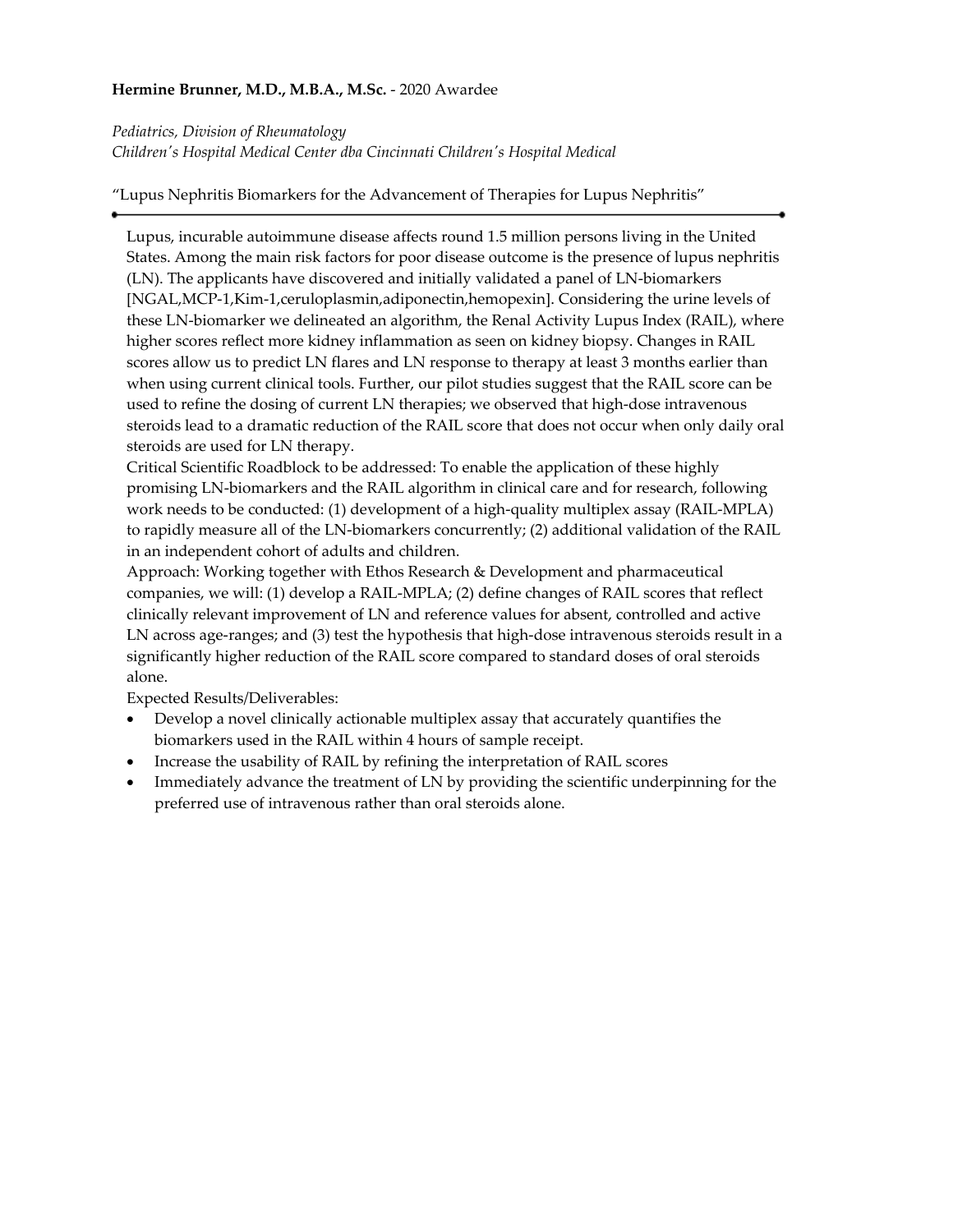**Hermine Brunner, M.D., M.B.A., M.Sc.** - 2020 Awardee

*Pediatrics, Division of Rheumatology*
*Children's Hospital Medical Center dba Cincinnati Children's Hospital Medical*

"Lupus Nephritis Biomarkers for the Advancement of Therapies for Lupus Nephritis"

---

Lupus, incurable autoimmune disease affects round 1.5 million persons living in the United States. Among the main risk factors for poor disease outcome is the presence of lupus nephritis (LN). The applicants have discovered and initially validated a panel of LN-biomarkers [NGAL,MCP-1,Kim-1,ceruloplasmin,adiponectin,hemopexin]. Considering the urine levels of these LN-biomarker we delineated an algorithm, the Renal Activity Lupus Index (RAIL), where higher scores reflect more kidney inflammation as seen on kidney biopsy. Changes in RAIL scores allow us to predict LN flares and LN response to therapy at least 3 months earlier than when using current clinical tools. Further, our pilot studies suggest that the RAIL score can be used to refine the dosing of current LN therapies; we observed that high-dose intravenous steroids lead to a dramatic reduction of the RAIL score that does not occur when only daily oral steroids are used for LN therapy.

Critical Scientific Roadblock to be addressed: To enable the application of these highly promising LN-biomarkers and the RAIL algorithm in clinical care and for research, following work needs to be conducted: (1) development of a high-quality multiplex assay (RAIL-MPLA) to rapidly measure all of the LN-biomarkers concurrently; (2) additional validation of the RAIL in an independent cohort of adults and children.

Approach: Working together with Ethos Research & Development and pharmaceutical companies, we will: (1) develop a RAIL-MPLA; (2) define changes of RAIL scores that reflect clinically relevant improvement of LN and reference values for absent, controlled and active LN across age-ranges; and (3) test the hypothesis that high-dose intravenous steroids result in a significantly higher reduction of the RAIL score compared to standard doses of oral steroids alone.

Expected Results/Deliverables:

- Develop a novel clinically actionable multiplex assay that accurately quantifies the biomarkers used in the RAIL within 4 hours of sample receipt.
- Increase the usability of RAIL by refining the interpretation of RAIL scores
- Immediately advance the treatment of LN by providing the scientific underpinning for the preferred use of intravenous rather than oral steroids alone.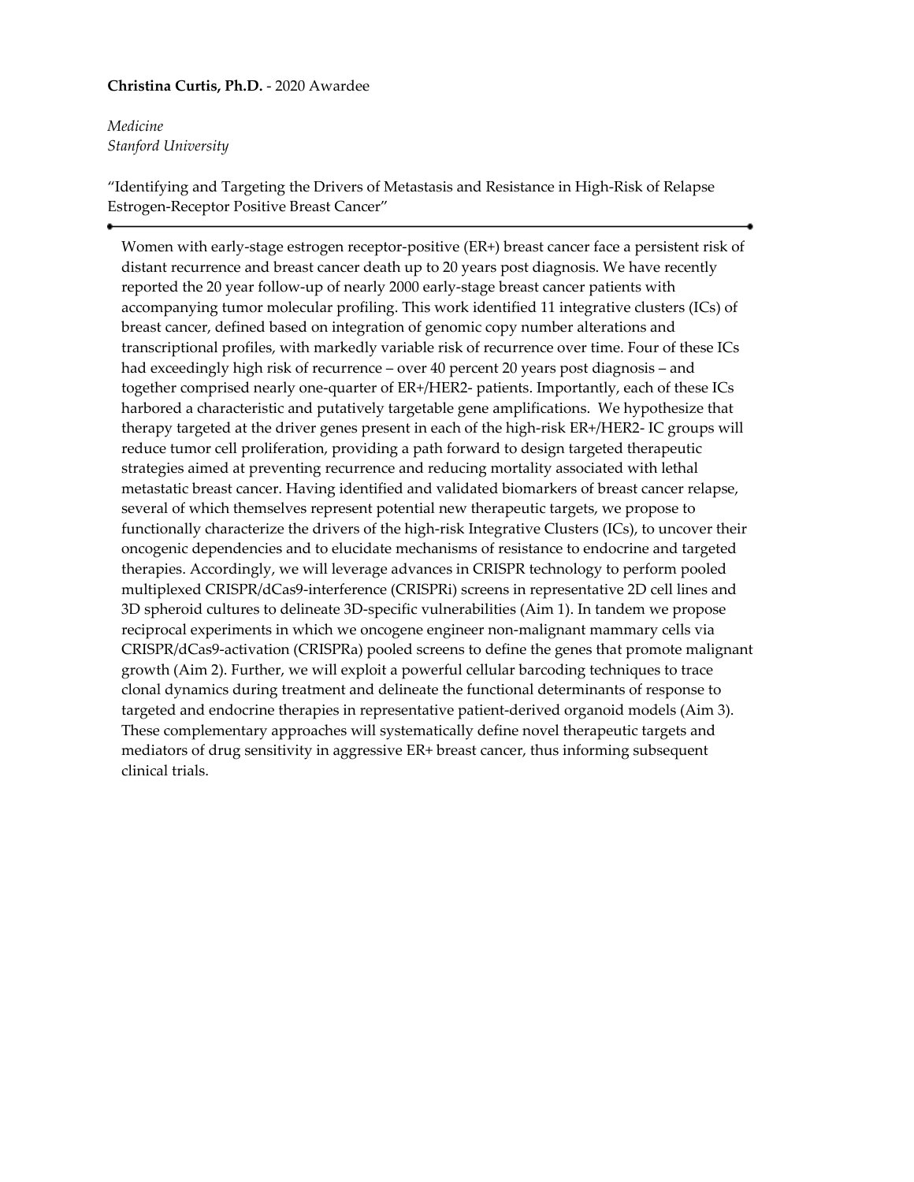**Christina Curtis, Ph.D.** - 2020 Awardee

*Medicine*
*Stanford University*

"Identifying and Targeting the Drivers of Metastasis and Resistance in High-Risk of Relapse Estrogen-Receptor Positive Breast Cancer"

---

Women with early-stage estrogen receptor-positive (ER+) breast cancer face a persistent risk of distant recurrence and breast cancer death up to 20 years post diagnosis. We have recently reported the 20 year follow-up of nearly 2000 early-stage breast cancer patients with accompanying tumor molecular profiling. This work identified 11 integrative clusters (ICs) of breast cancer, defined based on integration of genomic copy number alterations and transcriptional profiles, with markedly variable risk of recurrence over time. Four of these ICs had exceedingly high risk of recurrence – over 40 percent 20 years post diagnosis – and together comprised nearly one-quarter of ER+/HER2- patients. Importantly, each of these ICs harbored a characteristic and putatively targetable gene amplifications. We hypothesize that therapy targeted at the driver genes present in each of the high-risk ER+/HER2- IC groups will reduce tumor cell proliferation, providing a path forward to design targeted therapeutic strategies aimed at preventing recurrence and reducing mortality associated with lethal metastatic breast cancer. Having identified and validated biomarkers of breast cancer relapse, several of which themselves represent potential new therapeutic targets, we propose to functionally characterize the drivers of the high-risk Integrative Clusters (ICs), to uncover their oncogenic dependencies and to elucidate mechanisms of resistance to endocrine and targeted therapies. Accordingly, we will leverage advances in CRISPR technology to perform pooled multiplexed CRISPR/dCas9-interference (CRISPRi) screens in representative 2D cell lines and 3D spheroid cultures to delineate 3D-specific vulnerabilities (Aim 1). In tandem we propose reciprocal experiments in which we oncogene engineer non-malignant mammary cells via CRISPR/dCas9-activation (CRISPRa) pooled screens to define the genes that promote malignant growth (Aim 2). Further, we will exploit a powerful cellular barcoding techniques to trace clonal dynamics during treatment and delineate the functional determinants of response to targeted and endocrine therapies in representative patient-derived organoid models (Aim 3). These complementary approaches will systematically define novel therapeutic targets and mediators of drug sensitivity in aggressive ER+ breast cancer, thus informing subsequent clinical trials.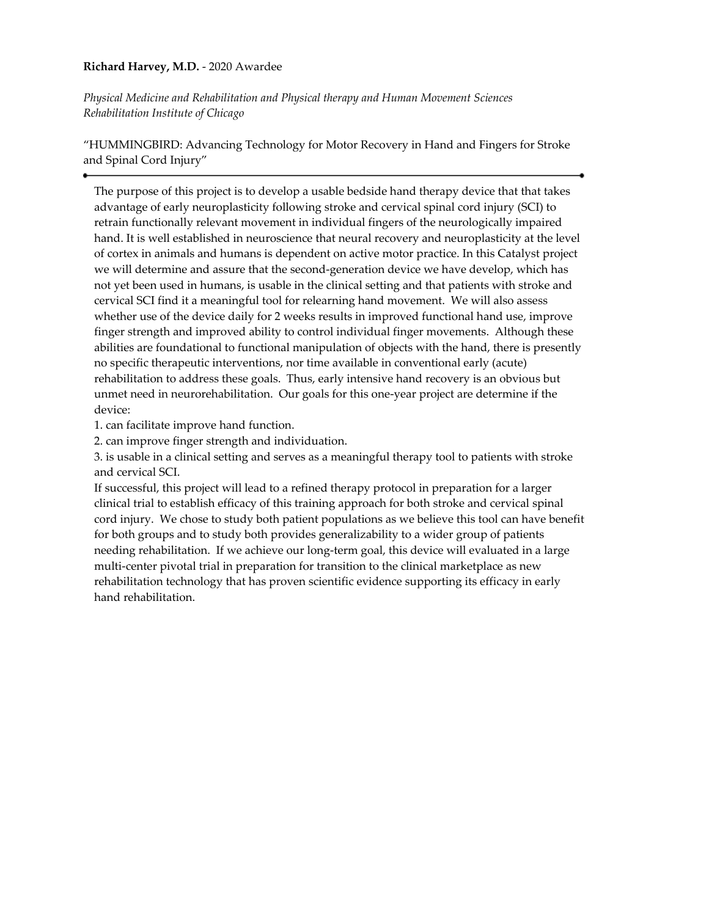**Richard Harvey, M.D.** - 2020 Awardee

*Physical Medicine and Rehabilitation and Physical therapy and Human Movement Sciences*
*Rehabilitation Institute of Chicago*

"HUMMINGBIRD: Advancing Technology for Motor Recovery in Hand and Fingers for Stroke and Spinal Cord Injury"

---

The purpose of this project is to develop a usable bedside hand therapy device that that takes advantage of early neuroplasticity following stroke and cervical spinal cord injury (SCI) to retrain functionally relevant movement in individual fingers of the neurologically impaired hand. It is well established in neuroscience that neural recovery and neuroplasticity at the level of cortex in animals and humans is dependent on active motor practice. In this Catalyst project we will determine and assure that the second-generation device we have develop, which has not yet been used in humans, is usable in the clinical setting and that patients with stroke and cervical SCI find it a meaningful tool for relearning hand movement. We will also assess whether use of the device daily for 2 weeks results in improved functional hand use, improve finger strength and improved ability to control individual finger movements. Although these abilities are foundational to functional manipulation of objects with the hand, there is presently no specific therapeutic interventions, nor time available in conventional early (acute) rehabilitation to address these goals. Thus, early intensive hand recovery is an obvious but unmet need in neurorehabilitation. Our goals for this one-year project are determine if the device:

1. can facilitate improve hand function.
2. can improve finger strength and individuation.
3. is usable in a clinical setting and serves as a meaningful therapy tool to patients with stroke and cervical SCI.

If successful, this project will lead to a refined therapy protocol in preparation for a larger clinical trial to establish efficacy of this training approach for both stroke and cervical spinal cord injury. We chose to study both patient populations as we believe this tool can have benefit for both groups and to study both provides generalizability to a wider group of patients needing rehabilitation. If we achieve our long-term goal, this device will evaluated in a large multi-center pivotal trial in preparation for transition to the clinical marketplace as new rehabilitation technology that has proven scientific evidence supporting its efficacy in early hand rehabilitation.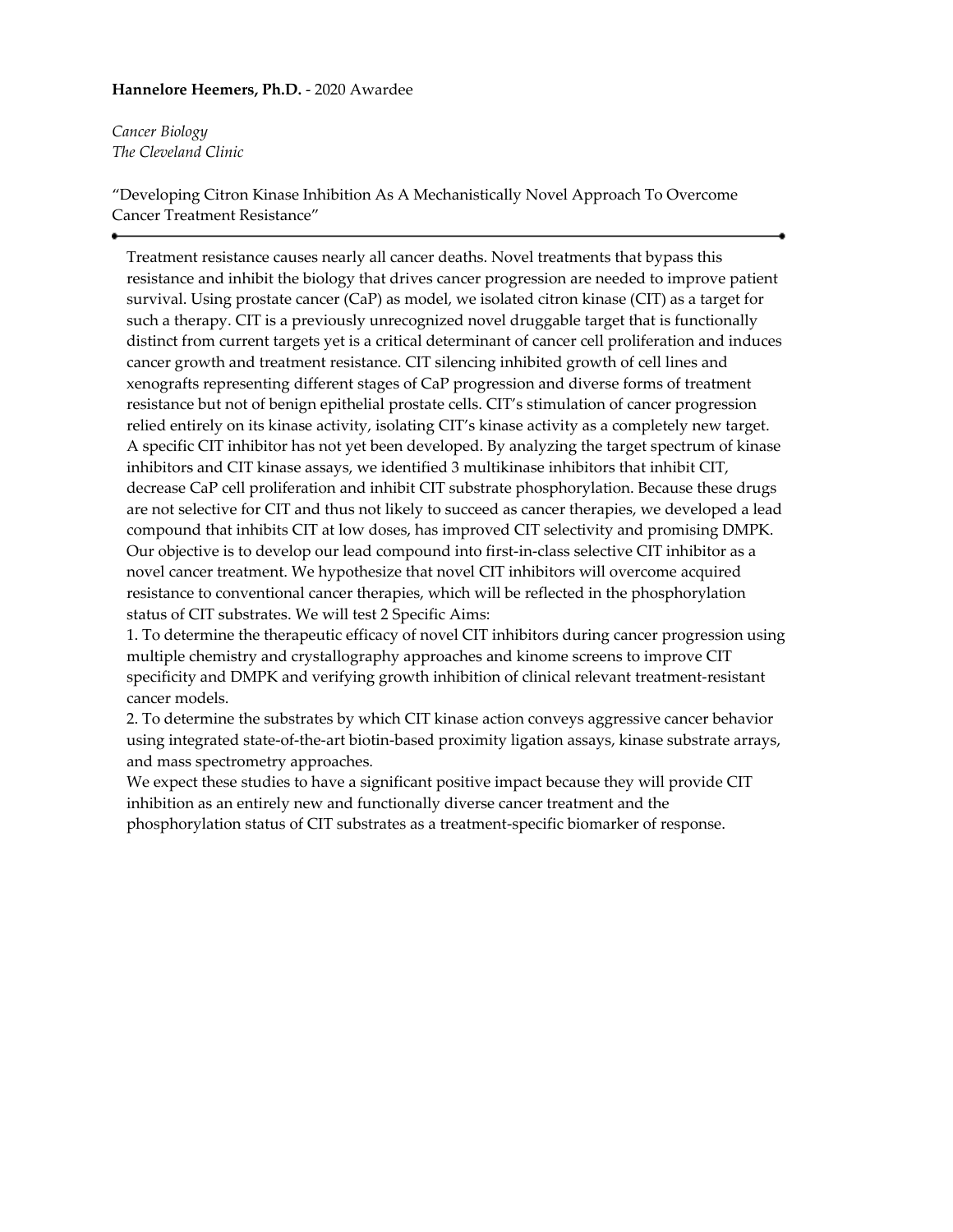**Hannelore Heemers, Ph.D.** - 2020 Awardee

*Cancer Biology*
*The Cleveland Clinic*

"Developing Citron Kinase Inhibition As A Mechanistically Novel Approach To Overcome Cancer Treatment Resistance"

---

Treatment resistance causes nearly all cancer deaths. Novel treatments that bypass this resistance and inhibit the biology that drives cancer progression are needed to improve patient survival. Using prostate cancer (CaP) as model, we isolated citron kinase (CIT) as a target for such a therapy. CIT is a previously unrecognized novel druggable target that is functionally distinct from current targets yet is a critical determinant of cancer cell proliferation and induces cancer growth and treatment resistance. CIT silencing inhibited growth of cell lines and xenografts representing different stages of CaP progression and diverse forms of treatment resistance but not of benign epithelial prostate cells. CIT's stimulation of cancer progression relied entirely on its kinase activity, isolating CIT's kinase activity as a completely new target. A specific CIT inhibitor has not yet been developed. By analyzing the target spectrum of kinase inhibitors and CIT kinase assays, we identified 3 multikinase inhibitors that inhibit CIT, decrease CaP cell proliferation and inhibit CIT substrate phosphorylation. Because these drugs are not selective for CIT and thus not likely to succeed as cancer therapies, we developed a lead compound that inhibits CIT at low doses, has improved CIT selectivity and promising DMPK. Our objective is to develop our lead compound into first-in-class selective CIT inhibitor as a novel cancer treatment. We hypothesize that novel CIT inhibitors will overcome acquired resistance to conventional cancer therapies, which will be reflected in the phosphorylation status of CIT substrates. We will test 2 Specific Aims:

1. To determine the therapeutic efficacy of novel CIT inhibitors during cancer progression using multiple chemistry and crystallography approaches and kinome screens to improve CIT specificity and DMPK and verifying growth inhibition of clinical relevant treatment-resistant cancer models.
2. To determine the substrates by which CIT kinase action conveys aggressive cancer behavior using integrated state-of-the-art biotin-based proximity ligation assays, kinase substrate arrays, and mass spectrometry approaches.

We expect these studies to have a significant positive impact because they will provide CIT inhibition as an entirely new and functionally diverse cancer treatment and the phosphorylation status of CIT substrates as a treatment-specific biomarker of response.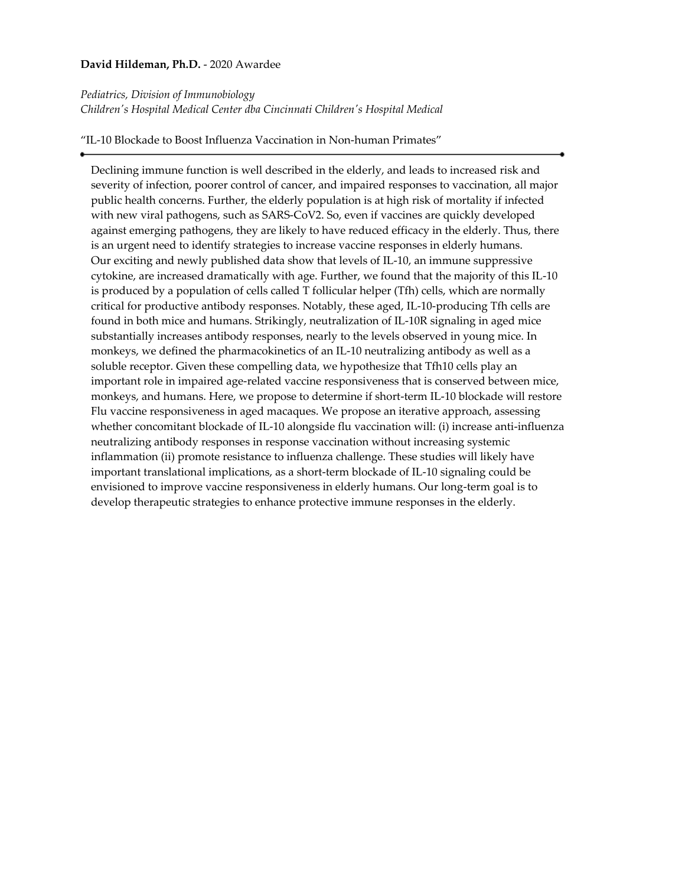**David Hildeman, Ph.D.** - 2020 Awardee

*Pediatrics, Division of Immunobiology*
*Children's Hospital Medical Center dba Cincinnati Children's Hospital Medical*

"IL-10 Blockade to Boost Influenza Vaccination in Non-human Primates"

---

Declining immune function is well described in the elderly, and leads to increased risk and severity of infection, poorer control of cancer, and impaired responses to vaccination, all major public health concerns. Further, the elderly population is at high risk of mortality if infected with new viral pathogens, such as SARS-CoV2. So, even if vaccines are quickly developed against emerging pathogens, they are likely to have reduced efficacy in the elderly. Thus, there is an urgent need to identify strategies to increase vaccine responses in elderly humans.
Our exciting and newly published data show that levels of IL-10, an immune suppressive cytokine, are increased dramatically with age. Further, we found that the majority of this IL-10 is produced by a population of cells called T follicular helper (Tfh) cells, which are normally critical for productive antibody responses. Notably, these aged, IL-10-producing Tfh cells are found in both mice and humans. Strikingly, neutralization of IL-10R signaling in aged mice substantially increases antibody responses, nearly to the levels observed in young mice. In monkeys, we defined the pharmacokinetics of an IL-10 neutralizing antibody as well as a soluble receptor. Given these compelling data, we hypothesize that Tfh10 cells play an important role in impaired age-related vaccine responsiveness that is conserved between mice, monkeys, and humans. Here, we propose to determine if short-term IL-10 blockade will restore Flu vaccine responsiveness in aged macaques. We propose an iterative approach, assessing whether concomitant blockade of IL-10 alongside flu vaccination will: (i) increase anti-influenza neutralizing antibody responses in response vaccination without increasing systemic inflammation (ii) promote resistance to influenza challenge. These studies will likely have important translational implications, as a short-term blockade of IL-10 signaling could be envisioned to improve vaccine responsiveness in elderly humans. Our long-term goal is to develop therapeutic strategies to enhance protective immune responses in the elderly.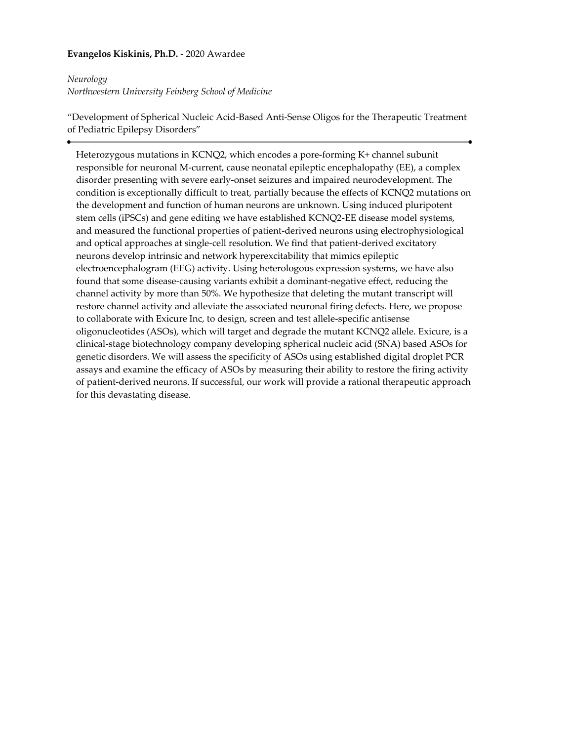**Evangelos Kiskinis, Ph.D.** - 2020 Awardee

*Neurology*
*Northwestern University Feinberg School of Medicine*

"Development of Spherical Nucleic Acid-Based Anti-Sense Oligos for the Therapeutic Treatment of Pediatric Epilepsy Disorders"

---

Heterozygous mutations in KCNQ2, which encodes a pore-forming K+ channel subunit responsible for neuronal M-current, cause neonatal epileptic encephalopathy (EE), a complex disorder presenting with severe early-onset seizures and impaired neurodevelopment. The condition is exceptionally difficult to treat, partially because the effects of KCNQ2 mutations on the development and function of human neurons are unknown. Using induced pluripotent stem cells (iPSCs) and gene editing we have established KCNQ2-EE disease model systems, and measured the functional properties of patient-derived neurons using electrophysiological and optical approaches at single-cell resolution. We find that patient-derived excitatory neurons develop intrinsic and network hyperexcitability that mimics epileptic electroencephalogram (EEG) activity. Using heterologous expression systems, we have also found that some disease-causing variants exhibit a dominant-negative effect, reducing the channel activity by more than 50%. We hypothesize that deleting the mutant transcript will restore channel activity and alleviate the associated neuronal firing defects. Here, we propose to collaborate with Exicure Inc, to design, screen and test allele-specific antisense oligonucleotides (ASOs), which will target and degrade the mutant KCNQ2 allele. Exicure, is a clinical-stage biotechnology company developing spherical nucleic acid (SNA) based ASOs for genetic disorders. We will assess the specificity of ASOs using established digital droplet PCR assays and examine the efficacy of ASOs by measuring their ability to restore the firing activity of patient-derived neurons. If successful, our work will provide a rational therapeutic approach for this devastating disease.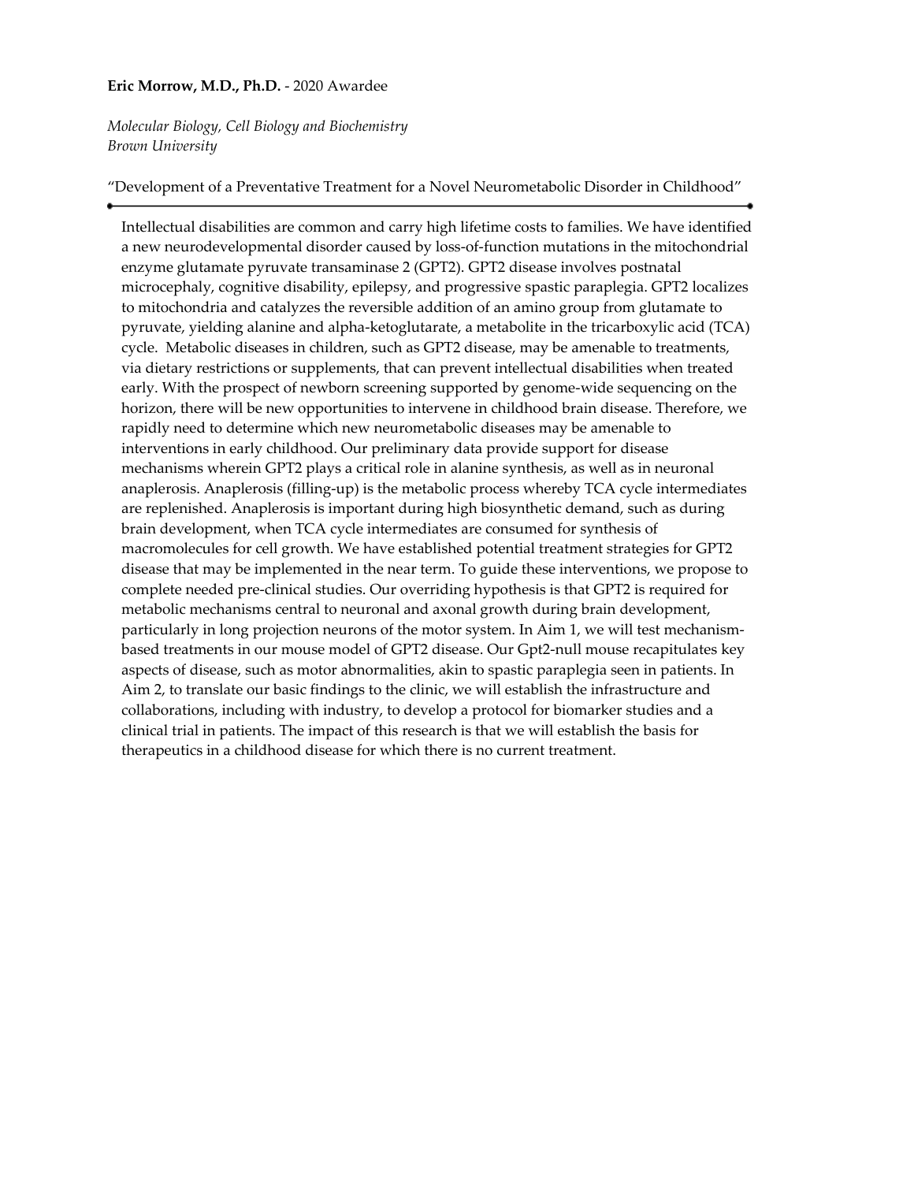**Eric Morrow, M.D., Ph.D.** - 2020 Awardee

*Molecular Biology, Cell Biology and Biochemistry*
*Brown University*

"Development of a Preventative Treatment for a Novel Neurometabolic Disorder in Childhood"

---

Intellectual disabilities are common and carry high lifetime costs to families. We have identified a new neurodevelopmental disorder caused by loss-of-function mutations in the mitochondrial enzyme glutamate pyruvate transaminase 2 (GPT2). GPT2 disease involves postnatal microcephaly, cognitive disability, epilepsy, and progressive spastic paraplegia. GPT2 localizes to mitochondria and catalyzes the reversible addition of an amino group from glutamate to pyruvate, yielding alanine and alpha-ketoglutarate, a metabolite in the tricarboxylic acid (TCA) cycle. Metabolic diseases in children, such as GPT2 disease, may be amenable to treatments, via dietary restrictions or supplements, that can prevent intellectual disabilities when treated early. With the prospect of newborn screening supported by genome-wide sequencing on the horizon, there will be new opportunities to intervene in childhood brain disease. Therefore, we rapidly need to determine which new neurometabolic diseases may be amenable to interventions in early childhood. Our preliminary data provide support for disease mechanisms wherein GPT2 plays a critical role in alanine synthesis, as well as in neuronal anaplerosis. Anaplerosis (filling-up) is the metabolic process whereby TCA cycle intermediates are replenished. Anaplerosis is important during high biosynthetic demand, such as during brain development, when TCA cycle intermediates are consumed for synthesis of macromolecules for cell growth. We have established potential treatment strategies for GPT2 disease that may be implemented in the near term. To guide these interventions, we propose to complete needed pre-clinical studies. Our overriding hypothesis is that GPT2 is required for metabolic mechanisms central to neuronal and axonal growth during brain development, particularly in long projection neurons of the motor system. In Aim 1, we will test mechanism-based treatments in our mouse model of GPT2 disease. Our Gpt2-null mouse recapitulates key aspects of disease, such as motor abnormalities, akin to spastic paraplegia seen in patients. In Aim 2, to translate our basic findings to the clinic, we will establish the infrastructure and collaborations, including with industry, to develop a protocol for biomarker studies and a clinical trial in patients. The impact of this research is that we will establish the basis for therapeutics in a childhood disease for which there is no current treatment.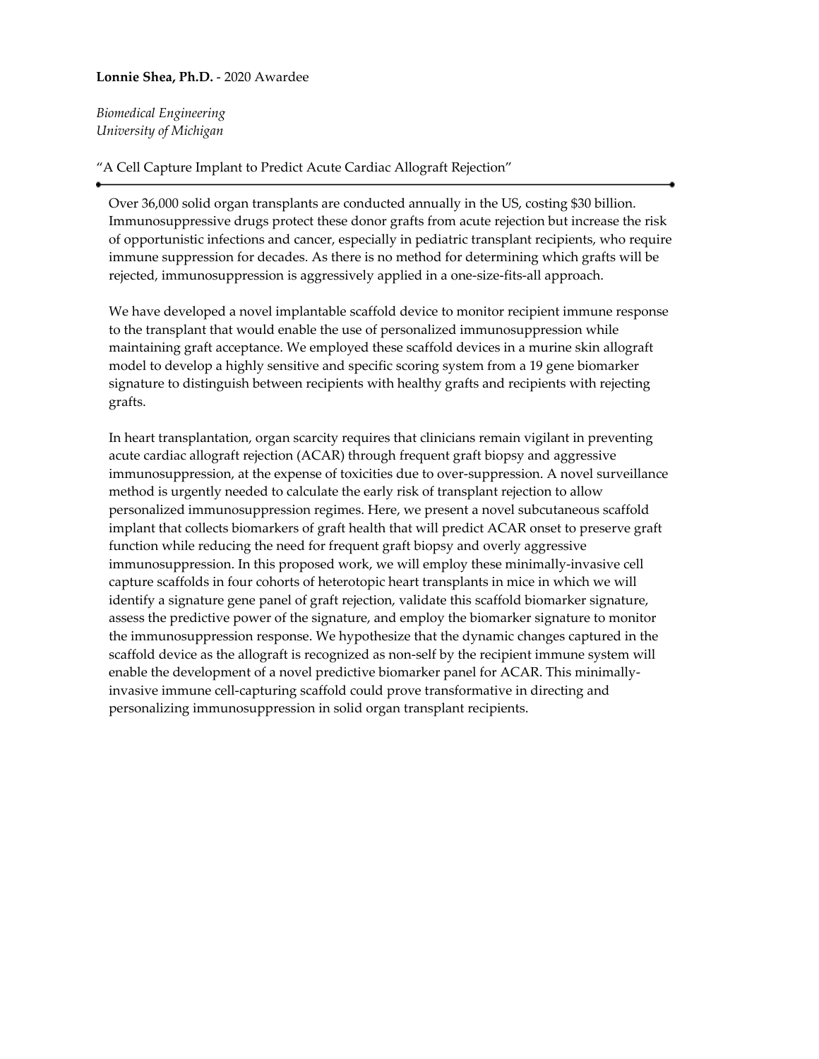**Lonnie Shea, Ph.D.** - 2020 Awardee

*Biomedical Engineering*
*University of Michigan*

"A Cell Capture Implant to Predict Acute Cardiac Allograft Rejection"

---

Over 36,000 solid organ transplants are conducted annually in the US, costing $30 billion. Immunosuppressive drugs protect these donor grafts from acute rejection but increase the risk of opportunistic infections and cancer, especially in pediatric transplant recipients, who require immune suppression for decades. As there is no method for determining which grafts will be rejected, immunosuppression is aggressively applied in a one-size-fits-all approach.

We have developed a novel implantable scaffold device to monitor recipient immune response to the transplant that would enable the use of personalized immunosuppression while maintaining graft acceptance. We employed these scaffold devices in a murine skin allograft model to develop a highly sensitive and specific scoring system from a 19 gene biomarker signature to distinguish between recipients with healthy grafts and recipients with rejecting grafts.

In heart transplantation, organ scarcity requires that clinicians remain vigilant in preventing acute cardiac allograft rejection (ACAR) through frequent graft biopsy and aggressive immunosuppression, at the expense of toxicities due to over-suppression. A novel surveillance method is urgently needed to calculate the early risk of transplant rejection to allow personalized immunosuppression regimes. Here, we present a novel subcutaneous scaffold implant that collects biomarkers of graft health that will predict ACAR onset to preserve graft function while reducing the need for frequent graft biopsy and overly aggressive immunosuppression. In this proposed work, we will employ these minimally-invasive cell capture scaffolds in four cohorts of heterotopic heart transplants in mice in which we will identify a signature gene panel of graft rejection, validate this scaffold biomarker signature, assess the predictive power of the signature, and employ the biomarker signature to monitor the immunosuppression response. We hypothesize that the dynamic changes captured in the scaffold device as the allograft is recognized as non-self by the recipient immune system will enable the development of a novel predictive biomarker panel for ACAR. This minimally-invasive immune cell-capturing scaffold could prove transformative in directing and personalizing immunosuppression in solid organ transplant recipients.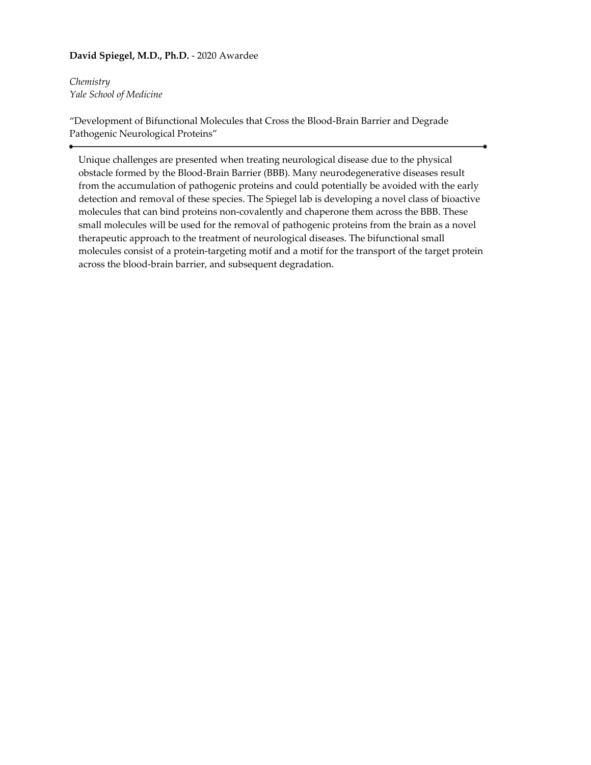**David Spiegel, M.D., Ph.D.** - 2020 Awardee

*Chemistry*
*Yale School of Medicine*

"Development of Bifunctional Molecules that Cross the Blood-Brain Barrier and Degrade Pathogenic Neurological Proteins"

---

Unique challenges are presented when treating neurological disease due to the physical obstacle formed by the Blood-Brain Barrier (BBB). Many neurodegenerative diseases result from the accumulation of pathogenic proteins and could potentially be avoided with the early detection and removal of these species. The Spiegel lab is developing a novel class of bioactive molecules that can bind proteins non-covalently and chaperone them across the BBB. These small molecules will be used for the removal of pathogenic proteins from the brain as a novel therapeutic approach to the treatment of neurological diseases. The bifunctional small molecules consist of a protein-targeting motif and a motif for the transport of the target protein across the blood-brain barrier, and subsequent degradation.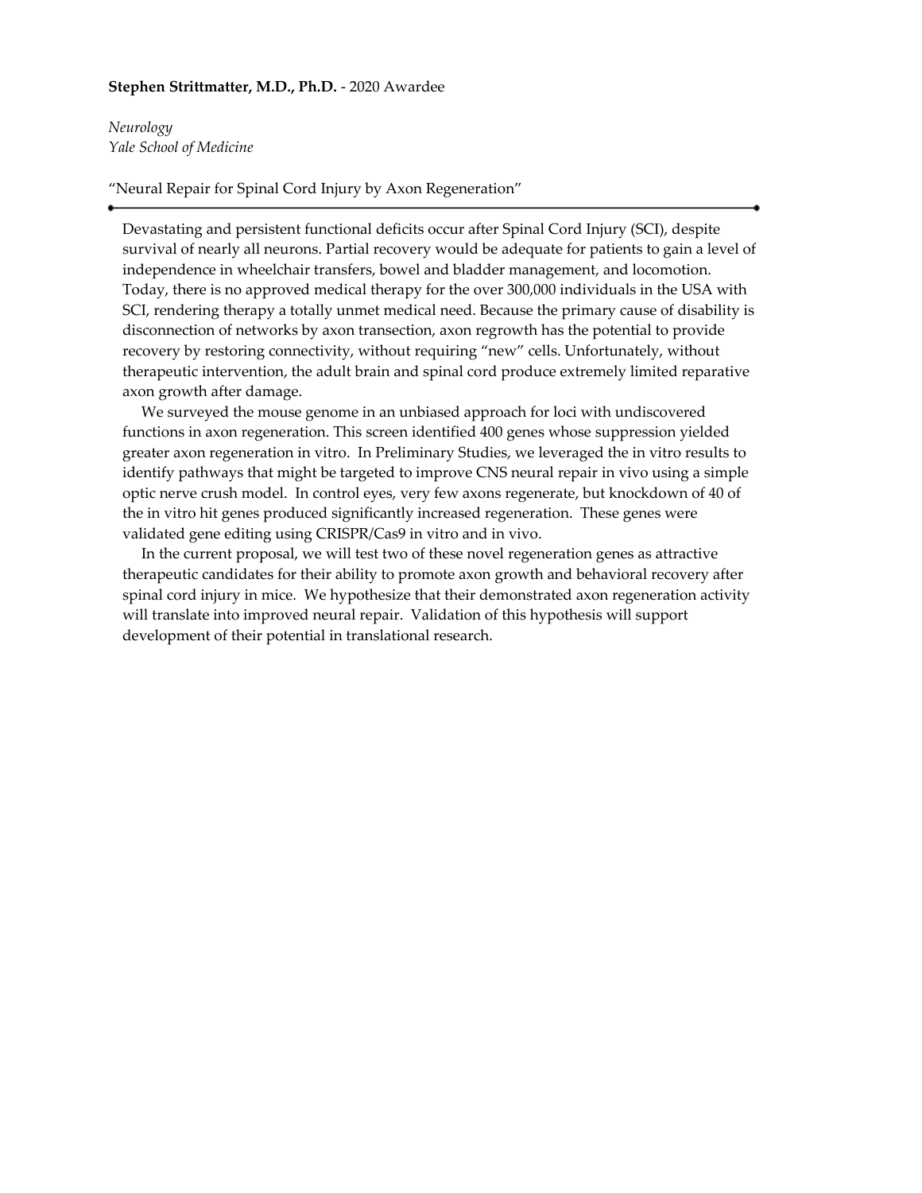**Stephen Strittmatter, M.D., Ph.D.** - 2020 Awardee

*Neurology*
*Yale School of Medicine*

"Neural Repair for Spinal Cord Injury by Axon Regeneration"

---

Devastating and persistent functional deficits occur after Spinal Cord Injury (SCI), despite survival of nearly all neurons. Partial recovery would be adequate for patients to gain a level of independence in wheelchair transfers, bowel and bladder management, and locomotion. Today, there is no approved medical therapy for the over 300,000 individuals in the USA with SCI, rendering therapy a totally unmet medical need. Because the primary cause of disability is disconnection of networks by axon transection, axon regrowth has the potential to provide recovery by restoring connectivity, without requiring "new" cells. Unfortunately, without therapeutic intervention, the adult brain and spinal cord produce extremely limited reparative axon growth after damage.

We surveyed the mouse genome in an unbiased approach for loci with undiscovered functions in axon regeneration. This screen identified 400 genes whose suppression yielded greater axon regeneration in vitro. In Preliminary Studies, we leveraged the in vitro results to identify pathways that might be targeted to improve CNS neural repair in vivo using a simple optic nerve crush model. In control eyes, very few axons regenerate, but knockdown of 40 of the in vitro hit genes produced significantly increased regeneration. These genes were validated gene editing using CRISPR/Cas9 in vitro and in vivo.

In the current proposal, we will test two of these novel regeneration genes as attractive therapeutic candidates for their ability to promote axon growth and behavioral recovery after spinal cord injury in mice. We hypothesize that their demonstrated axon regeneration activity will translate into improved neural repair. Validation of this hypothesis will support development of their potential in translational research.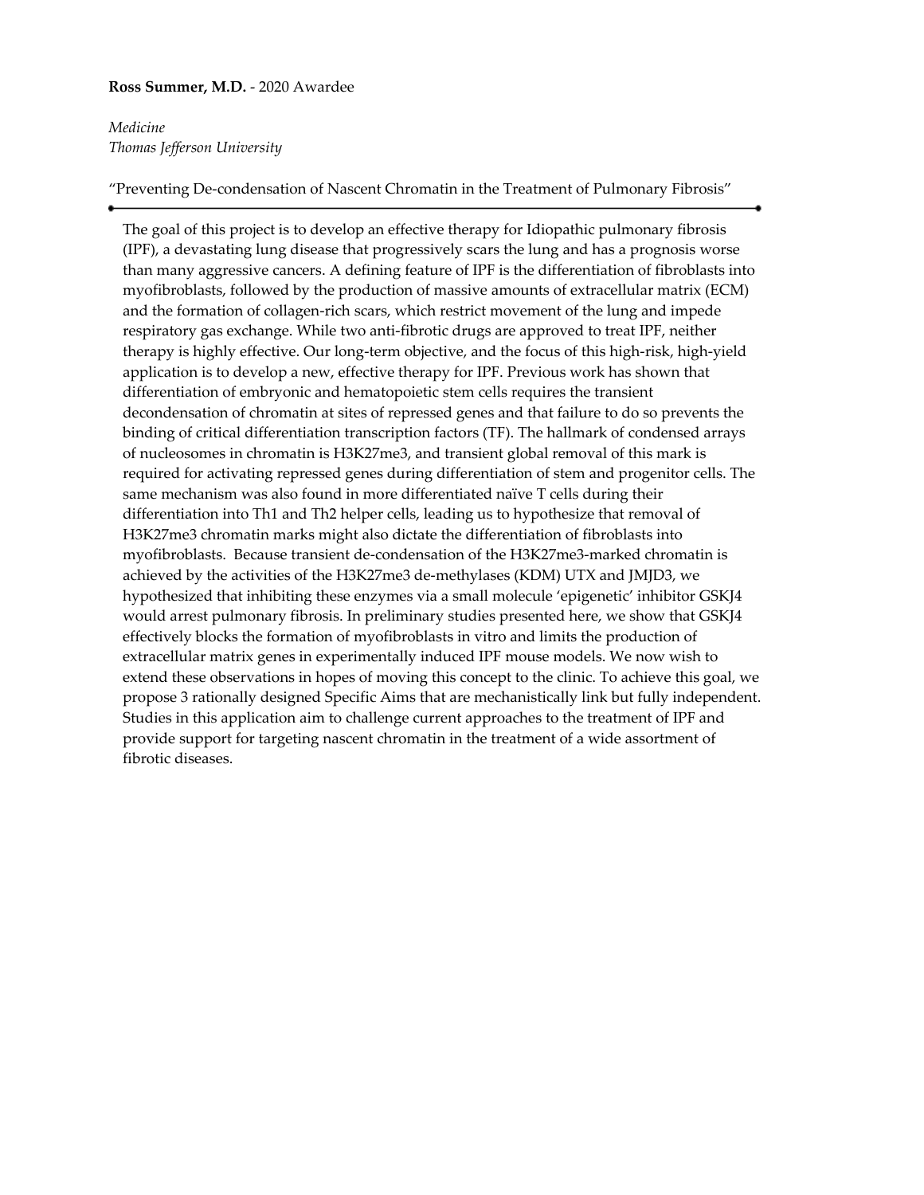**Ross Summer, M.D.** - 2020 Awardee

*Medicine*
*Thomas Jefferson University*

"Preventing De-condensation of Nascent Chromatin in the Treatment of Pulmonary Fibrosis"

---

The goal of this project is to develop an effective therapy for Idiopathic pulmonary fibrosis (IPF), a devastating lung disease that progressively scars the lung and has a prognosis worse than many aggressive cancers. A defining feature of IPF is the differentiation of fibroblasts into myofibroblasts, followed by the production of massive amounts of extracellular matrix (ECM) and the formation of collagen-rich scars, which restrict movement of the lung and impede respiratory gas exchange. While two anti-fibrotic drugs are approved to treat IPF, neither therapy is highly effective. Our long-term objective, and the focus of this high-risk, high-yield application is to develop a new, effective therapy for IPF. Previous work has shown that differentiation of embryonic and hematopoietic stem cells requires the transient decondensation of chromatin at sites of repressed genes and that failure to do so prevents the binding of critical differentiation transcription factors (TF). The hallmark of condensed arrays of nucleosomes in chromatin is H3K27me3, and transient global removal of this mark is required for activating repressed genes during differentiation of stem and progenitor cells. The same mechanism was also found in more differentiated naïve T cells during their differentiation into Th1 and Th2 helper cells, leading us to hypothesize that removal of H3K27me3 chromatin marks might also dictate the differentiation of fibroblasts into myofibroblasts. Because transient de-condensation of the H3K27me3-marked chromatin is achieved by the activities of the H3K27me3 de-methylases (KDM) UTX and JMJD3, we hypothesized that inhibiting these enzymes via a small molecule 'epigenetic' inhibitor GSKJ4 would arrest pulmonary fibrosis. In preliminary studies presented here, we show that GSKJ4 effectively blocks the formation of myofibroblasts in vitro and limits the production of extracellular matrix genes in experimentally induced IPF mouse models. We now wish to extend these observations in hopes of moving this concept to the clinic. To achieve this goal, we propose 3 rationally designed Specific Aims that are mechanistically link but fully independent. Studies in this application aim to challenge current approaches to the treatment of IPF and provide support for targeting nascent chromatin in the treatment of a wide assortment of fibrotic diseases.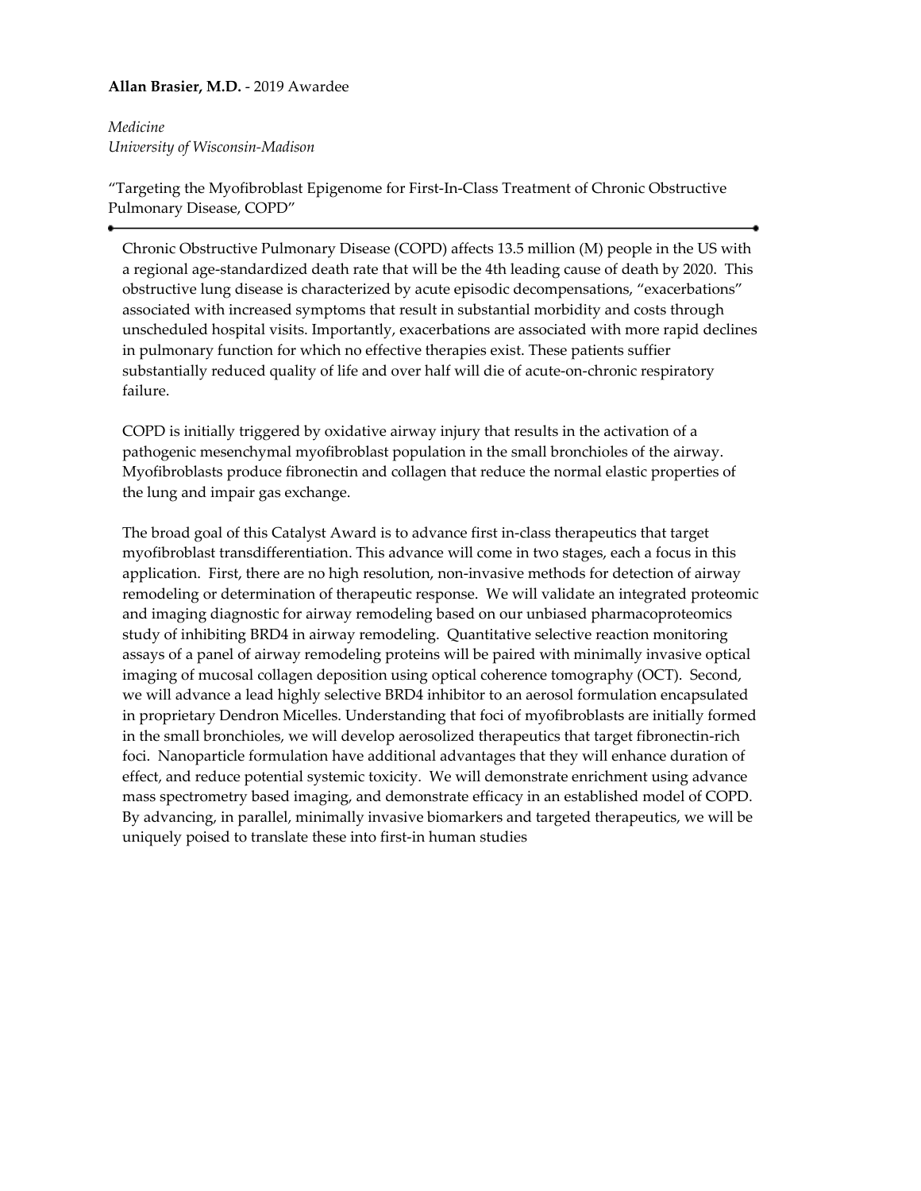**Allan Brasier, M.D.** - 2019 Awardee

*Medicine*
*University of Wisconsin-Madison*

"Targeting the Myofibroblast Epigenome for First-In-Class Treatment of Chronic Obstructive Pulmonary Disease, COPD"

---

Chronic Obstructive Pulmonary Disease (COPD) affects 13.5 million (M) people in the US with a regional age-standardized death rate that will be the 4th leading cause of death by 2020. This obstructive lung disease is characterized by acute episodic decompensations, "exacerbations" associated with increased symptoms that result in substantial morbidity and costs through unscheduled hospital visits. Importantly, exacerbations are associated with more rapid declines in pulmonary function for which no effective therapies exist. These patients suffier substantially reduced quality of life and over half will die of acute-on-chronic respiratory failure.

COPD is initially triggered by oxidative airway injury that results in the activation of a pathogenic mesenchymal myofibroblast population in the small bronchioles of the airway. Myofibroblasts produce fibronectin and collagen that reduce the normal elastic properties of the lung and impair gas exchange.

The broad goal of this Catalyst Award is to advance first in-class therapeutics that target myofibroblast transdifferentiation. This advance will come in two stages, each a focus in this application. First, there are no high resolution, non-invasive methods for detection of airway remodeling or determination of therapeutic response. We will validate an integrated proteomic and imaging diagnostic for airway remodeling based on our unbiased pharmacoproteomics study of inhibiting BRD4 in airway remodeling. Quantitative selective reaction monitoring assays of a panel of airway remodeling proteins will be paired with minimally invasive optical imaging of mucosal collagen deposition using optical coherence tomography (OCT). Second, we will advance a lead highly selective BRD4 inhibitor to an aerosol formulation encapsulated in proprietary Dendron Micelles. Understanding that foci of myofibroblasts are initially formed in the small bronchioles, we will develop aerosolized therapeutics that target fibronectin-rich foci. Nanoparticle formulation have additional advantages that they will enhance duration of effect, and reduce potential systemic toxicity. We will demonstrate enrichment using advance mass spectrometry based imaging, and demonstrate efficacy in an established model of COPD. By advancing, in parallel, minimally invasive biomarkers and targeted therapeutics, we will be uniquely poised to translate these into first-in human studies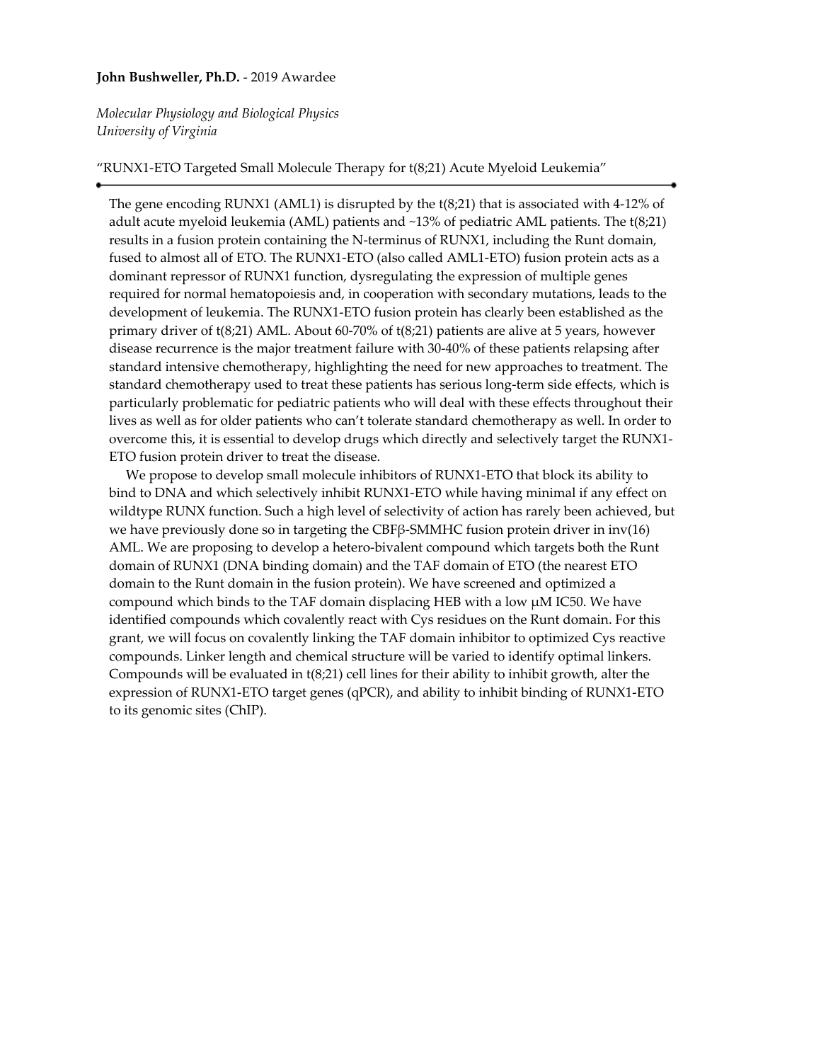**John Bushweller, Ph.D.** - 2019 Awardee

*Molecular Physiology and Biological Physics*
*University of Virginia*

"RUNX1-ETO Targeted Small Molecule Therapy for t(8;21) Acute Myeloid Leukemia"

---

The gene encoding RUNX1 (AML1) is disrupted by the t(8;21) that is associated with 4-12% of adult acute myeloid leukemia (AML) patients and ~13% of pediatric AML patients. The t(8;21) results in a fusion protein containing the N-terminus of RUNX1, including the Runt domain, fused to almost all of ETO. The RUNX1-ETO (also called AML1-ETO) fusion protein acts as a dominant repressor of RUNX1 function, dysregulating the expression of multiple genes required for normal hematopoiesis and, in cooperation with secondary mutations, leads to the development of leukemia. The RUNX1-ETO fusion protein has clearly been established as the primary driver of t(8;21) AML. About 60-70% of t(8;21) patients are alive at 5 years, however disease recurrence is the major treatment failure with 30-40% of these patients relapsing after standard intensive chemotherapy, highlighting the need for new approaches to treatment. The standard chemotherapy used to treat these patients has serious long-term side effects, which is particularly problematic for pediatric patients who will deal with these effects throughout their lives as well as for older patients who can't tolerate standard chemotherapy as well. In order to overcome this, it is essential to develop drugs which directly and selectively target the RUNX1-ETO fusion protein driver to treat the disease.

We propose to develop small molecule inhibitors of RUNX1-ETO that block its ability to bind to DNA and which selectively inhibit RUNX1-ETO while having minimal if any effect on wildtype RUNX function. Such a high level of selectivity of action has rarely been achieved, but we have previously done so in targeting the CBFβ-SMMHC fusion protein driver in inv(16) AML. We are proposing to develop a hetero-bivalent compound which targets both the Runt domain of RUNX1 (DNA binding domain) and the TAF domain of ETO (the nearest ETO domain to the Runt domain in the fusion protein). We have screened and optimized a compound which binds to the TAF domain displacing HEB with a low μM IC50. We have identified compounds which covalently react with Cys residues on the Runt domain. For this grant, we will focus on covalently linking the TAF domain inhibitor to optimized Cys reactive compounds. Linker length and chemical structure will be varied to identify optimal linkers. Compounds will be evaluated in t(8;21) cell lines for their ability to inhibit growth, alter the expression of RUNX1-ETO target genes (qPCR), and ability to inhibit binding of RUNX1-ETO to its genomic sites (ChIP).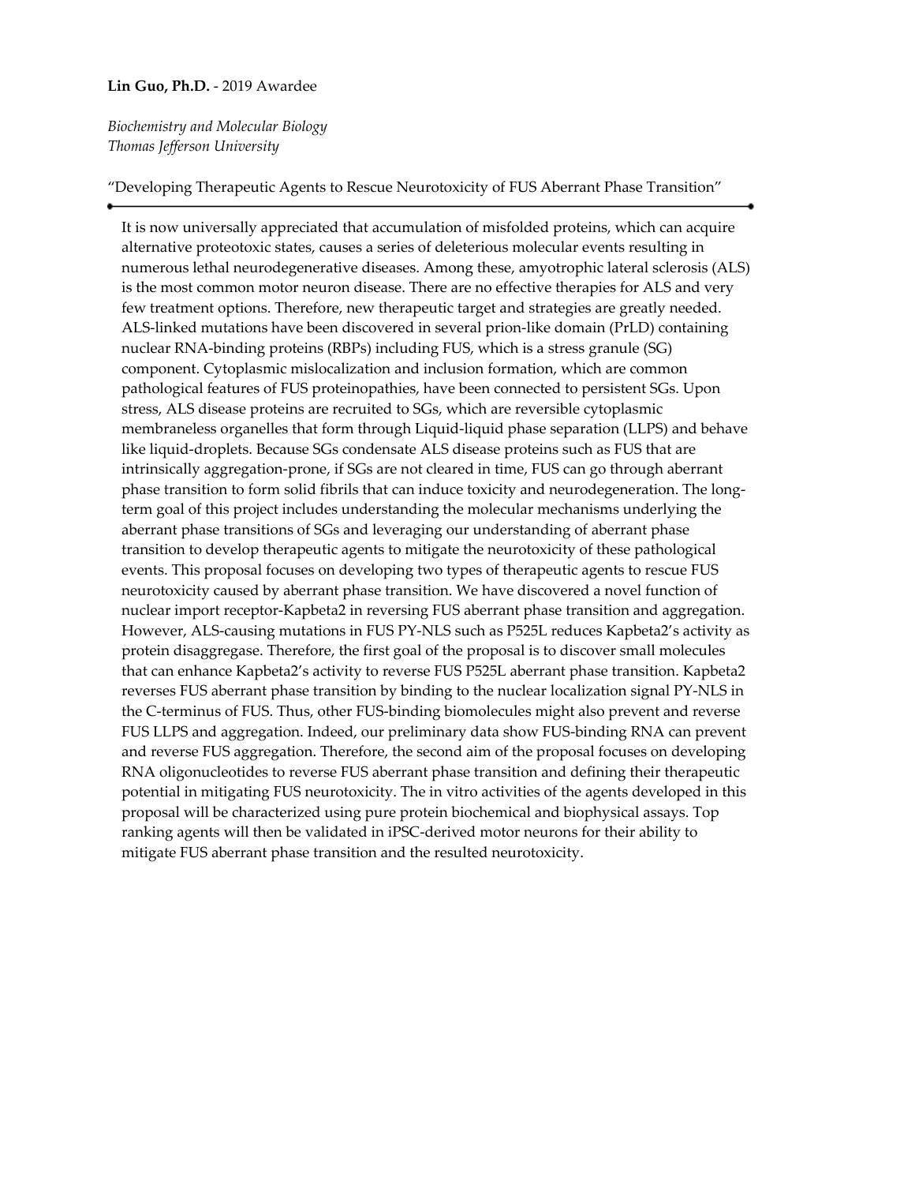**Lin Guo, Ph.D.** - 2019 Awardee

*Biochemistry and Molecular Biology*
*Thomas Jefferson University*

"Developing Therapeutic Agents to Rescue Neurotoxicity of FUS Aberrant Phase Transition"

---

It is now universally appreciated that accumulation of misfolded proteins, which can acquire alternative proteotoxic states, causes a series of deleterious molecular events resulting in numerous lethal neurodegenerative diseases. Among these, amyotrophic lateral sclerosis (ALS) is the most common motor neuron disease. There are no effective therapies for ALS and very few treatment options. Therefore, new therapeutic target and strategies are greatly needed. ALS-linked mutations have been discovered in several prion-like domain (PrLD) containing nuclear RNA-binding proteins (RBPs) including FUS, which is a stress granule (SG) component. Cytoplasmic mislocalization and inclusion formation, which are common pathological features of FUS proteinopathies, have been connected to persistent SGs. Upon stress, ALS disease proteins are recruited to SGs, which are reversible cytoplasmic membraneless organelles that form through Liquid-liquid phase separation (LLPS) and behave like liquid-droplets. Because SGs condensate ALS disease proteins such as FUS that are intrinsically aggregation-prone, if SGs are not cleared in time, FUS can go through aberrant phase transition to form solid fibrils that can induce toxicity and neurodegeneration. The long-term goal of this project includes understanding the molecular mechanisms underlying the aberrant phase transitions of SGs and leveraging our understanding of aberrant phase transition to develop therapeutic agents to mitigate the neurotoxicity of these pathological events. This proposal focuses on developing two types of therapeutic agents to rescue FUS neurotoxicity caused by aberrant phase transition. We have discovered a novel function of nuclear import receptor-Kapbeta2 in reversing FUS aberrant phase transition and aggregation. However, ALS-causing mutations in FUS PY-NLS such as P525L reduces Kapbeta2's activity as protein disaggregase. Therefore, the first goal of the proposal is to discover small molecules that can enhance Kapbeta2's activity to reverse FUS P525L aberrant phase transition. Kapbeta2 reverses FUS aberrant phase transition by binding to the nuclear localization signal PY-NLS in the C-terminus of FUS. Thus, other FUS-binding biomolecules might also prevent and reverse FUS LLPS and aggregation. Indeed, our preliminary data show FUS-binding RNA can prevent and reverse FUS aggregation. Therefore, the second aim of the proposal focuses on developing RNA oligonucleotides to reverse FUS aberrant phase transition and defining their therapeutic potential in mitigating FUS neurotoxicity. The in vitro activities of the agents developed in this proposal will be characterized using pure protein biochemical and biophysical assays. Top ranking agents will then be validated in iPSC-derived motor neurons for their ability to mitigate FUS aberrant phase transition and the resulted neurotoxicity.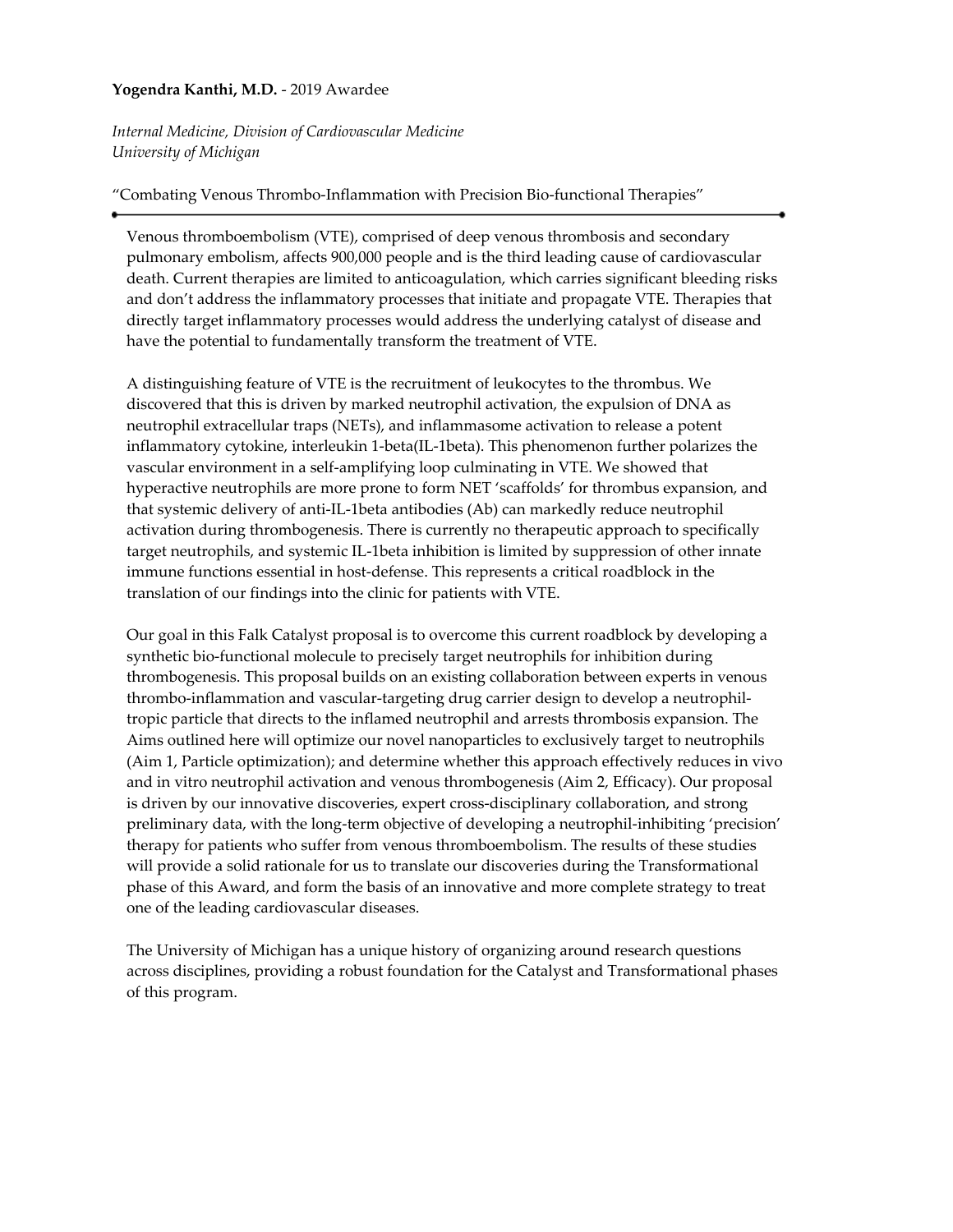**Yogendra Kanthi, M.D.** - 2019 Awardee

*Internal Medicine, Division of Cardiovascular Medicine*
*University of Michigan*

"Combating Venous Thrombo-Inflammation with Precision Bio-functional Therapies"

---

Venous thromboembolism (VTE), comprised of deep venous thrombosis and secondary pulmonary embolism, affects 900,000 people and is the third leading cause of cardiovascular death. Current therapies are limited to anticoagulation, which carries significant bleeding risks and don't address the inflammatory processes that initiate and propagate VTE. Therapies that directly target inflammatory processes would address the underlying catalyst of disease and have the potential to fundamentally transform the treatment of VTE.

A distinguishing feature of VTE is the recruitment of leukocytes to the thrombus. We discovered that this is driven by marked neutrophil activation, the expulsion of DNA as neutrophil extracellular traps (NETs), and inflammasome activation to release a potent inflammatory cytokine, interleukin 1-beta(IL-1beta). This phenomenon further polarizes the vascular environment in a self-amplifying loop culminating in VTE. We showed that hyperactive neutrophils are more prone to form NET 'scaffolds' for thrombus expansion, and that systemic delivery of anti-IL-1beta antibodies (Ab) can markedly reduce neutrophil activation during thrombogenesis. There is currently no therapeutic approach to specifically target neutrophils, and systemic IL-1beta inhibition is limited by suppression of other innate immune functions essential in host-defense. This represents a critical roadblock in the translation of our findings into the clinic for patients with VTE.

Our goal in this Falk Catalyst proposal is to overcome this current roadblock by developing a synthetic bio-functional molecule to precisely target neutrophils for inhibition during thrombogenesis. This proposal builds on an existing collaboration between experts in venous thrombo-inflammation and vascular-targeting drug carrier design to develop a neutrophil-tropic particle that directs to the inflamed neutrophil and arrests thrombosis expansion. The Aims outlined here will optimize our novel nanoparticles to exclusively target to neutrophils (Aim 1, Particle optimization); and determine whether this approach effectively reduces in vivo and in vitro neutrophil activation and venous thrombogenesis (Aim 2, Efficacy). Our proposal is driven by our innovative discoveries, expert cross-disciplinary collaboration, and strong preliminary data, with the long-term objective of developing a neutrophil-inhibiting 'precision' therapy for patients who suffer from venous thromboembolism. The results of these studies will provide a solid rationale for us to translate our discoveries during the Transformational phase of this Award, and form the basis of an innovative and more complete strategy to treat one of the leading cardiovascular diseases.

The University of Michigan has a unique history of organizing around research questions across disciplines, providing a robust foundation for the Catalyst and Transformational phases of this program.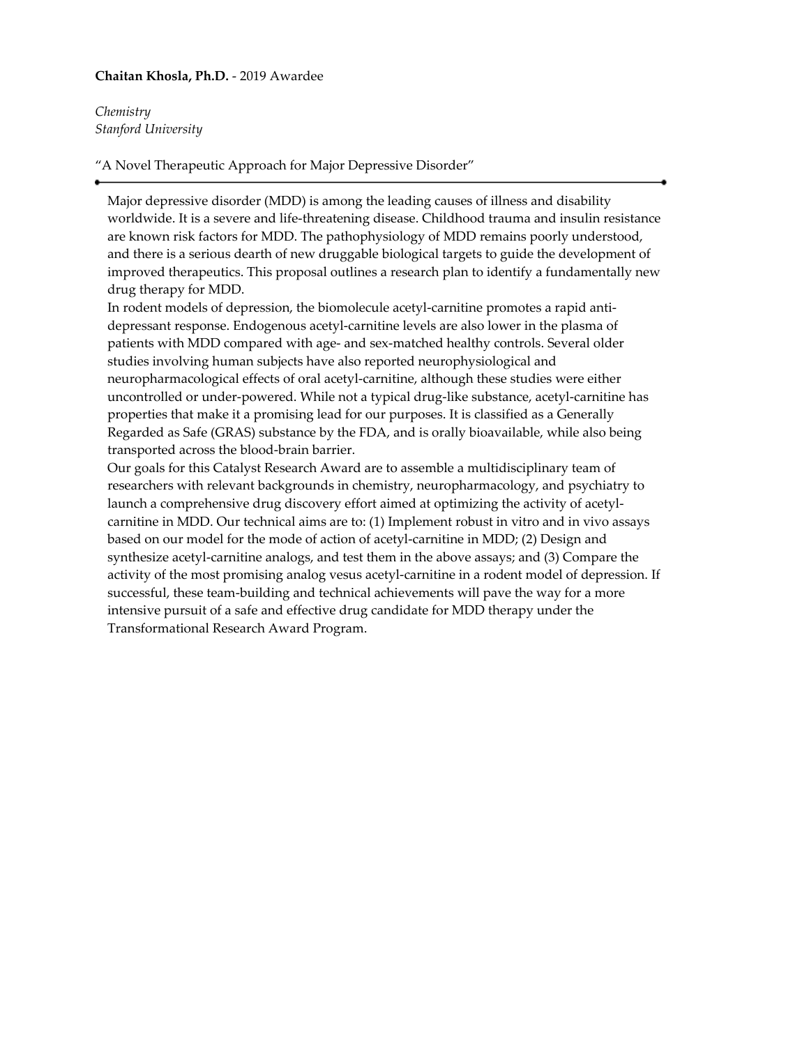**Chaitan Khosla, Ph.D.** - 2019 Awardee

*Chemistry*
*Stanford University*

"A Novel Therapeutic Approach for Major Depressive Disorder"

---

Major depressive disorder (MDD) is among the leading causes of illness and disability worldwide. It is a severe and life-threatening disease. Childhood trauma and insulin resistance are known risk factors for MDD. The pathophysiology of MDD remains poorly understood, and there is a serious dearth of new druggable biological targets to guide the development of improved therapeutics. This proposal outlines a research plan to identify a fundamentally new drug therapy for MDD.

In rodent models of depression, the biomolecule acetyl-carnitine promotes a rapid anti-depressant response. Endogenous acetyl-carnitine levels are also lower in the plasma of patients with MDD compared with age- and sex-matched healthy controls. Several older studies involving human subjects have also reported neurophysiological and neuropharmacological effects of oral acetyl-carnitine, although these studies were either uncontrolled or under-powered. While not a typical drug-like substance, acetyl-carnitine has properties that make it a promising lead for our purposes. It is classified as a Generally Regarded as Safe (GRAS) substance by the FDA, and is orally bioavailable, while also being transported across the blood-brain barrier.

Our goals for this Catalyst Research Award are to assemble a multidisciplinary team of researchers with relevant backgrounds in chemistry, neuropharmacology, and psychiatry to launch a comprehensive drug discovery effort aimed at optimizing the activity of acetyl-carnitine in MDD. Our technical aims are to: (1) Implement robust in vitro and in vivo assays based on our model for the mode of action of acetyl-carnitine in MDD; (2) Design and synthesize acetyl-carnitine analogs, and test them in the above assays; and (3) Compare the activity of the most promising analog vesus acetyl-carnitine in a rodent model of depression. If successful, these team-building and technical achievements will pave the way for a more intensive pursuit of a safe and effective drug candidate for MDD therapy under the Transformational Research Award Program.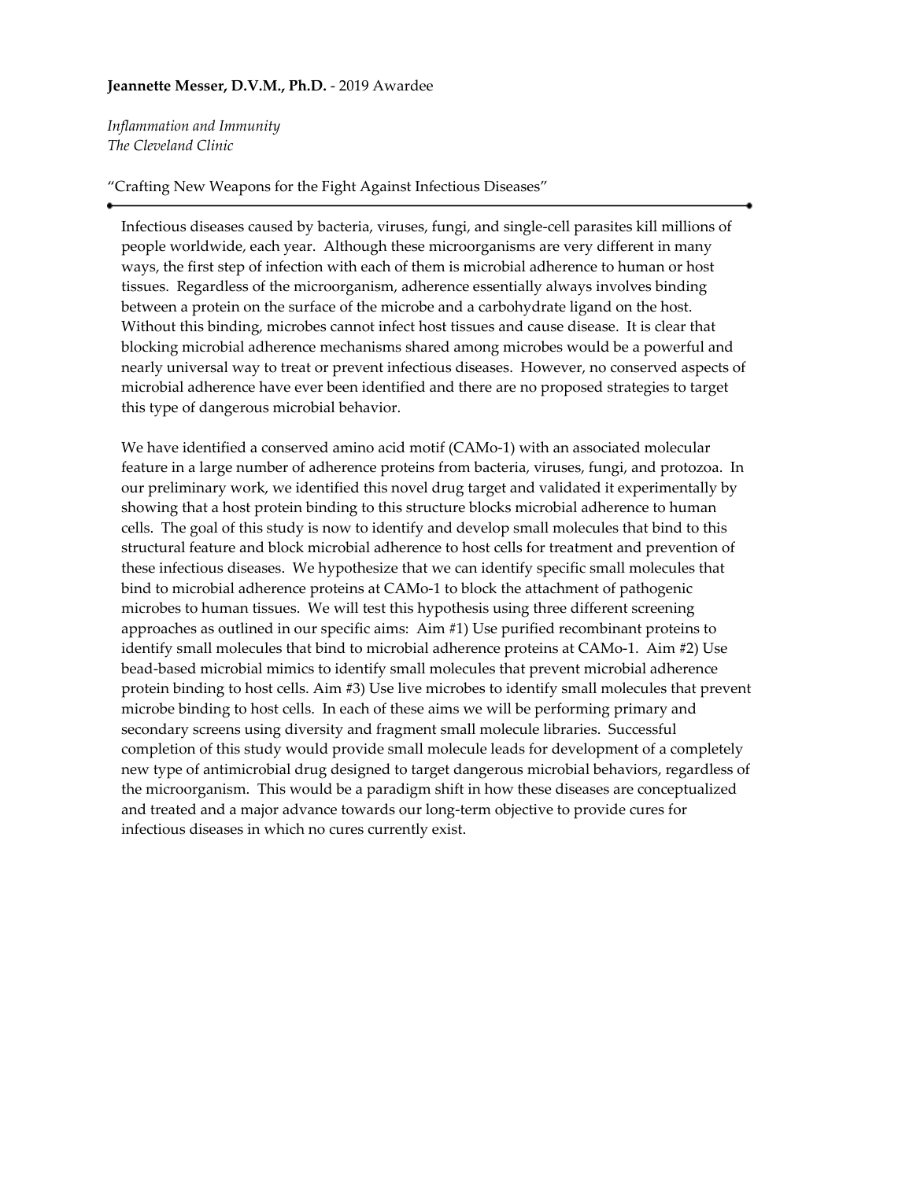**Jeannette Messer, D.V.M., Ph.D.** - 2019 Awardee

*Inflammation and Immunity*
*The Cleveland Clinic*

"Crafting New Weapons for the Fight Against Infectious Diseases"

---

Infectious diseases caused by bacteria, viruses, fungi, and single-cell parasites kill millions of people worldwide, each year. Although these microorganisms are very different in many ways, the first step of infection with each of them is microbial adherence to human or host tissues. Regardless of the microorganism, adherence essentially always involves binding between a protein on the surface of the microbe and a carbohydrate ligand on the host. Without this binding, microbes cannot infect host tissues and cause disease. It is clear that blocking microbial adherence mechanisms shared among microbes would be a powerful and nearly universal way to treat or prevent infectious diseases. However, no conserved aspects of microbial adherence have ever been identified and there are no proposed strategies to target this type of dangerous microbial behavior.

We have identified a conserved amino acid motif (CAMo-1) with an associated molecular feature in a large number of adherence proteins from bacteria, viruses, fungi, and protozoa. In our preliminary work, we identified this novel drug target and validated it experimentally by showing that a host protein binding to this structure blocks microbial adherence to human cells. The goal of this study is now to identify and develop small molecules that bind to this structural feature and block microbial adherence to host cells for treatment and prevention of these infectious diseases. We hypothesize that we can identify specific small molecules that bind to microbial adherence proteins at CAMo-1 to block the attachment of pathogenic microbes to human tissues. We will test this hypothesis using three different screening approaches as outlined in our specific aims: Aim #1) Use purified recombinant proteins to identify small molecules that bind to microbial adherence proteins at CAMo-1. Aim #2) Use bead-based microbial mimics to identify small molecules that prevent microbial adherence protein binding to host cells. Aim #3) Use live microbes to identify small molecules that prevent microbe binding to host cells. In each of these aims we will be performing primary and secondary screens using diversity and fragment small molecule libraries. Successful completion of this study would provide small molecule leads for development of a completely new type of antimicrobial drug designed to target dangerous microbial behaviors, regardless of the microorganism. This would be a paradigm shift in how these diseases are conceptualized and treated and a major advance towards our long-term objective to provide cures for infectious diseases in which no cures currently exist.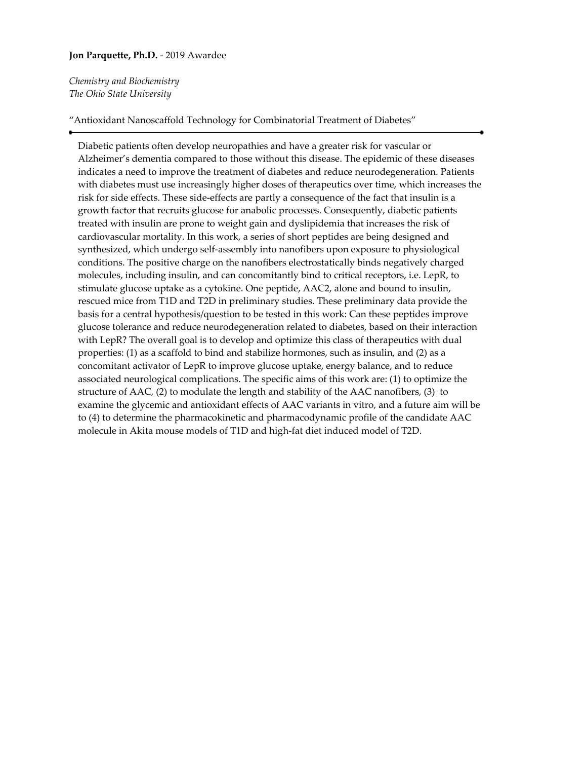**Jon Parquette, Ph.D.** - 2019 Awardee

*Chemistry and Biochemistry*
*The Ohio State University*

"Antioxidant Nanoscaffold Technology for Combinatorial Treatment of Diabetes"

---

Diabetic patients often develop neuropathies and have a greater risk for vascular or Alzheimer's dementia compared to those without this disease. The epidemic of these diseases indicates a need to improve the treatment of diabetes and reduce neurodegeneration. Patients with diabetes must use increasingly higher doses of therapeutics over time, which increases the risk for side effects. These side-effects are partly a consequence of the fact that insulin is a growth factor that recruits glucose for anabolic processes. Consequently, diabetic patients treated with insulin are prone to weight gain and dyslipidemia that increases the risk of cardiovascular mortality. In this work, a series of short peptides are being designed and synthesized, which undergo self-assembly into nanofibers upon exposure to physiological conditions. The positive charge on the nanofibers electrostatically binds negatively charged molecules, including insulin, and can concomitantly bind to critical receptors, i.e. LepR, to stimulate glucose uptake as a cytokine. One peptide, AAC2, alone and bound to insulin, rescued mice from T1D and T2D in preliminary studies. These preliminary data provide the basis for a central hypothesis/question to be tested in this work: Can these peptides improve glucose tolerance and reduce neurodegeneration related to diabetes, based on their interaction with LepR? The overall goal is to develop and optimize this class of therapeutics with dual properties: (1) as a scaffold to bind and stabilize hormones, such as insulin, and (2) as a concomitant activator of LepR to improve glucose uptake, energy balance, and to reduce associated neurological complications. The specific aims of this work are: (1) to optimize the structure of AAC, (2) to modulate the length and stability of the AAC nanofibers, (3) to examine the glycemic and antioxidant effects of AAC variants in vitro, and a future aim will be to (4) to determine the pharmacokinetic and pharmacodynamic profile of the candidate AAC molecule in Akita mouse models of T1D and high-fat diet induced model of T2D.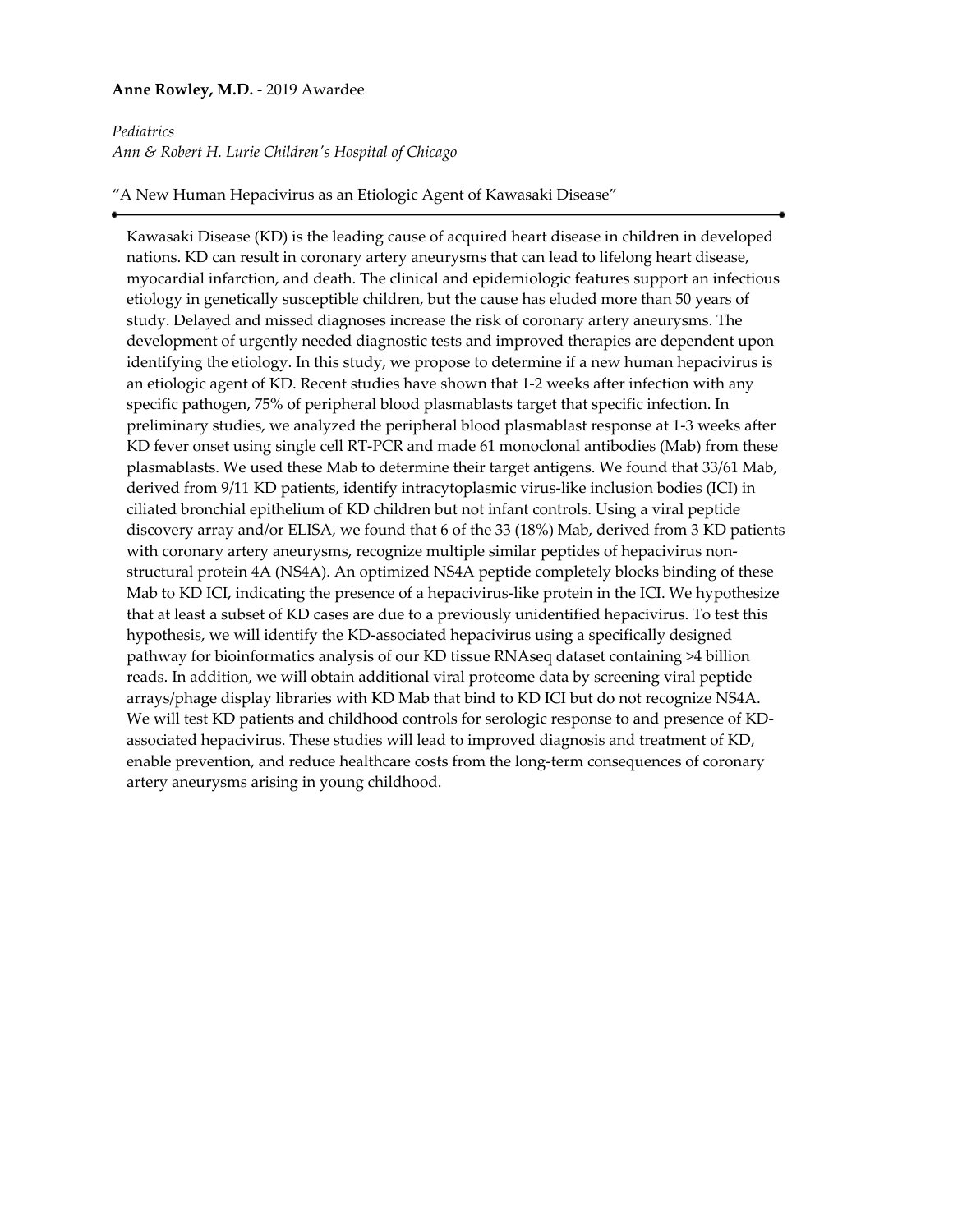**Anne Rowley, M.D.** - 2019 Awardee

*Pediatrics*
*Ann & Robert H. Lurie Children's Hospital of Chicago*

"A New Human Hepacivirus as an Etiologic Agent of Kawasaki Disease"

---

Kawasaki Disease (KD) is the leading cause of acquired heart disease in children in developed nations. KD can result in coronary artery aneurysms that can lead to lifelong heart disease, myocardial infarction, and death. The clinical and epidemiologic features support an infectious etiology in genetically susceptible children, but the cause has eluded more than 50 years of study. Delayed and missed diagnoses increase the risk of coronary artery aneurysms. The development of urgently needed diagnostic tests and improved therapies are dependent upon identifying the etiology. In this study, we propose to determine if a new human hepacivirus is an etiologic agent of KD. Recent studies have shown that 1-2 weeks after infection with any specific pathogen, 75% of peripheral blood plasmablasts target that specific infection. In preliminary studies, we analyzed the peripheral blood plasmablast response at 1-3 weeks after KD fever onset using single cell RT-PCR and made 61 monoclonal antibodies (Mab) from these plasmablasts. We used these Mab to determine their target antigens. We found that 33/61 Mab, derived from 9/11 KD patients, identify intracytoplasmic virus-like inclusion bodies (ICI) in ciliated bronchial epithelium of KD children but not infant controls. Using a viral peptide discovery array and/or ELISA, we found that 6 of the 33 (18%) Mab, derived from 3 KD patients with coronary artery aneurysms, recognize multiple similar peptides of hepacivirus non-structural protein 4A (NS4A). An optimized NS4A peptide completely blocks binding of these Mab to KD ICI, indicating the presence of a hepacivirus-like protein in the ICI. We hypothesize that at least a subset of KD cases are due to a previously unidentified hepacivirus. To test this hypothesis, we will identify the KD-associated hepacivirus using a specifically designed pathway for bioinformatics analysis of our KD tissue RNAseq dataset containing >4 billion reads. In addition, we will obtain additional viral proteome data by screening viral peptide arrays/phage display libraries with KD Mab that bind to KD ICI but do not recognize NS4A. We will test KD patients and childhood controls for serologic response to and presence of KD-associated hepacivirus. These studies will lead to improved diagnosis and treatment of KD, enable prevention, and reduce healthcare costs from the long-term consequences of coronary artery aneurysms arising in young childhood.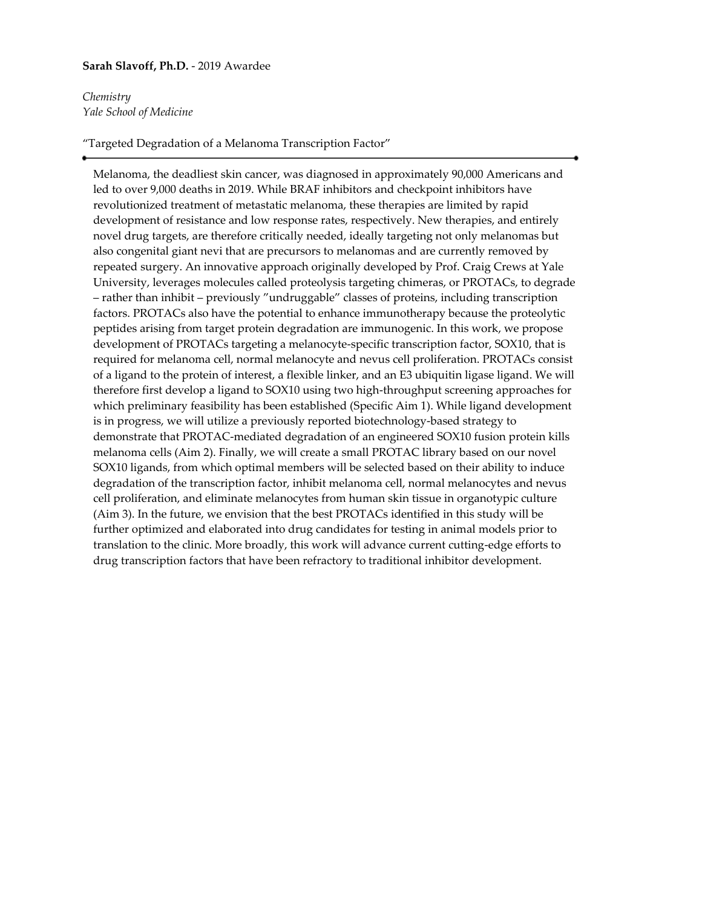**Sarah Slavoff, Ph.D.** - 2019 Awardee

*Chemistry*
*Yale School of Medicine*

"Targeted Degradation of a Melanoma Transcription Factor"

---

Melanoma, the deadliest skin cancer, was diagnosed in approximately 90,000 Americans and led to over 9,000 deaths in 2019. While BRAF inhibitors and checkpoint inhibitors have revolutionized treatment of metastatic melanoma, these therapies are limited by rapid development of resistance and low response rates, respectively. New therapies, and entirely novel drug targets, are therefore critically needed, ideally targeting not only melanomas but also congenital giant nevi that are precursors to melanomas and are currently removed by repeated surgery. An innovative approach originally developed by Prof. Craig Crews at Yale University, leverages molecules called proteolysis targeting chimeras, or PROTACs, to degrade – rather than inhibit – previously "undruggable" classes of proteins, including transcription factors. PROTACs also have the potential to enhance immunotherapy because the proteolytic peptides arising from target protein degradation are immunogenic. In this work, we propose development of PROTACs targeting a melanocyte-specific transcription factor, SOX10, that is required for melanoma cell, normal melanocyte and nevus cell proliferation. PROTACs consist of a ligand to the protein of interest, a flexible linker, and an E3 ubiquitin ligase ligand. We will therefore first develop a ligand to SOX10 using two high-throughput screening approaches for which preliminary feasibility has been established (Specific Aim 1). While ligand development is in progress, we will utilize a previously reported biotechnology-based strategy to demonstrate that PROTAC-mediated degradation of an engineered SOX10 fusion protein kills melanoma cells (Aim 2). Finally, we will create a small PROTAC library based on our novel SOX10 ligands, from which optimal members will be selected based on their ability to induce degradation of the transcription factor, inhibit melanoma cell, normal melanocytes and nevus cell proliferation, and eliminate melanocytes from human skin tissue in organotypic culture (Aim 3). In the future, we envision that the best PROTACs identified in this study will be further optimized and elaborated into drug candidates for testing in animal models prior to translation to the clinic. More broadly, this work will advance current cutting-edge efforts to drug transcription factors that have been refractory to traditional inhibitor development.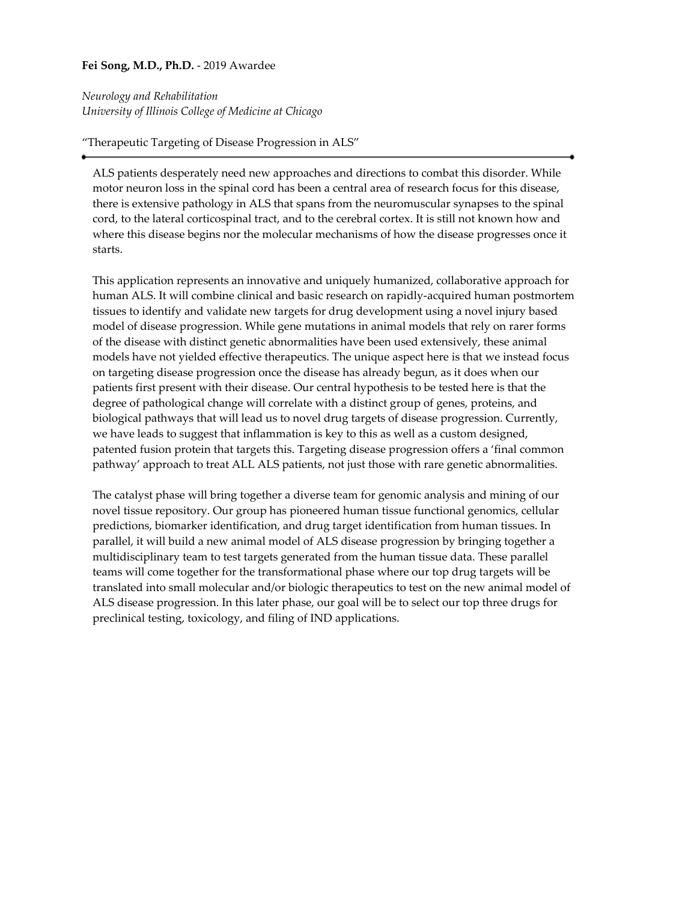**Fei Song, M.D., Ph.D.** - 2019 Awardee

*Neurology and Rehabilitation*
*University of Illinois College of Medicine at Chicago*

"Therapeutic Targeting of Disease Progression in ALS"

---

ALS patients desperately need new approaches and directions to combat this disorder. While motor neuron loss in the spinal cord has been a central area of research focus for this disease, there is extensive pathology in ALS that spans from the neuromuscular synapses to the spinal cord, to the lateral corticospinal tract, and to the cerebral cortex. It is still not known how and where this disease begins nor the molecular mechanisms of how the disease progresses once it starts.

This application represents an innovative and uniquely humanized, collaborative approach for human ALS. It will combine clinical and basic research on rapidly-acquired human postmortem tissues to identify and validate new targets for drug development using a novel injury based model of disease progression. While gene mutations in animal models that rely on rarer forms of the disease with distinct genetic abnormalities have been used extensively, these animal models have not yielded effective therapeutics. The unique aspect here is that we instead focus on targeting disease progression once the disease has already begun, as it does when our patients first present with their disease. Our central hypothesis to be tested here is that the degree of pathological change will correlate with a distinct group of genes, proteins, and biological pathways that will lead us to novel drug targets of disease progression. Currently, we have leads to suggest that inflammation is key to this as well as a custom designed, patented fusion protein that targets this. Targeting disease progression offers a 'final common pathway' approach to treat ALL ALS patients, not just those with rare genetic abnormalities.

The catalyst phase will bring together a diverse team for genomic analysis and mining of our novel tissue repository. Our group has pioneered human tissue functional genomics, cellular predictions, biomarker identification, and drug target identification from human tissues. In parallel, it will build a new animal model of ALS disease progression by bringing together a multidisciplinary team to test targets generated from the human tissue data. These parallel teams will come together for the transformational phase where our top drug targets will be translated into small molecular and/or biologic therapeutics to test on the new animal model of ALS disease progression. In this later phase, our goal will be to select our top three drugs for preclinical testing, toxicology, and filing of IND applications.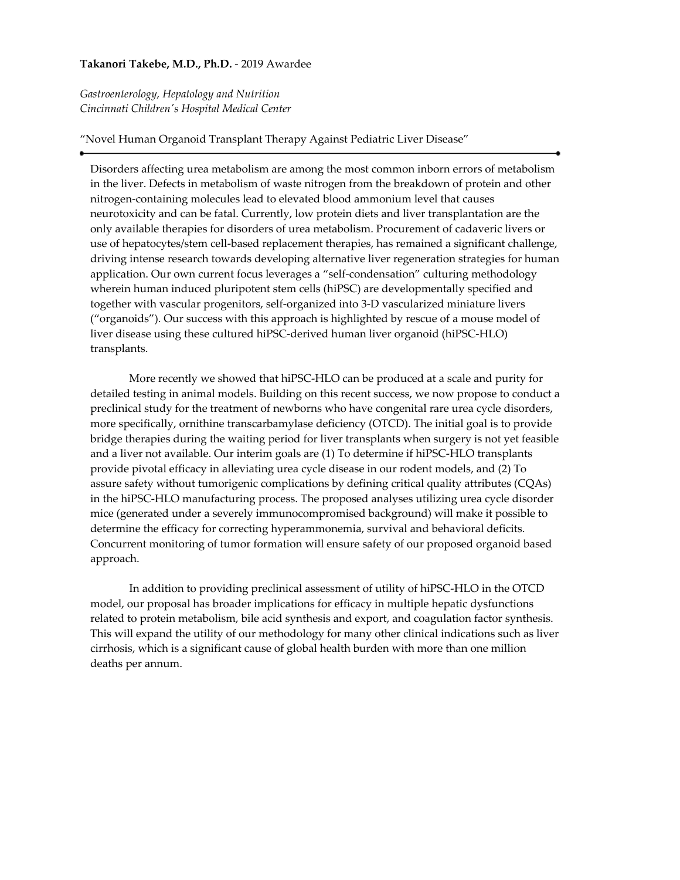**Takanori Takebe, M.D., Ph.D.** - 2019 Awardee

*Gastroenterology, Hepatology and Nutrition*
*Cincinnati Children's Hospital Medical Center*

"Novel Human Organoid Transplant Therapy Against Pediatric Liver Disease"

---

Disorders affecting urea metabolism are among the most common inborn errors of metabolism in the liver. Defects in metabolism of waste nitrogen from the breakdown of protein and other nitrogen-containing molecules lead to elevated blood ammonium level that causes neurotoxicity and can be fatal. Currently, low protein diets and liver transplantation are the only available therapies for disorders of urea metabolism. Procurement of cadaveric livers or use of hepatocytes/stem cell-based replacement therapies, has remained a significant challenge, driving intense research towards developing alternative liver regeneration strategies for human application. Our own current focus leverages a "self-condensation" culturing methodology wherein human induced pluripotent stem cells (hiPSC) are developmentally specified and together with vascular progenitors, self-organized into 3-D vascularized miniature livers ("organoids"). Our success with this approach is highlighted by rescue of a mouse model of liver disease using these cultured hiPSC-derived human liver organoid (hiPSC-HLO) transplants.

More recently we showed that hiPSC-HLO can be produced at a scale and purity for detailed testing in animal models. Building on this recent success, we now propose to conduct a preclinical study for the treatment of newborns who have congenital rare urea cycle disorders, more specifically, ornithine transcarbamylase deficiency (OTCD). The initial goal is to provide bridge therapies during the waiting period for liver transplants when surgery is not yet feasible and a liver not available. Our interim goals are (1) To determine if hiPSC-HLO transplants provide pivotal efficacy in alleviating urea cycle disease in our rodent models, and (2) To assure safety without tumorigenic complications by defining critical quality attributes (CQAs) in the hiPSC-HLO manufacturing process. The proposed analyses utilizing urea cycle disorder mice (generated under a severely immunocompromised background) will make it possible to determine the efficacy for correcting hyperammonemia, survival and behavioral deficits. Concurrent monitoring of tumor formation will ensure safety of our proposed organoid based approach.

In addition to providing preclinical assessment of utility of hiPSC-HLO in the OTCD model, our proposal has broader implications for efficacy in multiple hepatic dysfunctions related to protein metabolism, bile acid synthesis and export, and coagulation factor synthesis. This will expand the utility of our methodology for many other clinical indications such as liver cirrhosis, which is a significant cause of global health burden with more than one million deaths per annum.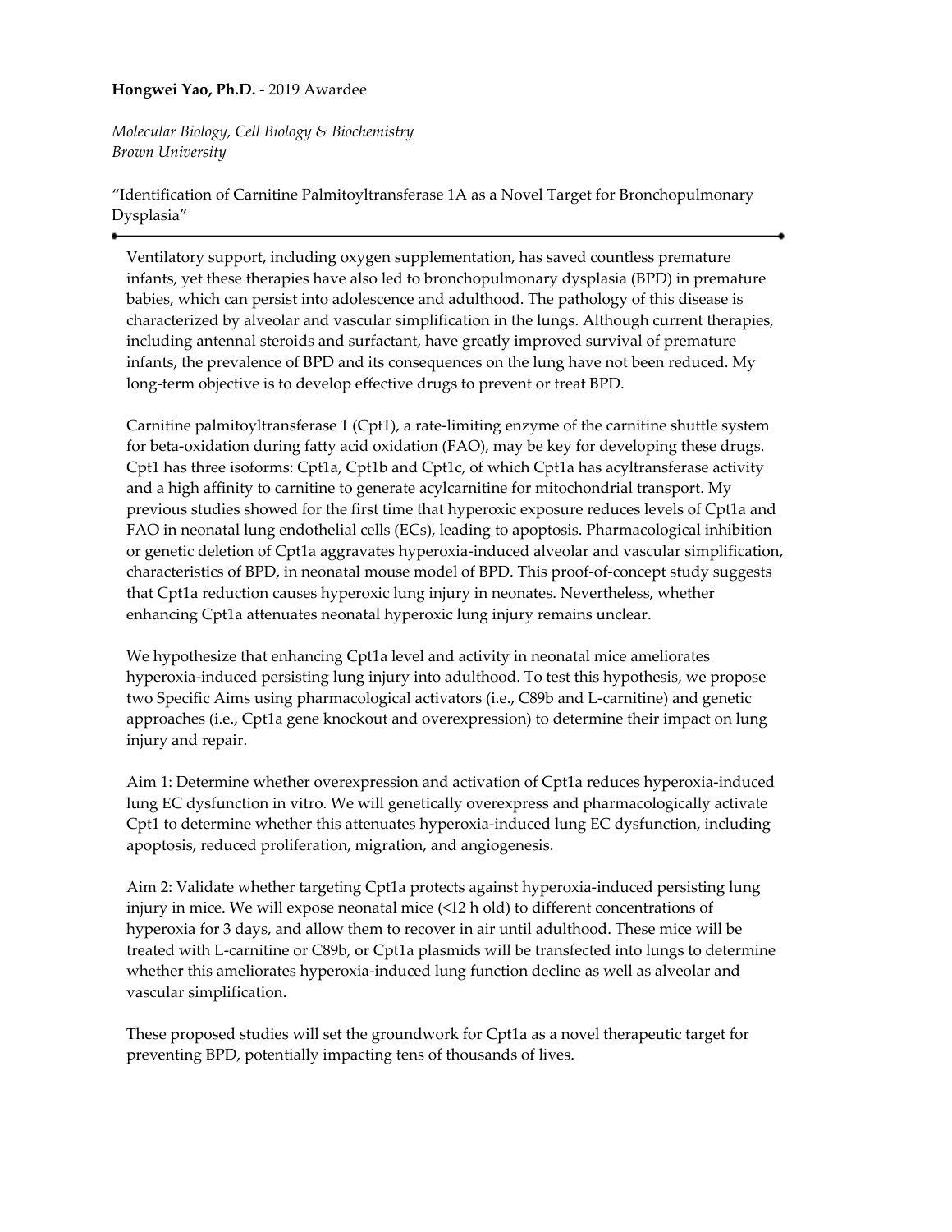**Hongwei Yao, Ph.D.** - 2019 Awardee

*Molecular Biology, Cell Biology & Biochemistry*
*Brown University*

"Identification of Carnitine Palmitoyltransferase 1A as a Novel Target for Bronchopulmonary Dysplasia"

---

Ventilatory support, including oxygen supplementation, has saved countless premature infants, yet these therapies have also led to bronchopulmonary dysplasia (BPD) in premature babies, which can persist into adolescence and adulthood. The pathology of this disease is characterized by alveolar and vascular simplification in the lungs. Although current therapies, including antennal steroids and surfactant, have greatly improved survival of premature infants, the prevalence of BPD and its consequences on the lung have not been reduced. My long-term objective is to develop effective drugs to prevent or treat BPD.

Carnitine palmitoyltransferase 1 (Cpt1), a rate-limiting enzyme of the carnitine shuttle system for beta-oxidation during fatty acid oxidation (FAO), may be key for developing these drugs. Cpt1 has three isoforms: Cpt1a, Cpt1b and Cpt1c, of which Cpt1a has acyltransferase activity and a high affinity to carnitine to generate acylcarnitine for mitochondrial transport. My previous studies showed for the first time that hyperoxic exposure reduces levels of Cpt1a and FAO in neonatal lung endothelial cells (ECs), leading to apoptosis. Pharmacological inhibition or genetic deletion of Cpt1a aggravates hyperoxia-induced alveolar and vascular simplification, characteristics of BPD, in neonatal mouse model of BPD. This proof-of-concept study suggests that Cpt1a reduction causes hyperoxic lung injury in neonates. Nevertheless, whether enhancing Cpt1a attenuates neonatal hyperoxic lung injury remains unclear.

We hypothesize that enhancing Cpt1a level and activity in neonatal mice ameliorates hyperoxia-induced persisting lung injury into adulthood. To test this hypothesis, we propose two Specific Aims using pharmacological activators (i.e., C89b and L-carnitine) and genetic approaches (i.e., Cpt1a gene knockout and overexpression) to determine their impact on lung injury and repair.

Aim 1: Determine whether overexpression and activation of Cpt1a reduces hyperoxia-induced lung EC dysfunction in vitro. We will genetically overexpress and pharmacologically activate Cpt1 to determine whether this attenuates hyperoxia-induced lung EC dysfunction, including apoptosis, reduced proliferation, migration, and angiogenesis.

Aim 2: Validate whether targeting Cpt1a protects against hyperoxia-induced persisting lung injury in mice. We will expose neonatal mice (<12 h old) to different concentrations of hyperoxia for 3 days, and allow them to recover in air until adulthood. These mice will be treated with L-carnitine or C89b, or Cpt1a plasmids will be transfected into lungs to determine whether this ameliorates hyperoxia-induced lung function decline as well as alveolar and vascular simplification.

These proposed studies will set the groundwork for Cpt1a as a novel therapeutic target for preventing BPD, potentially impacting tens of thousands of lives.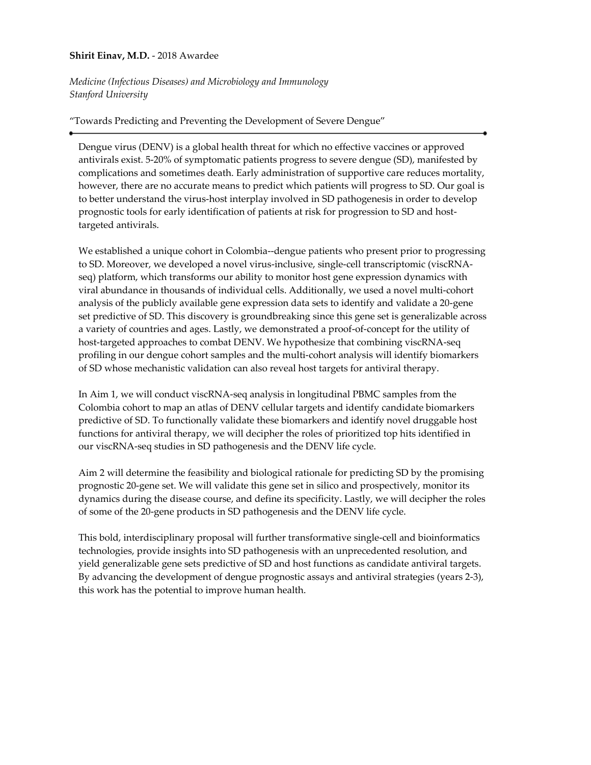**Shirit Einav, M.D.** - 2018 Awardee

*Medicine (Infectious Diseases) and Microbiology and Immunology*
*Stanford University*

"Towards Predicting and Preventing the Development of Severe Dengue"

---

Dengue virus (DENV) is a global health threat for which no effective vaccines or approved antivirals exist. 5-20% of symptomatic patients progress to severe dengue (SD), manifested by complications and sometimes death. Early administration of supportive care reduces mortality, however, there are no accurate means to predict which patients will progress to SD. Our goal is to better understand the virus-host interplay involved in SD pathogenesis in order to develop prognostic tools for early identification of patients at risk for progression to SD and host-targeted antivirals.

We established a unique cohort in Colombia--dengue patients who present prior to progressing to SD. Moreover, we developed a novel virus-inclusive, single-cell transcriptomic (viscRNA-seq) platform, which transforms our ability to monitor host gene expression dynamics with viral abundance in thousands of individual cells. Additionally, we used a novel multi-cohort analysis of the publicly available gene expression data sets to identify and validate a 20-gene set predictive of SD. This discovery is groundbreaking since this gene set is generalizable across a variety of countries and ages. Lastly, we demonstrated a proof-of-concept for the utility of host-targeted approaches to combat DENV. We hypothesize that combining viscRNA-seq profiling in our dengue cohort samples and the multi-cohort analysis will identify biomarkers of SD whose mechanistic validation can also reveal host targets for antiviral therapy.

In Aim 1, we will conduct viscRNA-seq analysis in longitudinal PBMC samples from the Colombia cohort to map an atlas of DENV cellular targets and identify candidate biomarkers predictive of SD. To functionally validate these biomarkers and identify novel druggable host functions for antiviral therapy, we will decipher the roles of prioritized top hits identified in our viscRNA-seq studies in SD pathogenesis and the DENV life cycle.

Aim 2 will determine the feasibility and biological rationale for predicting SD by the promising prognostic 20-gene set. We will validate this gene set in silico and prospectively, monitor its dynamics during the disease course, and define its specificity. Lastly, we will decipher the roles of some of the 20-gene products in SD pathogenesis and the DENV life cycle.

This bold, interdisciplinary proposal will further transformative single-cell and bioinformatics technologies, provide insights into SD pathogenesis with an unprecedented resolution, and yield generalizable gene sets predictive of SD and host functions as candidate antiviral targets. By advancing the development of dengue prognostic assays and antiviral strategies (years 2-3), this work has the potential to improve human health.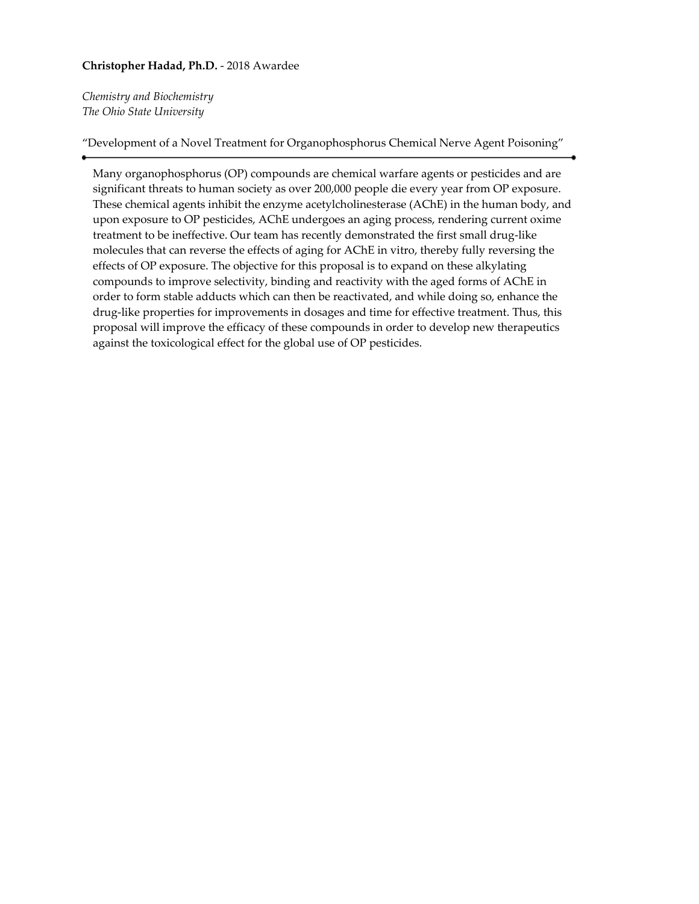**Christopher Hadad, Ph.D.** - 2018 Awardee

*Chemistry and Biochemistry*
*The Ohio State University*

"Development of a Novel Treatment for Organophosphorus Chemical Nerve Agent Poisoning"

---

Many organophosphorus (OP) compounds are chemical warfare agents or pesticides and are significant threats to human society as over 200,000 people die every year from OP exposure. These chemical agents inhibit the enzyme acetylcholinesterase (AChE) in the human body, and upon exposure to OP pesticides, AChE undergoes an aging process, rendering current oxime treatment to be ineffective. Our team has recently demonstrated the first small drug-like molecules that can reverse the effects of aging for AChE in vitro, thereby fully reversing the effects of OP exposure. The objective for this proposal is to expand on these alkylating compounds to improve selectivity, binding and reactivity with the aged forms of AChE in order to form stable adducts which can then be reactivated, and while doing so, enhance the drug-like properties for improvements in dosages and time for effective treatment. Thus, this proposal will improve the efficacy of these compounds in order to develop new therapeutics against the toxicological effect for the global use of OP pesticides.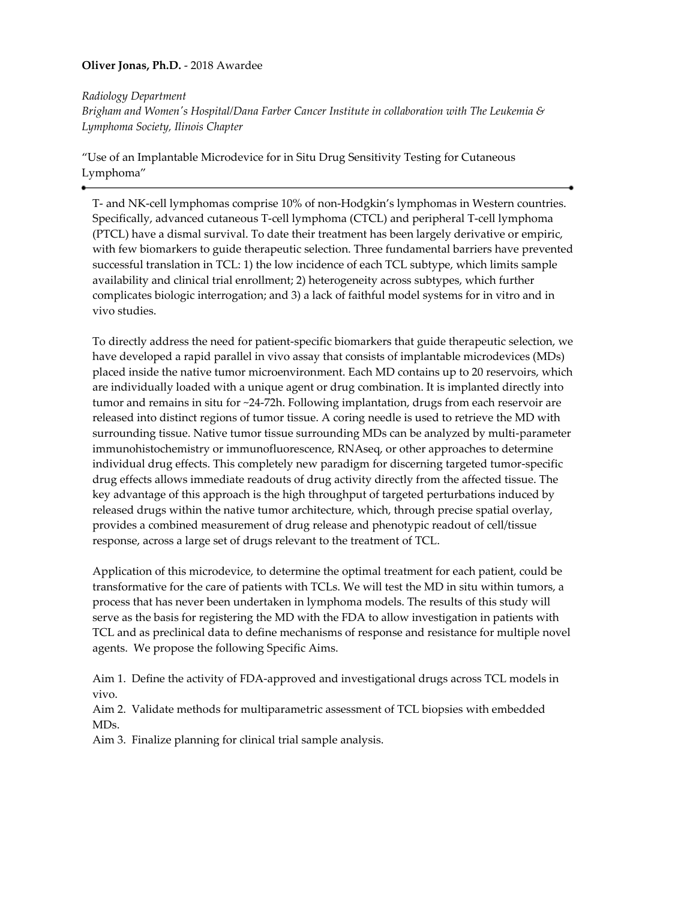**Oliver Jonas, Ph.D.** - 2018 Awardee

*Radiology Department*
*Brigham and Women's Hospital/Dana Farber Cancer Institute in collaboration with The Leukemia & Lymphoma Society, Ilinois Chapter*

"Use of an Implantable Microdevice for in Situ Drug Sensitivity Testing for Cutaneous Lymphoma"

---

T- and NK-cell lymphomas comprise 10% of non-Hodgkin's lymphomas in Western countries. Specifically, advanced cutaneous T-cell lymphoma (CTCL) and peripheral T-cell lymphoma (PTCL) have a dismal survival. To date their treatment has been largely derivative or empiric, with few biomarkers to guide therapeutic selection. Three fundamental barriers have prevented successful translation in TCL: 1) the low incidence of each TCL subtype, which limits sample availability and clinical trial enrollment; 2) heterogeneity across subtypes, which further complicates biologic interrogation; and 3) a lack of faithful model systems for in vitro and in vivo studies.

To directly address the need for patient-specific biomarkers that guide therapeutic selection, we have developed a rapid parallel in vivo assay that consists of implantable microdevices (MDs) placed inside the native tumor microenvironment. Each MD contains up to 20 reservoirs, which are individually loaded with a unique agent or drug combination. It is implanted directly into tumor and remains in situ for ~24-72h. Following implantation, drugs from each reservoir are released into distinct regions of tumor tissue. A coring needle is used to retrieve the MD with surrounding tissue. Native tumor tissue surrounding MDs can be analyzed by multi-parameter immunohistochemistry or immunofluorescence, RNAseq, or other approaches to determine individual drug effects. This completely new paradigm for discerning targeted tumor-specific drug effects allows immediate readouts of drug activity directly from the affected tissue. The key advantage of this approach is the high throughput of targeted perturbations induced by released drugs within the native tumor architecture, which, through precise spatial overlay, provides a combined measurement of drug release and phenotypic readout of cell/tissue response, across a large set of drugs relevant to the treatment of TCL.

Application of this microdevice, to determine the optimal treatment for each patient, could be transformative for the care of patients with TCLs. We will test the MD in situ within tumors, a process that has never been undertaken in lymphoma models. The results of this study will serve as the basis for registering the MD with the FDA to allow investigation in patients with TCL and as preclinical data to define mechanisms of response and resistance for multiple novel agents. We propose the following Specific Aims.

Aim 1. Define the activity of FDA-approved and investigational drugs across TCL models in vivo.
Aim 2. Validate methods for multiparametric assessment of TCL biopsies with embedded MDs.
Aim 3. Finalize planning for clinical trial sample analysis.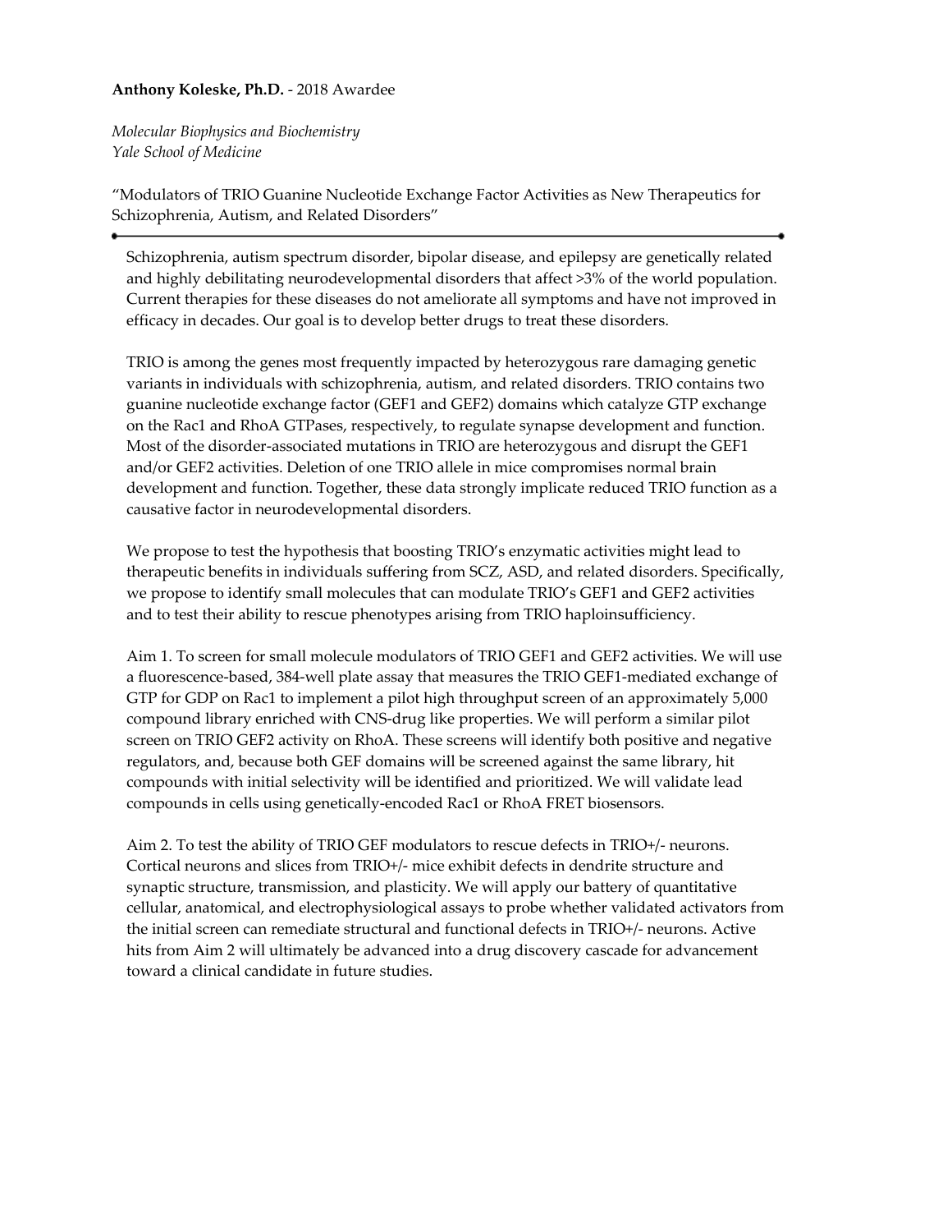**Anthony Koleske, Ph.D.** - 2018 Awardee

*Molecular Biophysics and Biochemistry*
*Yale School of Medicine*

"Modulators of TRIO Guanine Nucleotide Exchange Factor Activities as New Therapeutics for Schizophrenia, Autism, and Related Disorders"

---

Schizophrenia, autism spectrum disorder, bipolar disease, and epilepsy are genetically related and highly debilitating neurodevelopmental disorders that affect >3% of the world population. Current therapies for these diseases do not ameliorate all symptoms and have not improved in efficacy in decades. Our goal is to develop better drugs to treat these disorders.

TRIO is among the genes most frequently impacted by heterozygous rare damaging genetic variants in individuals with schizophrenia, autism, and related disorders. TRIO contains two guanine nucleotide exchange factor (GEF1 and GEF2) domains which catalyze GTP exchange on the Rac1 and RhoA GTPases, respectively, to regulate synapse development and function. Most of the disorder-associated mutations in TRIO are heterozygous and disrupt the GEF1 and/or GEF2 activities. Deletion of one TRIO allele in mice compromises normal brain development and function. Together, these data strongly implicate reduced TRIO function as a causative factor in neurodevelopmental disorders.

We propose to test the hypothesis that boosting TRIO's enzymatic activities might lead to therapeutic benefits in individuals suffering from SCZ, ASD, and related disorders. Specifically, we propose to identify small molecules that can modulate TRIO's GEF1 and GEF2 activities and to test their ability to rescue phenotypes arising from TRIO haploinsufficiency.

Aim 1. To screen for small molecule modulators of TRIO GEF1 and GEF2 activities. We will use a fluorescence-based, 384-well plate assay that measures the TRIO GEF1-mediated exchange of GTP for GDP on Rac1 to implement a pilot high throughput screen of an approximately 5,000 compound library enriched with CNS-drug like properties. We will perform a similar pilot screen on TRIO GEF2 activity on RhoA. These screens will identify both positive and negative regulators, and, because both GEF domains will be screened against the same library, hit compounds with initial selectivity will be identified and prioritized. We will validate lead compounds in cells using genetically-encoded Rac1 or RhoA FRET biosensors.

Aim 2. To test the ability of TRIO GEF modulators to rescue defects in TRIO+/- neurons. Cortical neurons and slices from TRIO+/- mice exhibit defects in dendrite structure and synaptic structure, transmission, and plasticity. We will apply our battery of quantitative cellular, anatomical, and electrophysiological assays to probe whether validated activators from the initial screen can remediate structural and functional defects in TRIO+/- neurons. Active hits from Aim 2 will ultimately be advanced into a drug discovery cascade for advancement toward a clinical candidate in future studies.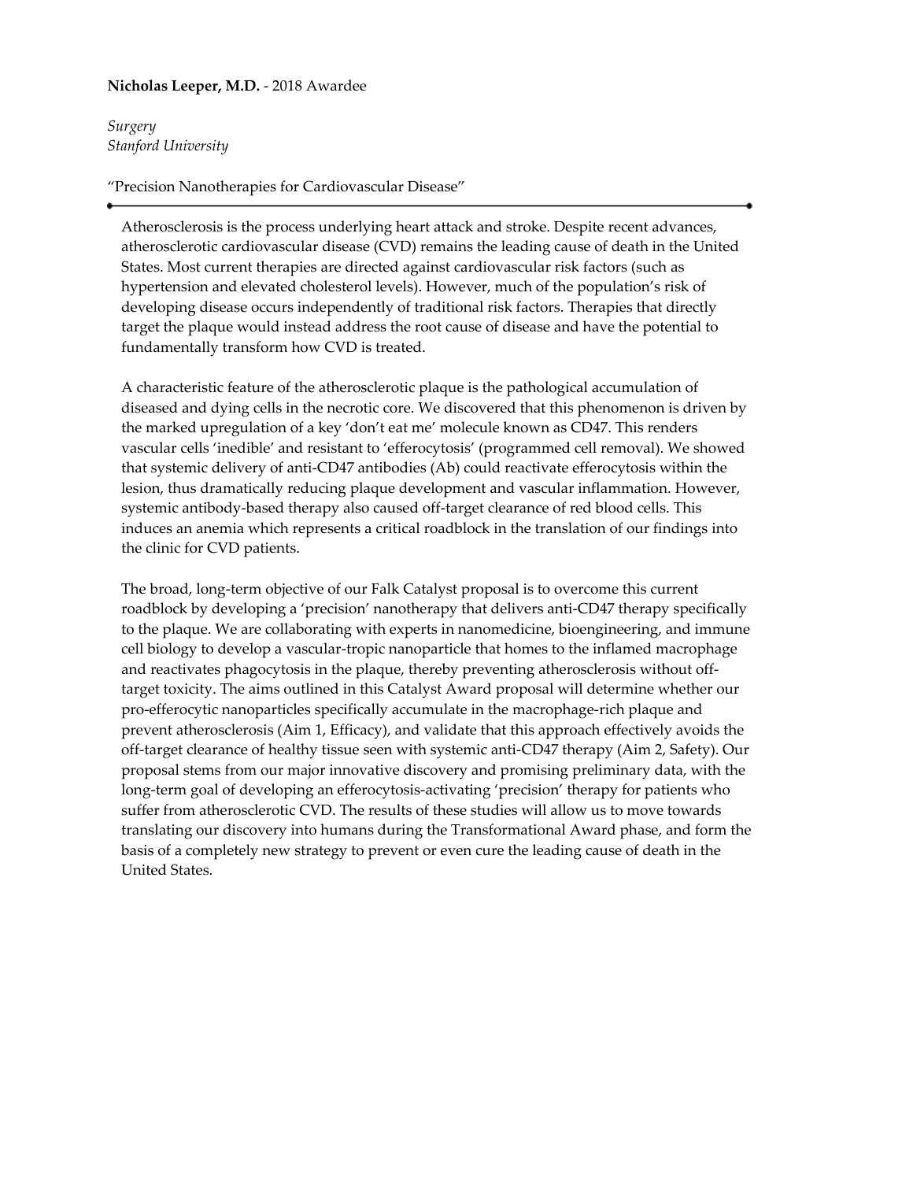**Nicholas Leeper, M.D.** - 2018 Awardee

*Surgery*
*Stanford University*

"Precision Nanotherapies for Cardiovascular Disease"

---

Atherosclerosis is the process underlying heart attack and stroke. Despite recent advances, atherosclerotic cardiovascular disease (CVD) remains the leading cause of death in the United States. Most current therapies are directed against cardiovascular risk factors (such as hypertension and elevated cholesterol levels). However, much of the population's risk of developing disease occurs independently of traditional risk factors. Therapies that directly target the plaque would instead address the root cause of disease and have the potential to fundamentally transform how CVD is treated.

A characteristic feature of the atherosclerotic plaque is the pathological accumulation of diseased and dying cells in the necrotic core. We discovered that this phenomenon is driven by the marked upregulation of a key 'don't eat me' molecule known as CD47. This renders vascular cells 'inedible' and resistant to 'efferocytosis' (programmed cell removal). We showed that systemic delivery of anti-CD47 antibodies (Ab) could reactivate efferocytosis within the lesion, thus dramatically reducing plaque development and vascular inflammation. However, systemic antibody-based therapy also caused off-target clearance of red blood cells. This induces an anemia which represents a critical roadblock in the translation of our findings into the clinic for CVD patients.

The broad, long-term objective of our Falk Catalyst proposal is to overcome this current roadblock by developing a 'precision' nanotherapy that delivers anti-CD47 therapy specifically to the plaque. We are collaborating with experts in nanomedicine, bioengineering, and immune cell biology to develop a vascular-tropic nanoparticle that homes to the inflamed macrophage and reactivates phagocytosis in the plaque, thereby preventing atherosclerosis without off-target toxicity. The aims outlined in this Catalyst Award proposal will determine whether our pro-efferocytic nanoparticles specifically accumulate in the macrophage-rich plaque and prevent atherosclerosis (Aim 1, Efficacy), and validate that this approach effectively avoids the off-target clearance of healthy tissue seen with systemic anti-CD47 therapy (Aim 2, Safety). Our proposal stems from our major innovative discovery and promising preliminary data, with the long-term goal of developing an efferocytosis-activating 'precision' therapy for patients who suffer from atherosclerotic CVD. The results of these studies will allow us to move towards translating our discovery into humans during the Transformational Award phase, and form the basis of a completely new strategy to prevent or even cure the leading cause of death in the United States.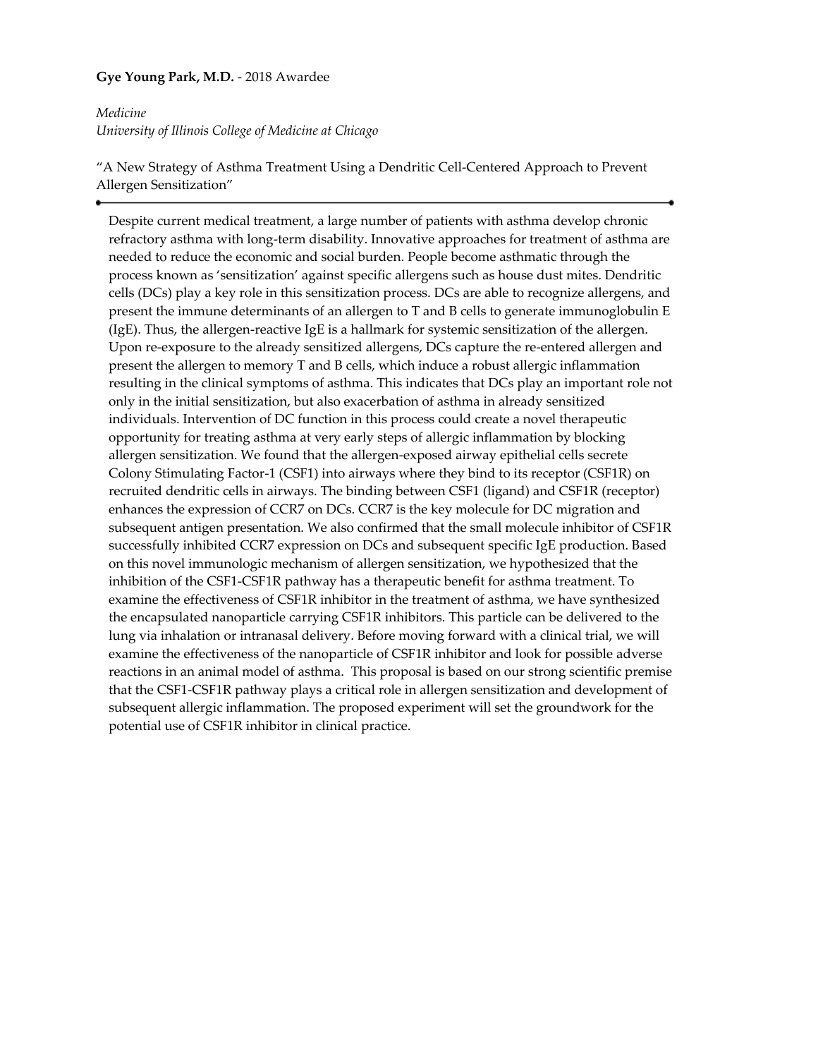**Gye Young Park, M.D.** - 2018 Awardee

*Medicine*
*University of Illinois College of Medicine at Chicago*

"A New Strategy of Asthma Treatment Using a Dendritic Cell-Centered Approach to Prevent Allergen Sensitization"

---

Despite current medical treatment, a large number of patients with asthma develop chronic refractory asthma with long-term disability. Innovative approaches for treatment of asthma are needed to reduce the economic and social burden. People become asthmatic through the process known as 'sensitization' against specific allergens such as house dust mites. Dendritic cells (DCs) play a key role in this sensitization process. DCs are able to recognize allergens, and present the immune determinants of an allergen to T and B cells to generate immunoglobulin E (IgE). Thus, the allergen-reactive IgE is a hallmark for systemic sensitization of the allergen. Upon re-exposure to the already sensitized allergens, DCs capture the re-entered allergen and present the allergen to memory T and B cells, which induce a robust allergic inflammation resulting in the clinical symptoms of asthma. This indicates that DCs play an important role not only in the initial sensitization, but also exacerbation of asthma in already sensitized individuals. Intervention of DC function in this process could create a novel therapeutic opportunity for treating asthma at very early steps of allergic inflammation by blocking allergen sensitization. We found that the allergen-exposed airway epithelial cells secrete Colony Stimulating Factor-1 (CSF1) into airways where they bind to its receptor (CSF1R) on recruited dendritic cells in airways. The binding between CSF1 (ligand) and CSF1R (receptor) enhances the expression of CCR7 on DCs. CCR7 is the key molecule for DC migration and subsequent antigen presentation. We also confirmed that the small molecule inhibitor of CSF1R successfully inhibited CCR7 expression on DCs and subsequent specific IgE production. Based on this novel immunologic mechanism of allergen sensitization, we hypothesized that the inhibition of the CSF1-CSF1R pathway has a therapeutic benefit for asthma treatment. To examine the effectiveness of CSF1R inhibitor in the treatment of asthma, we have synthesized the encapsulated nanoparticle carrying CSF1R inhibitors. This particle can be delivered to the lung via inhalation or intranasal delivery. Before moving forward with a clinical trial, we will examine the effectiveness of the nanoparticle of CSF1R inhibitor and look for possible adverse reactions in an animal model of asthma. This proposal is based on our strong scientific premise that the CSF1-CSF1R pathway plays a critical role in allergen sensitization and development of subsequent allergic inflammation. The proposed experiment will set the groundwork for the potential use of CSF1R inhibitor in clinical practice.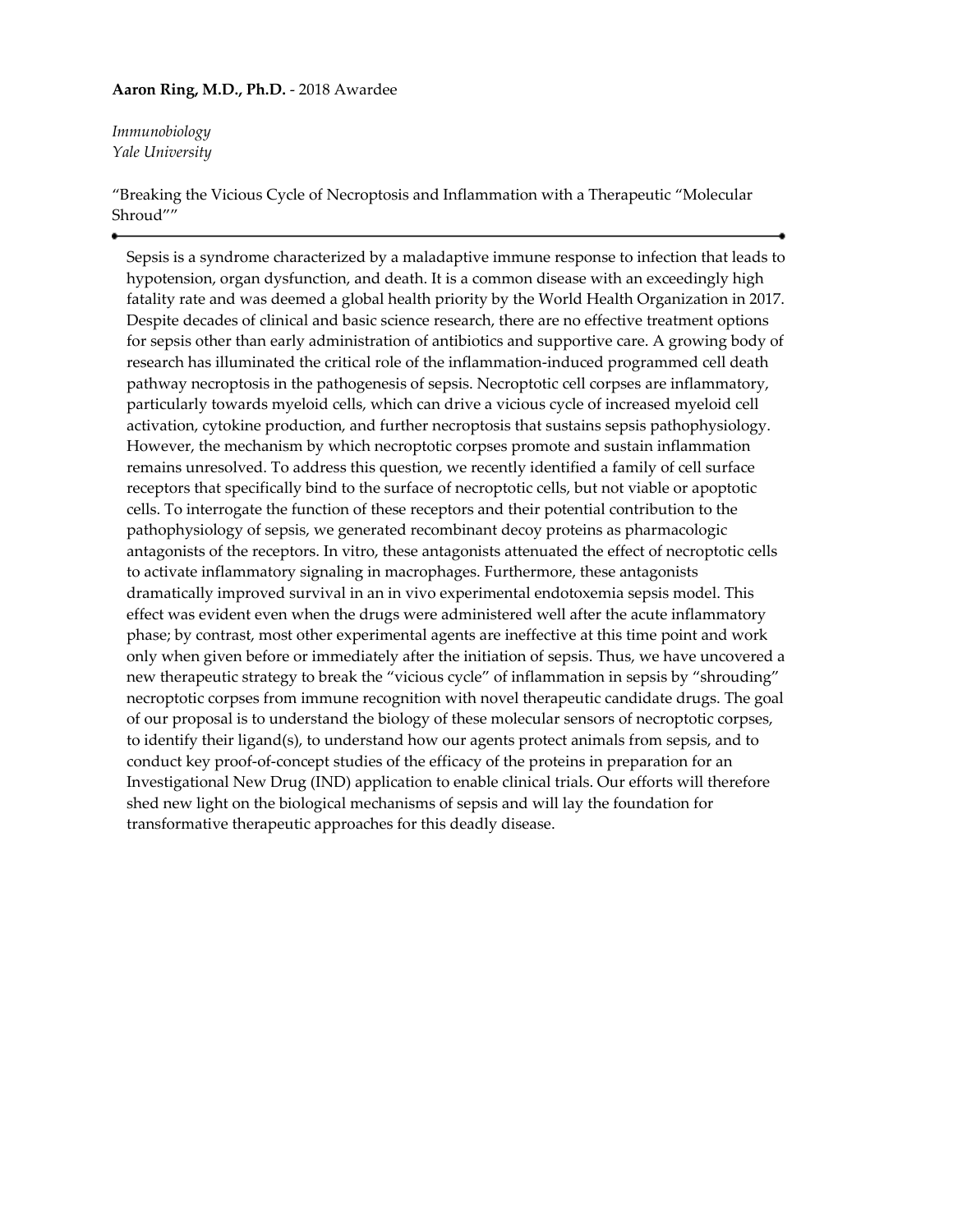**Aaron Ring, M.D., Ph.D.** - 2018 Awardee

*Immunobiology*
*Yale University*

"Breaking the Vicious Cycle of Necroptosis and Inflammation with a Therapeutic "Molecular Shroud""

---

Sepsis is a syndrome characterized by a maladaptive immune response to infection that leads to hypotension, organ dysfunction, and death. It is a common disease with an exceedingly high fatality rate and was deemed a global health priority by the World Health Organization in 2017. Despite decades of clinical and basic science research, there are no effective treatment options for sepsis other than early administration of antibiotics and supportive care. A growing body of research has illuminated the critical role of the inflammation-induced programmed cell death pathway necroptosis in the pathogenesis of sepsis. Necroptotic cell corpses are inflammatory, particularly towards myeloid cells, which can drive a vicious cycle of increased myeloid cell activation, cytokine production, and further necroptosis that sustains sepsis pathophysiology. However, the mechanism by which necroptotic corpses promote and sustain inflammation remains unresolved. To address this question, we recently identified a family of cell surface receptors that specifically bind to the surface of necroptotic cells, but not viable or apoptotic cells. To interrogate the function of these receptors and their potential contribution to the pathophysiology of sepsis, we generated recombinant decoy proteins as pharmacologic antagonists of the receptors. In vitro, these antagonists attenuated the effect of necroptotic cells to activate inflammatory signaling in macrophages. Furthermore, these antagonists dramatically improved survival in an in vivo experimental endotoxemia sepsis model. This effect was evident even when the drugs were administered well after the acute inflammatory phase; by contrast, most other experimental agents are ineffective at this time point and work only when given before or immediately after the initiation of sepsis. Thus, we have uncovered a new therapeutic strategy to break the "vicious cycle" of inflammation in sepsis by "shrouding" necroptotic corpses from immune recognition with novel therapeutic candidate drugs. The goal of our proposal is to understand the biology of these molecular sensors of necroptotic corpses, to identify their ligand(s), to understand how our agents protect animals from sepsis, and to conduct key proof-of-concept studies of the efficacy of the proteins in preparation for an Investigational New Drug (IND) application to enable clinical trials. Our efforts will therefore shed new light on the biological mechanisms of sepsis and will lay the foundation for transformative therapeutic approaches for this deadly disease.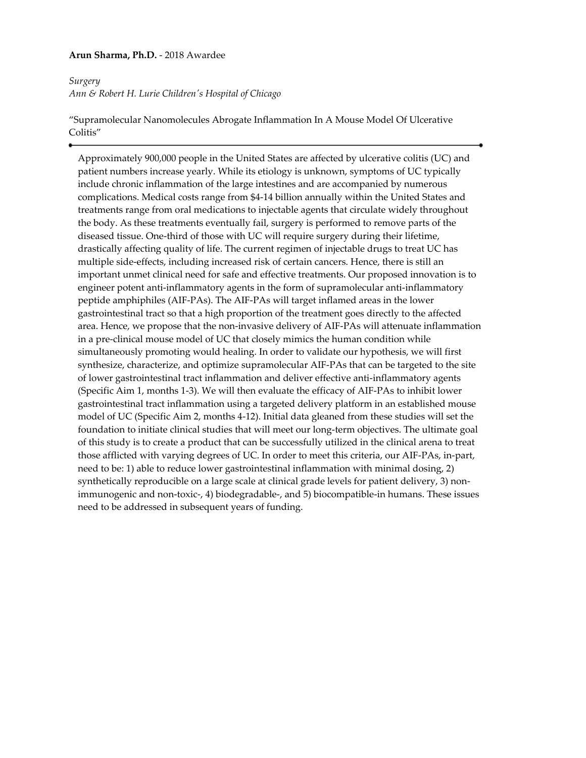**Arun Sharma, Ph.D.** - 2018 Awardee

*Surgery*
*Ann & Robert H. Lurie Children's Hospital of Chicago*

"Supramolecular Nanomolecules Abrogate Inflammation In A Mouse Model Of Ulcerative Colitis"

---

Approximately 900,000 people in the United States are affected by ulcerative colitis (UC) and patient numbers increase yearly. While its etiology is unknown, symptoms of UC typically include chronic inflammation of the large intestines and are accompanied by numerous complications. Medical costs range from $4-14 billion annually within the United States and treatments range from oral medications to injectable agents that circulate widely throughout the body. As these treatments eventually fail, surgery is performed to remove parts of the diseased tissue. One-third of those with UC will require surgery during their lifetime, drastically affecting quality of life. The current regimen of injectable drugs to treat UC has multiple side-effects, including increased risk of certain cancers. Hence, there is still an important unmet clinical need for safe and effective treatments. Our proposed innovation is to engineer potent anti-inflammatory agents in the form of supramolecular anti-inflammatory peptide amphiphiles (AIF-PAs). The AIF-PAs will target inflamed areas in the lower gastrointestinal tract so that a high proportion of the treatment goes directly to the affected area. Hence, we propose that the non-invasive delivery of AIF-PAs will attenuate inflammation in a pre-clinical mouse model of UC that closely mimics the human condition while simultaneously promoting would healing. In order to validate our hypothesis, we will first synthesize, characterize, and optimize supramolecular AIF-PAs that can be targeted to the site of lower gastrointestinal tract inflammation and deliver effective anti-inflammatory agents (Specific Aim 1, months 1-3). We will then evaluate the efficacy of AIF-PAs to inhibit lower gastrointestinal tract inflammation using a targeted delivery platform in an established mouse model of UC (Specific Aim 2, months 4-12). Initial data gleaned from these studies will set the foundation to initiate clinical studies that will meet our long-term objectives. The ultimate goal of this study is to create a product that can be successfully utilized in the clinical arena to treat those afflicted with varying degrees of UC. In order to meet this criteria, our AIF-PAs, in-part, need to be: 1) able to reduce lower gastrointestinal inflammation with minimal dosing, 2) synthetically reproducible on a large scale at clinical grade levels for patient delivery, 3) non-immunogenic and non-toxic-, 4) biodegradable-, and 5) biocompatible-in humans. These issues need to be addressed in subsequent years of funding.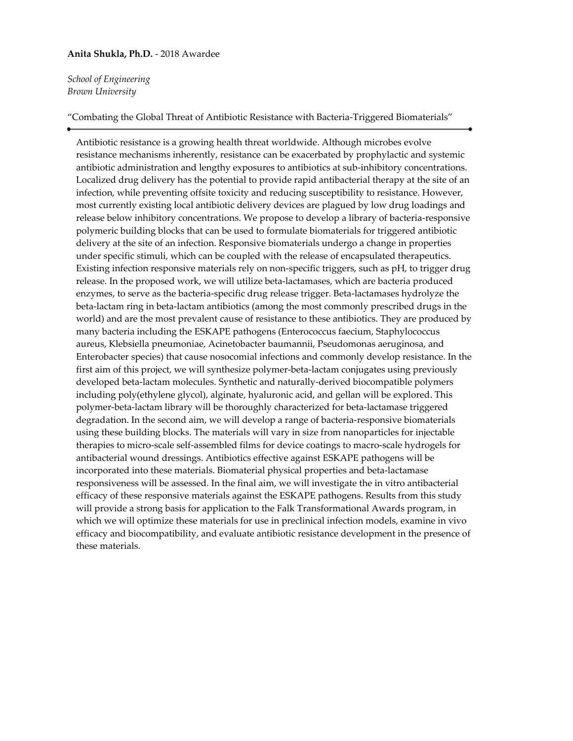**Anita Shukla, Ph.D.** - 2018 Awardee

*School of Engineering*
*Brown University*

"Combating the Global Threat of Antibiotic Resistance with Bacteria-Triggered Biomaterials"

---

Antibiotic resistance is a growing health threat worldwide. Although microbes evolve resistance mechanisms inherently, resistance can be exacerbated by prophylactic and systemic antibiotic administration and lengthy exposures to antibiotics at sub-inhibitory concentrations. Localized drug delivery has the potential to provide rapid antibacterial therapy at the site of an infection, while preventing offsite toxicity and reducing susceptibility to resistance. However, most currently existing local antibiotic delivery devices are plagued by low drug loadings and release below inhibitory concentrations. We propose to develop a library of bacteria-responsive polymeric building blocks that can be used to formulate biomaterials for triggered antibiotic delivery at the site of an infection. Responsive biomaterials undergo a change in properties under specific stimuli, which can be coupled with the release of encapsulated therapeutics. Existing infection responsive materials rely on non-specific triggers, such as pH, to trigger drug release. In the proposed work, we will utilize beta-lactamases, which are bacteria produced enzymes, to serve as the bacteria-specific drug release trigger. Beta-lactamases hydrolyze the beta-lactam ring in beta-lactam antibiotics (among the most commonly prescribed drugs in the world) and are the most prevalent cause of resistance to these antibiotics. They are produced by many bacteria including the ESKAPE pathogens (Enterococcus faecium, Staphylococcus aureus, Klebsiella pneumoniae, Acinetobacter baumannii, Pseudomonas aeruginosa, and Enterobacter species) that cause nosocomial infections and commonly develop resistance. In the first aim of this project, we will synthesize polymer-beta-lactam conjugates using previously developed beta-lactam molecules. Synthetic and naturally-derived biocompatible polymers including poly(ethylene glycol), alginate, hyaluronic acid, and gellan will be explored. This polymer-beta-lactam library will be thoroughly characterized for beta-lactamase triggered degradation. In the second aim, we will develop a range of bacteria-responsive biomaterials using these building blocks. The materials will vary in size from nanoparticles for injectable therapies to micro-scale self-assembled films for device coatings to macro-scale hydrogels for antibacterial wound dressings. Antibiotics effective against ESKAPE pathogens will be incorporated into these materials. Biomaterial physical properties and beta-lactamase responsiveness will be assessed. In the final aim, we will investigate the in vitro antibacterial efficacy of these responsive materials against the ESKAPE pathogens. Results from this study will provide a strong basis for application to the Falk Transformational Awards program, in which we will optimize these materials for use in preclinical infection models, examine in vivo efficacy and biocompatibility, and evaluate antibiotic resistance development in the presence of these materials.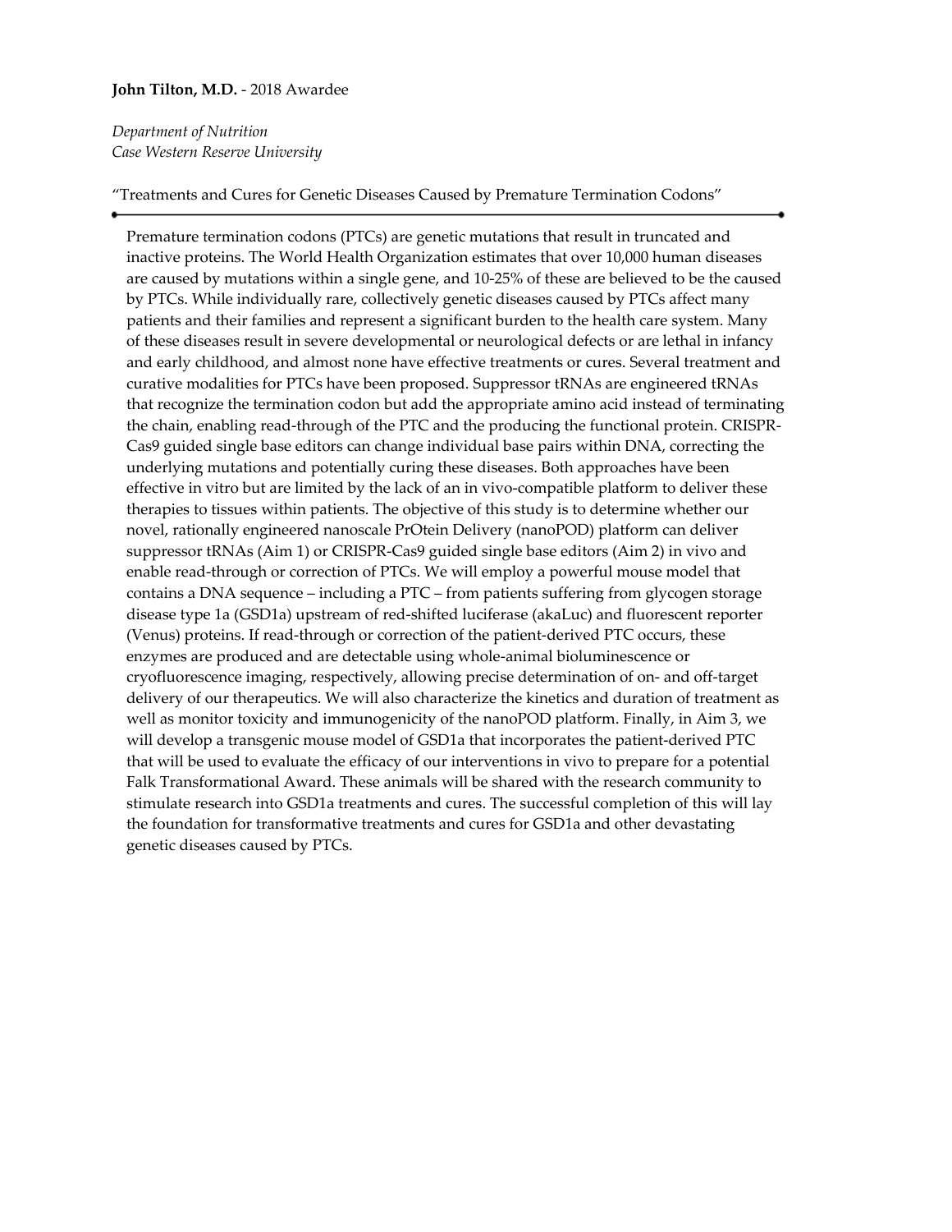**John Tilton, M.D.** - 2018 Awardee

*Department of Nutrition*
*Case Western Reserve University*

"Treatments and Cures for Genetic Diseases Caused by Premature Termination Codons"

Premature termination codons (PTCs) are genetic mutations that result in truncated and inactive proteins. The World Health Organization estimates that over 10,000 human diseases are caused by mutations within a single gene, and 10-25% of these are believed to be the caused by PTCs. While individually rare, collectively genetic diseases caused by PTCs affect many patients and their families and represent a significant burden to the health care system. Many of these diseases result in severe developmental or neurological defects or are lethal in infancy and early childhood, and almost none have effective treatments or cures. Several treatment and curative modalities for PTCs have been proposed. Suppressor tRNAs are engineered tRNAs that recognize the termination codon but add the appropriate amino acid instead of terminating the chain, enabling read-through of the PTC and the producing the functional protein. CRISPR-Cas9 guided single base editors can change individual base pairs within DNA, correcting the underlying mutations and potentially curing these diseases. Both approaches have been effective in vitro but are limited by the lack of an in vivo-compatible platform to deliver these therapies to tissues within patients. The objective of this study is to determine whether our novel, rationally engineered nanoscale PrOtein Delivery (nanoPOD) platform can deliver suppressor tRNAs (Aim 1) or CRISPR-Cas9 guided single base editors (Aim 2) in vivo and enable read-through or correction of PTCs. We will employ a powerful mouse model that contains a DNA sequence – including a PTC – from patients suffering from glycogen storage disease type 1a (GSD1a) upstream of red-shifted luciferase (akaLuc) and fluorescent reporter (Venus) proteins. If read-through or correction of the patient-derived PTC occurs, these enzymes are produced and are detectable using whole-animal bioluminescence or cryofluorescence imaging, respectively, allowing precise determination of on- and off-target delivery of our therapeutics. We will also characterize the kinetics and duration of treatment as well as monitor toxicity and immunogenicity of the nanoPOD platform. Finally, in Aim 3, we will develop a transgenic mouse model of GSD1a that incorporates the patient-derived PTC that will be used to evaluate the efficacy of our interventions in vivo to prepare for a potential Falk Transformational Award. These animals will be shared with the research community to stimulate research into GSD1a treatments and cures. The successful completion of this will lay the foundation for transformative treatments and cures for GSD1a and other devastating genetic diseases caused by PTCs.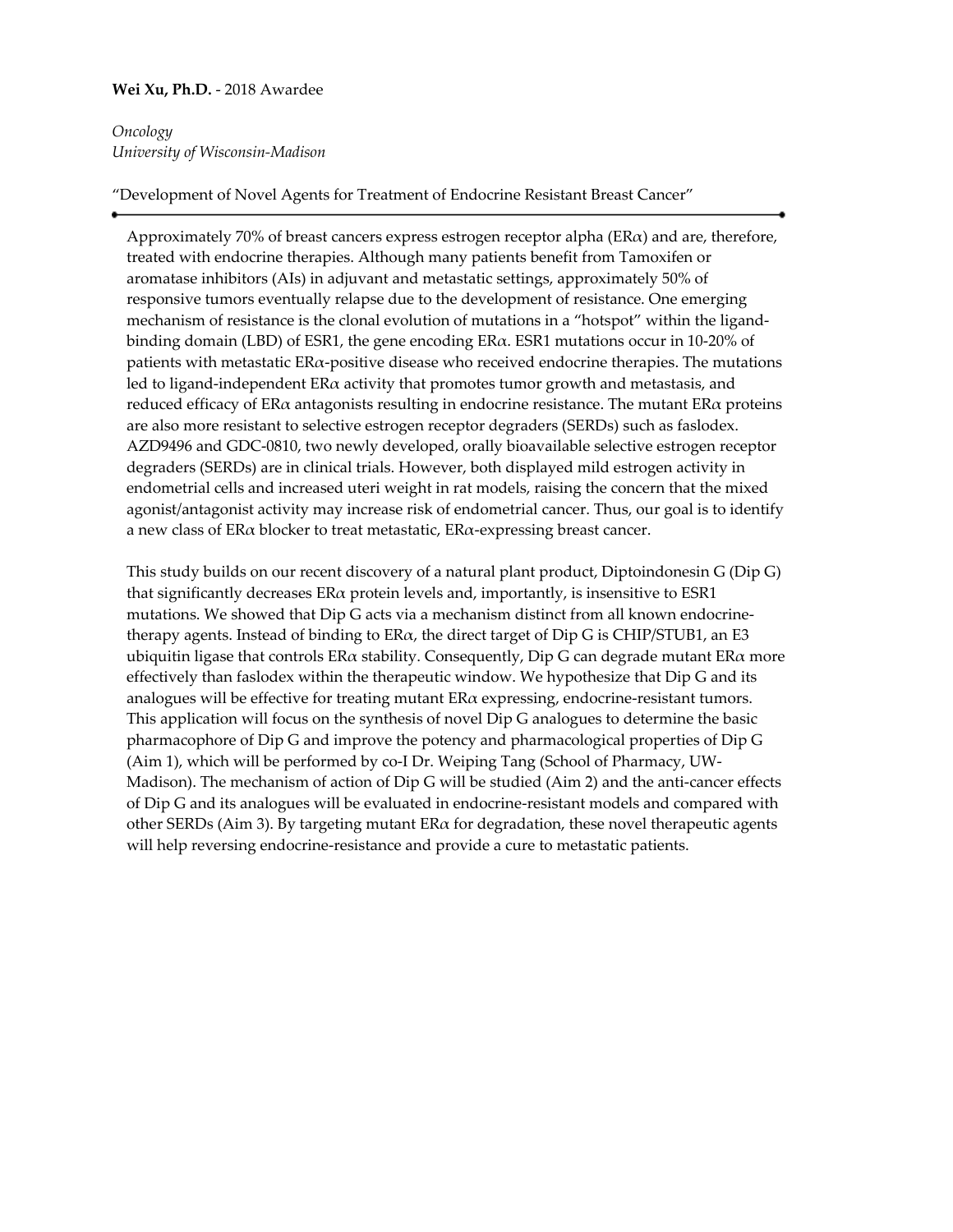**Wei Xu, Ph.D.** - 2018 Awardee

*Oncology*
*University of Wisconsin-Madison*

"Development of Novel Agents for Treatment of Endocrine Resistant Breast Cancer"

---

Approximately 70% of breast cancers express estrogen receptor alpha (ER$\alpha$) and are, therefore, treated with endocrine therapies. Although many patients benefit from Tamoxifen or aromatase inhibitors (AIs) in adjuvant and metastatic settings, approximately 50% of responsive tumors eventually relapse due to the development of resistance. One emerging mechanism of resistance is the clonal evolution of mutations in a "hotspot" within the ligand-binding domain (LBD) of ESR1, the gene encoding ER$\alpha$. ESR1 mutations occur in 10-20% of patients with metastatic ER$\alpha$-positive disease who received endocrine therapies. The mutations led to ligand-independent ER$\alpha$ activity that promotes tumor growth and metastasis, and reduced efficacy of ER$\alpha$ antagonists resulting in endocrine resistance. The mutant ER$\alpha$ proteins are also more resistant to selective estrogen receptor degraders (SERDs) such as faslodex. AZD9496 and GDC-0810, two newly developed, orally bioavailable selective estrogen receptor degraders (SERDs) are in clinical trials. However, both displayed mild estrogen activity in endometrial cells and increased uteri weight in rat models, raising the concern that the mixed agonist/antagonist activity may increase risk of endometrial cancer. Thus, our goal is to identify a new class of ER$\alpha$ blocker to treat metastatic, ER$\alpha$-expressing breast cancer.

This study builds on our recent discovery of a natural plant product, Diptoindonesin G (Dip G) that significantly decreases ER$\alpha$ protein levels and, importantly, is insensitive to ESR1 mutations. We showed that Dip G acts via a mechanism distinct from all known endocrine-therapy agents. Instead of binding to ER$\alpha$, the direct target of Dip G is CHIP/STUB1, an E3 ubiquitin ligase that controls ER$\alpha$ stability. Consequently, Dip G can degrade mutant ER$\alpha$ more effectively than faslodex within the therapeutic window. We hypothesize that Dip G and its analogues will be effective for treating mutant ER$\alpha$ expressing, endocrine-resistant tumors. This application will focus on the synthesis of novel Dip G analogues to determine the basic pharmacophore of Dip G and improve the potency and pharmacological properties of Dip G (Aim 1), which will be performed by co-I Dr. Weiping Tang (School of Pharmacy, UW-Madison). The mechanism of action of Dip G will be studied (Aim 2) and the anti-cancer effects of Dip G and its analogues will be evaluated in endocrine-resistant models and compared with other SERDs (Aim 3). By targeting mutant ER$\alpha$ for degradation, these novel therapeutic agents will help reversing endocrine-resistance and provide a cure to metastatic patients.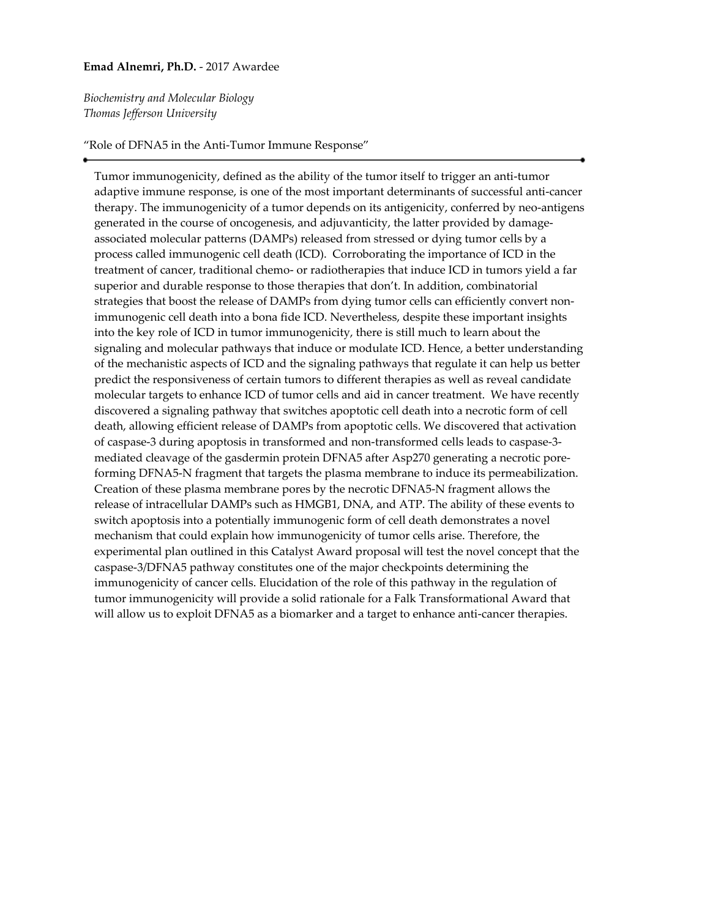**Emad Alnemri, Ph.D.** - 2017 Awardee

*Biochemistry and Molecular Biology*
*Thomas Jefferson University*

"Role of DFNA5 in the Anti-Tumor Immune Response"

---

Tumor immunogenicity, defined as the ability of the tumor itself to trigger an anti-tumor adaptive immune response, is one of the most important determinants of successful anti-cancer therapy. The immunogenicity of a tumor depends on its antigenicity, conferred by neo-antigens generated in the course of oncogenesis, and adjuvanticity, the latter provided by damage-associated molecular patterns (DAMPs) released from stressed or dying tumor cells by a process called immunogenic cell death (ICD). Corroborating the importance of ICD in the treatment of cancer, traditional chemo- or radiotherapies that induce ICD in tumors yield a far superior and durable response to those therapies that don't. In addition, combinatorial strategies that boost the release of DAMPs from dying tumor cells can efficiently convert non-immunogenic cell death into a bona fide ICD. Nevertheless, despite these important insights into the key role of ICD in tumor immunogenicity, there is still much to learn about the signaling and molecular pathways that induce or modulate ICD. Hence, a better understanding of the mechanistic aspects of ICD and the signaling pathways that regulate it can help us better predict the responsiveness of certain tumors to different therapies as well as reveal candidate molecular targets to enhance ICD of tumor cells and aid in cancer treatment. We have recently discovered a signaling pathway that switches apoptotic cell death into a necrotic form of cell death, allowing efficient release of DAMPs from apoptotic cells. We discovered that activation of caspase-3 during apoptosis in transformed and non-transformed cells leads to caspase-3-mediated cleavage of the gasdermin protein DFNA5 after Asp270 generating a necrotic pore-forming DFNA5-N fragment that targets the plasma membrane to induce its permeabilization. Creation of these plasma membrane pores by the necrotic DFNA5-N fragment allows the release of intracellular DAMPs such as HMGB1, DNA, and ATP. The ability of these events to switch apoptosis into a potentially immunogenic form of cell death demonstrates a novel mechanism that could explain how immunogenicity of tumor cells arise. Therefore, the experimental plan outlined in this Catalyst Award proposal will test the novel concept that the caspase-3/DFNA5 pathway constitutes one of the major checkpoints determining the immunogenicity of cancer cells. Elucidation of the role of this pathway in the regulation of tumor immunogenicity will provide a solid rationale for a Falk Transformational Award that will allow us to exploit DFNA5 as a biomarker and a target to enhance anti-cancer therapies.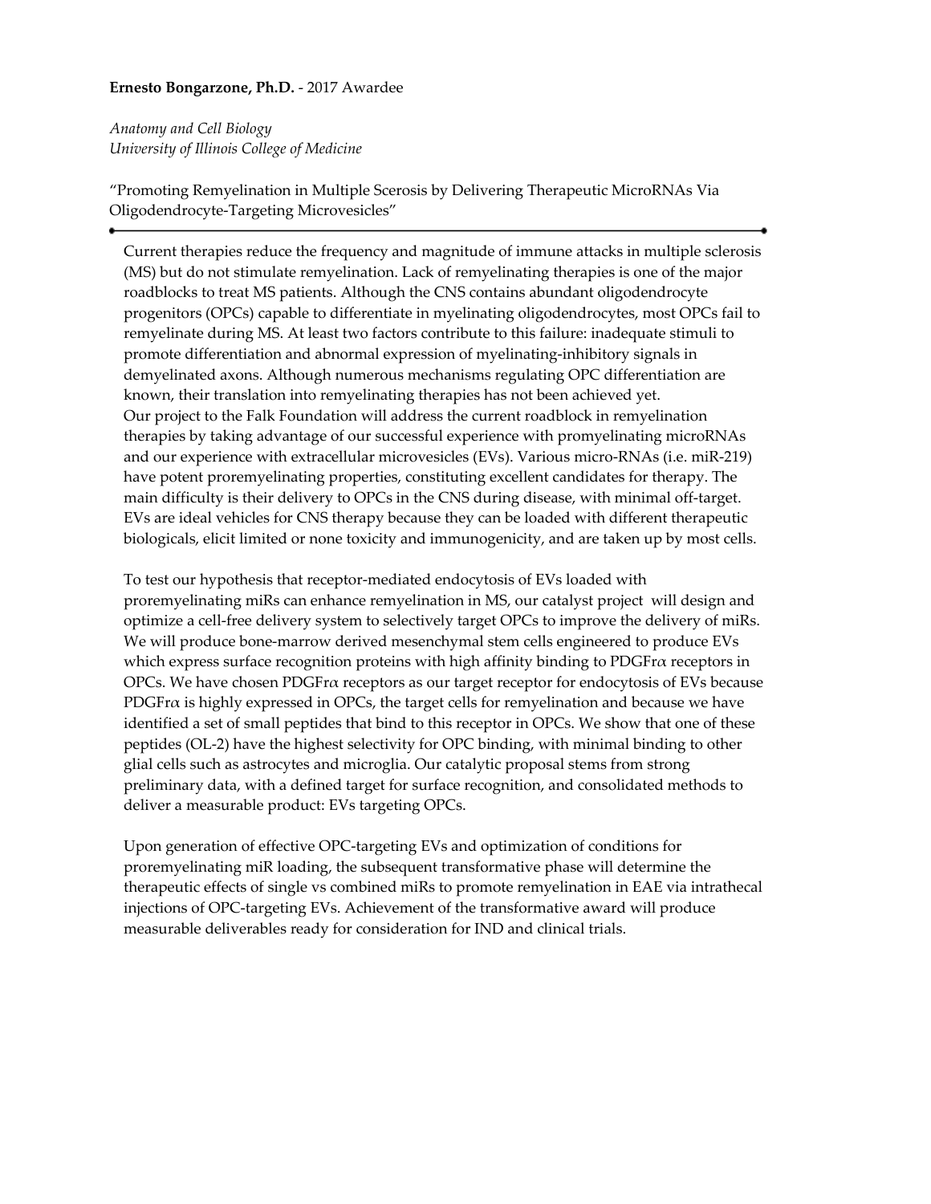**Ernesto Bongarzone, Ph.D.** - 2017 Awardee

*Anatomy and Cell Biology*
*University of Illinois College of Medicine*

"Promoting Remyelination in Multiple Scerosis by Delivering Therapeutic MicroRNAs Via Oligodendrocyte-Targeting Microvesicles"

---

Current therapies reduce the frequency and magnitude of immune attacks in multiple sclerosis (MS) but do not stimulate remyelination. Lack of remyelinating therapies is one of the major roadblocks to treat MS patients. Although the CNS contains abundant oligodendrocyte progenitors (OPCs) capable to differentiate in myelinating oligodendrocytes, most OPCs fail to remyelinate during MS. At least two factors contribute to this failure: inadequate stimuli to promote differentiation and abnormal expression of myelinating-inhibitory signals in demyelinated axons. Although numerous mechanisms regulating OPC differentiation are known, their translation into remyelinating therapies has not been achieved yet.
Our project to the Falk Foundation will address the current roadblock in remyelination therapies by taking advantage of our successful experience with promyelinating microRNAs and our experience with extracellular microvesicles (EVs). Various micro-RNAs (i.e. miR-219) have potent proremyelinating properties, constituting excellent candidates for therapy. The main difficulty is their delivery to OPCs in the CNS during disease, with minimal off-target. EVs are ideal vehicles for CNS therapy because they can be loaded with different therapeutic biologicals, elicit limited or none toxicity and immunogenicity, and are taken up by most cells.

To test our hypothesis that receptor-mediated endocytosis of EVs loaded with proremyelinating miRs can enhance remyelination in MS, our catalyst project will design and optimize a cell-free delivery system to selectively target OPCs to improve the delivery of miRs. We will produce bone-marrow derived mesenchymal stem cells engineered to produce EVs which express surface recognition proteins with high affinity binding to PDGFr$\alpha$ receptors in OPCs. We have chosen PDGFr$\alpha$ receptors as our target receptor for endocytosis of EVs because PDGFr$\alpha$ is highly expressed in OPCs, the target cells for remyelination and because we have identified a set of small peptides that bind to this receptor in OPCs. We show that one of these peptides (OL-2) have the highest selectivity for OPC binding, with minimal binding to other glial cells such as astrocytes and microglia. Our catalytic proposal stems from strong preliminary data, with a defined target for surface recognition, and consolidated methods to deliver a measurable product: EVs targeting OPCs.

Upon generation of effective OPC-targeting EVs and optimization of conditions for proremyelinating miR loading, the subsequent transformative phase will determine the therapeutic effects of single vs combined miRs to promote remyelination in EAE via intrathecal injections of OPC-targeting EVs. Achievement of the transformative award will produce measurable deliverables ready for consideration for IND and clinical trials.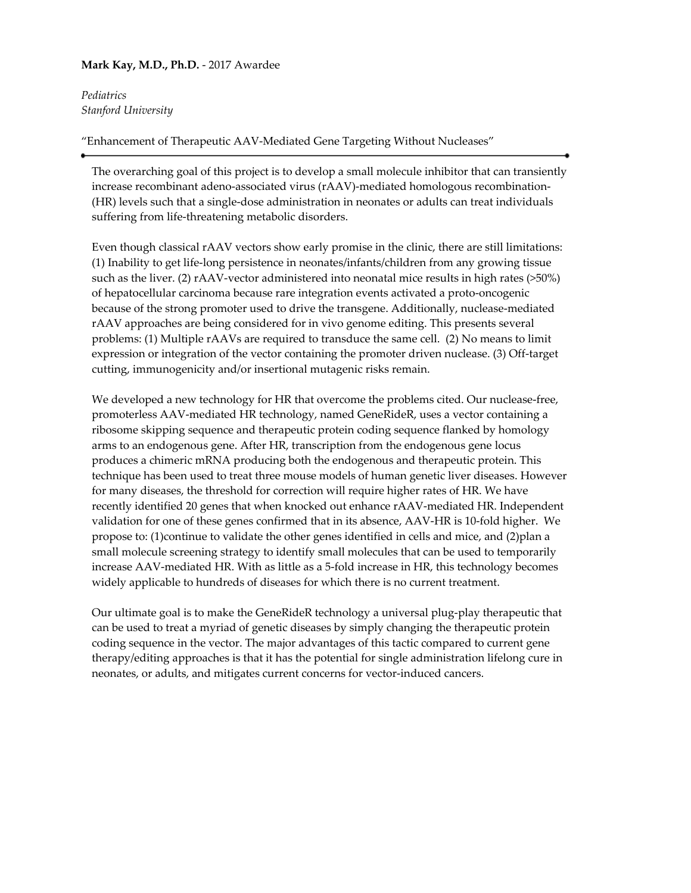**Mark Kay, M.D., Ph.D.** - 2017 Awardee

*Pediatrics*
*Stanford University*

"Enhancement of Therapeutic AAV-Mediated Gene Targeting Without Nucleases"

---

The overarching goal of this project is to develop a small molecule inhibitor that can transiently increase recombinant adeno-associated virus (rAAV)-mediated homologous recombination-(HR) levels such that a single-dose administration in neonates or adults can treat individuals suffering from life-threatening metabolic disorders.

Even though classical rAAV vectors show early promise in the clinic, there are still limitations: (1) Inability to get life-long persistence in neonates/infants/children from any growing tissue such as the liver. (2) rAAV-vector administered into neonatal mice results in high rates (>50%) of hepatocellular carcinoma because rare integration events activated a proto-oncogenic because of the strong promoter used to drive the transgene. Additionally, nuclease-mediated rAAV approaches are being considered for in vivo genome editing. This presents several problems: (1) Multiple rAAVs are required to transduce the same cell. (2) No means to limit expression or integration of the vector containing the promoter driven nuclease. (3) Off-target cutting, immunogenicity and/or insertional mutagenic risks remain.

We developed a new technology for HR that overcome the problems cited. Our nuclease-free, promoterless AAV-mediated HR technology, named GeneRideR, uses a vector containing a ribosome skipping sequence and therapeutic protein coding sequence flanked by homology arms to an endogenous gene. After HR, transcription from the endogenous gene locus produces a chimeric mRNA producing both the endogenous and therapeutic protein. This technique has been used to treat three mouse models of human genetic liver diseases. However for many diseases, the threshold for correction will require higher rates of HR. We have recently identified 20 genes that when knocked out enhance rAAV-mediated HR. Independent validation for one of these genes confirmed that in its absence, AAV-HR is 10-fold higher. We propose to: (1)continue to validate the other genes identified in cells and mice, and (2)plan a small molecule screening strategy to identify small molecules that can be used to temporarily increase AAV-mediated HR. With as little as a 5-fold increase in HR, this technology becomes widely applicable to hundreds of diseases for which there is no current treatment.

Our ultimate goal is to make the GeneRideR technology a universal plug-play therapeutic that can be used to treat a myriad of genetic diseases by simply changing the therapeutic protein coding sequence in the vector. The major advantages of this tactic compared to current gene therapy/editing approaches is that it has the potential for single administration lifelong cure in neonates, or adults, and mitigates current concerns for vector-induced cancers.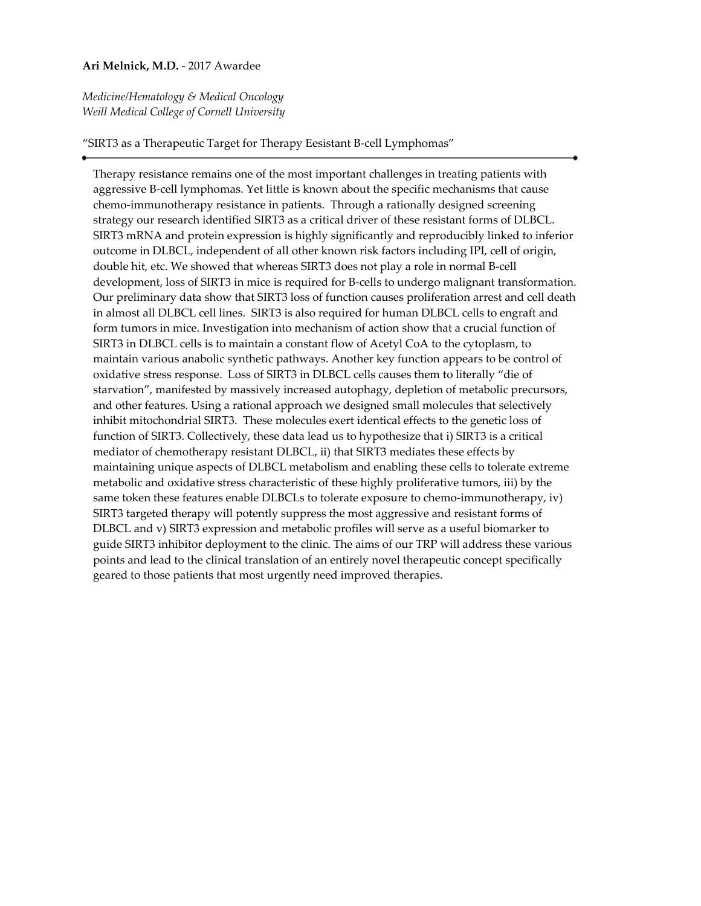**Ari Melnick, M.D.** - 2017 Awardee

*Medicine/Hematology & Medical Oncology*
*Weill Medical College of Cornell University*

"SIRT3 as a Therapeutic Target for Therapy Eesistant B-cell Lymphomas"

---

Therapy resistance remains one of the most important challenges in treating patients with aggressive B-cell lymphomas. Yet little is known about the specific mechanisms that cause chemo-immunotherapy resistance in patients. Through a rationally designed screening strategy our research identified SIRT3 as a critical driver of these resistant forms of DLBCL. SIRT3 mRNA and protein expression is highly significantly and reproducibly linked to inferior outcome in DLBCL, independent of all other known risk factors including IPI, cell of origin, double hit, etc. We showed that whereas SIRT3 does not play a role in normal B-cell development, loss of SIRT3 in mice is required for B-cells to undergo malignant transformation. Our preliminary data show that SIRT3 loss of function causes proliferation arrest and cell death in almost all DLBCL cell lines. SIRT3 is also required for human DLBCL cells to engraft and form tumors in mice. Investigation into mechanism of action show that a crucial function of SIRT3 in DLBCL cells is to maintain a constant flow of Acetyl CoA to the cytoplasm, to maintain various anabolic synthetic pathways. Another key function appears to be control of oxidative stress response. Loss of SIRT3 in DLBCL cells causes them to literally "die of starvation", manifested by massively increased autophagy, depletion of metabolic precursors, and other features. Using a rational approach we designed small molecules that selectively inhibit mitochondrial SIRT3. These molecules exert identical effects to the genetic loss of function of SIRT3. Collectively, these data lead us to hypothesize that i) SIRT3 is a critical mediator of chemotherapy resistant DLBCL, ii) that SIRT3 mediates these effects by maintaining unique aspects of DLBCL metabolism and enabling these cells to tolerate extreme metabolic and oxidative stress characteristic of these highly proliferative tumors, iii) by the same token these features enable DLBCLs to tolerate exposure to chemo-immunotherapy, iv) SIRT3 targeted therapy will potently suppress the most aggressive and resistant forms of DLBCL and v) SIRT3 expression and metabolic profiles will serve as a useful biomarker to guide SIRT3 inhibitor deployment to the clinic. The aims of our TRP will address these various points and lead to the clinical translation of an entirely novel therapeutic concept specifically geared to those patients that most urgently need improved therapies.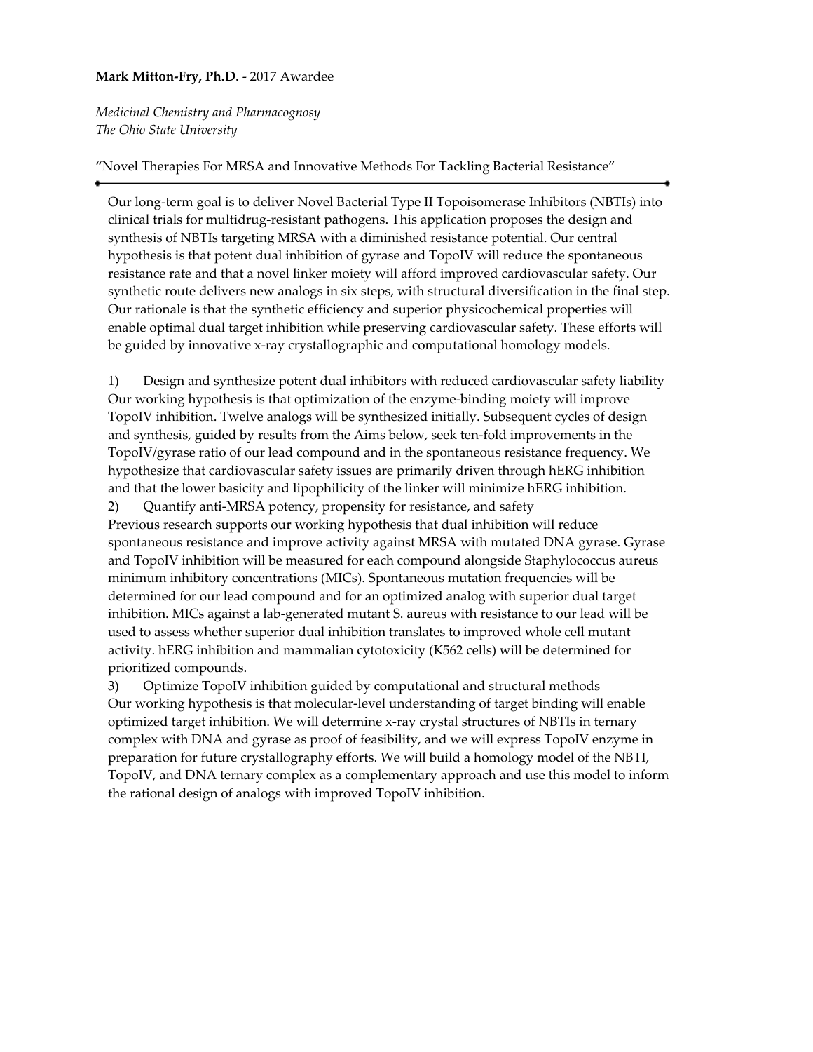**Mark Mitton-Fry, Ph.D.** - 2017 Awardee

*Medicinal Chemistry and Pharmacognosy*
*The Ohio State University*

"Novel Therapies For MRSA and Innovative Methods For Tackling Bacterial Resistance"

---

Our long-term goal is to deliver Novel Bacterial Type II Topoisomerase Inhibitors (NBTIs) into clinical trials for multidrug-resistant pathogens. This application proposes the design and synthesis of NBTIs targeting MRSA with a diminished resistance potential. Our central hypothesis is that potent dual inhibition of gyrase and TopoIV will reduce the spontaneous resistance rate and that a novel linker moiety will afford improved cardiovascular safety. Our synthetic route delivers new analogs in six steps, with structural diversification in the final step. Our rationale is that the synthetic efficiency and superior physicochemical properties will enable optimal dual target inhibition while preserving cardiovascular safety. These efforts will be guided by innovative x-ray crystallographic and computational homology models.

1) Design and synthesize potent dual inhibitors with reduced cardiovascular safety liability
Our working hypothesis is that optimization of the enzyme-binding moiety will improve TopoIV inhibition. Twelve analogs will be synthesized initially. Subsequent cycles of design and synthesis, guided by results from the Aims below, seek ten-fold improvements in the TopoIV/gyrase ratio of our lead compound and in the spontaneous resistance frequency. We hypothesize that cardiovascular safety issues are primarily driven through hERG inhibition and that the lower basicity and lipophilicity of the linker will minimize hERG inhibition.

2) Quantify anti-MRSA potency, propensity for resistance, and safety
Previous research supports our working hypothesis that dual inhibition will reduce spontaneous resistance and improve activity against MRSA with mutated DNA gyrase. Gyrase and TopoIV inhibition will be measured for each compound alongside Staphylococcus aureus minimum inhibitory concentrations (MICs). Spontaneous mutation frequencies will be determined for our lead compound and for an optimized analog with superior dual target inhibition. MICs against a lab-generated mutant S. aureus with resistance to our lead will be used to assess whether superior dual inhibition translates to improved whole cell mutant activity. hERG inhibition and mammalian cytotoxicity (K562 cells) will be determined for prioritized compounds.

3) Optimize TopoIV inhibition guided by computational and structural methods
Our working hypothesis is that molecular-level understanding of target binding will enable optimized target inhibition. We will determine x-ray crystal structures of NBTIs in ternary complex with DNA and gyrase as proof of feasibility, and we will express TopoIV enzyme in preparation for future crystallography efforts. We will build a homology model of the NBTI, TopoIV, and DNA ternary complex as a complementary approach and use this model to inform the rational design of analogs with improved TopoIV inhibition.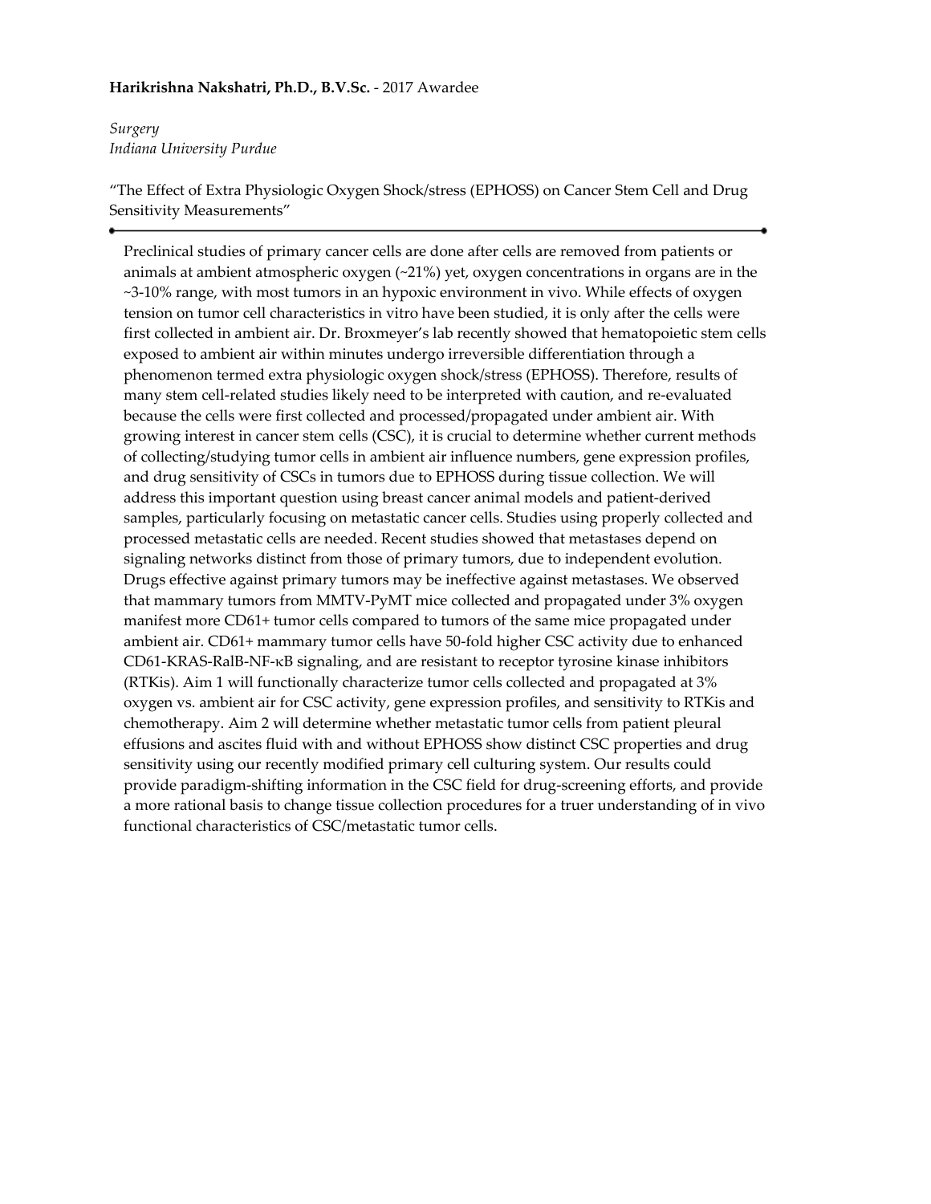**Harikrishna Nakshatri, Ph.D., B.V.Sc.** - 2017 Awardee

*Surgery*
*Indiana University Purdue*

"The Effect of Extra Physiologic Oxygen Shock/stress (EPHOSS) on Cancer Stem Cell and Drug Sensitivity Measurements"

---

Preclinical studies of primary cancer cells are done after cells are removed from patients or animals at ambient atmospheric oxygen (~21%) yet, oxygen concentrations in organs are in the ~3-10% range, with most tumors in an hypoxic environment in vivo. While effects of oxygen tension on tumor cell characteristics in vitro have been studied, it is only after the cells were first collected in ambient air. Dr. Broxmeyer's lab recently showed that hematopoietic stem cells exposed to ambient air within minutes undergo irreversible differentiation through a phenomenon termed extra physiologic oxygen shock/stress (EPHOSS). Therefore, results of many stem cell-related studies likely need to be interpreted with caution, and re-evaluated because the cells were first collected and processed/propagated under ambient air. With growing interest in cancer stem cells (CSC), it is crucial to determine whether current methods of collecting/studying tumor cells in ambient air influence numbers, gene expression profiles, and drug sensitivity of CSCs in tumors due to EPHOSS during tissue collection. We will address this important question using breast cancer animal models and patient-derived samples, particularly focusing on metastatic cancer cells. Studies using properly collected and processed metastatic cells are needed. Recent studies showed that metastases depend on signaling networks distinct from those of primary tumors, due to independent evolution. Drugs effective against primary tumors may be ineffective against metastases. We observed that mammary tumors from MMTV-PyMT mice collected and propagated under 3% oxygen manifest more CD61+ tumor cells compared to tumors of the same mice propagated under ambient air. CD61+ mammary tumor cells have 50-fold higher CSC activity due to enhanced CD61-KRAS-RalB-NF-κB signaling, and are resistant to receptor tyrosine kinase inhibitors (RTKis). Aim 1 will functionally characterize tumor cells collected and propagated at 3% oxygen vs. ambient air for CSC activity, gene expression profiles, and sensitivity to RTKis and chemotherapy. Aim 2 will determine whether metastatic tumor cells from patient pleural effusions and ascites fluid with and without EPHOSS show distinct CSC properties and drug sensitivity using our recently modified primary cell culturing system. Our results could provide paradigm-shifting information in the CSC field for drug-screening efforts, and provide a more rational basis to change tissue collection procedures for a truer understanding of in vivo functional characteristics of CSC/metastatic tumor cells.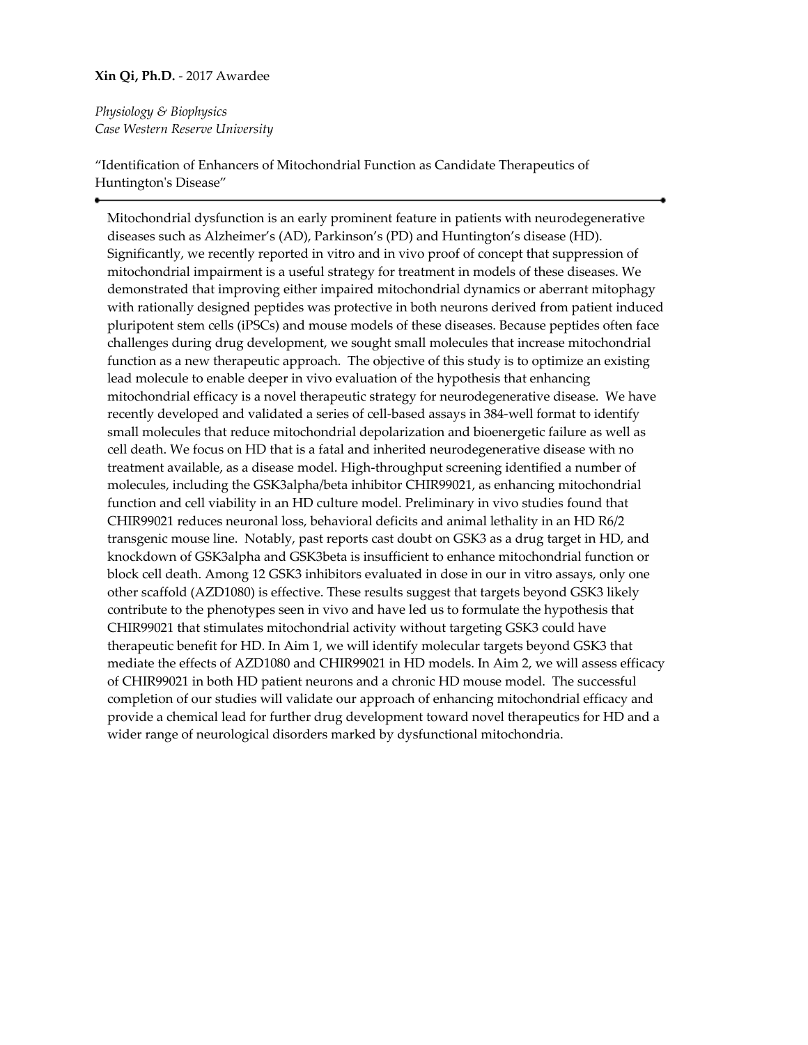**Xin Qi, Ph.D.** - 2017 Awardee

*Physiology & Biophysics*
*Case Western Reserve University*

"Identification of Enhancers of Mitochondrial Function as Candidate Therapeutics of Huntington's Disease"

---

Mitochondrial dysfunction is an early prominent feature in patients with neurodegenerative diseases such as Alzheimer's (AD), Parkinson's (PD) and Huntington's disease (HD). Significantly, we recently reported in vitro and in vivo proof of concept that suppression of mitochondrial impairment is a useful strategy for treatment in models of these diseases. We demonstrated that improving either impaired mitochondrial dynamics or aberrant mitophagy with rationally designed peptides was protective in both neurons derived from patient induced pluripotent stem cells (iPSCs) and mouse models of these diseases. Because peptides often face challenges during drug development, we sought small molecules that increase mitochondrial function as a new therapeutic approach. The objective of this study is to optimize an existing lead molecule to enable deeper in vivo evaluation of the hypothesis that enhancing mitochondrial efficacy is a novel therapeutic strategy for neurodegenerative disease. We have recently developed and validated a series of cell-based assays in 384-well format to identify small molecules that reduce mitochondrial depolarization and bioenergetic failure as well as cell death. We focus on HD that is a fatal and inherited neurodegenerative disease with no treatment available, as a disease model. High-throughput screening identified a number of molecules, including the GSK3alpha/beta inhibitor CHIR99021, as enhancing mitochondrial function and cell viability in an HD culture model. Preliminary in vivo studies found that CHIR99021 reduces neuronal loss, behavioral deficits and animal lethality in an HD R6/2 transgenic mouse line. Notably, past reports cast doubt on GSK3 as a drug target in HD, and knockdown of GSK3alpha and GSK3beta is insufficient to enhance mitochondrial function or block cell death. Among 12 GSK3 inhibitors evaluated in dose in our in vitro assays, only one other scaffold (AZD1080) is effective. These results suggest that targets beyond GSK3 likely contribute to the phenotypes seen in vivo and have led us to formulate the hypothesis that CHIR99021 that stimulates mitochondrial activity without targeting GSK3 could have therapeutic benefit for HD. In Aim 1, we will identify molecular targets beyond GSK3 that mediate the effects of AZD1080 and CHIR99021 in HD models. In Aim 2, we will assess efficacy of CHIR99021 in both HD patient neurons and a chronic HD mouse model. The successful completion of our studies will validate our approach of enhancing mitochondrial efficacy and provide a chemical lead for further drug development toward novel therapeutics for HD and a wider range of neurological disorders marked by dysfunctional mitochondria.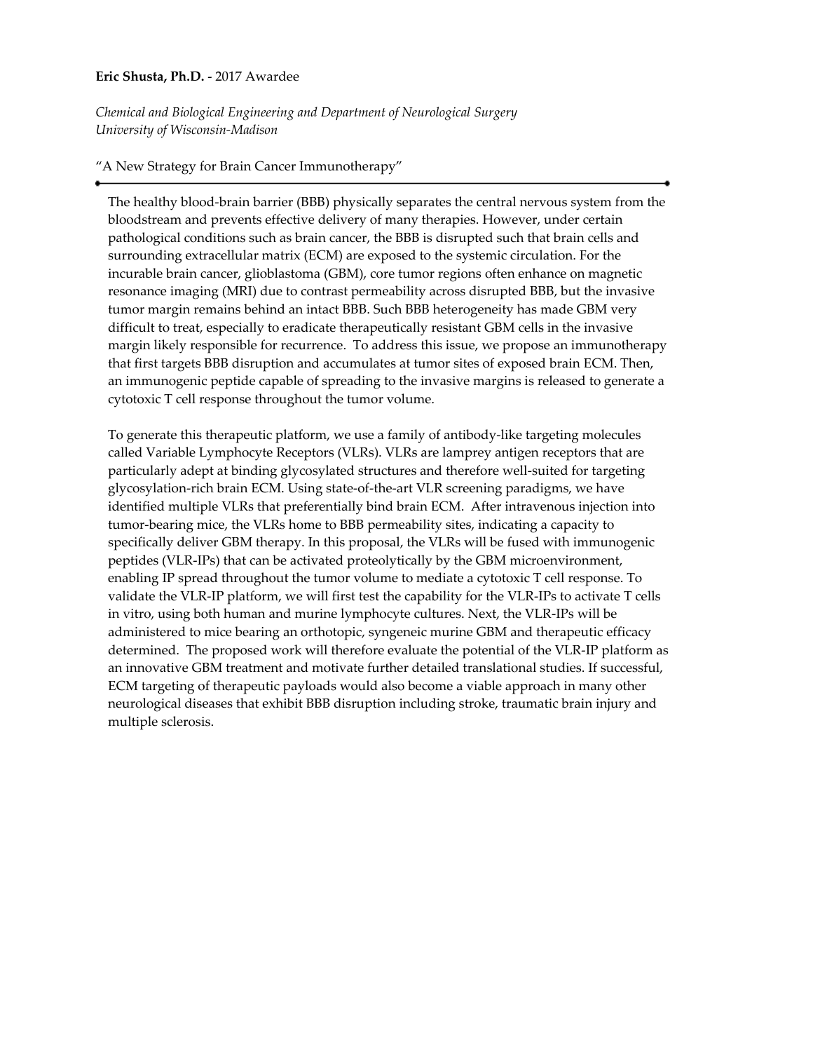**Eric Shusta, Ph.D.** - 2017 Awardee

*Chemical and Biological Engineering and Department of Neurological Surgery*
*University of Wisconsin-Madison*

"A New Strategy for Brain Cancer Immunotherapy"

---

The healthy blood-brain barrier (BBB) physically separates the central nervous system from the bloodstream and prevents effective delivery of many therapies. However, under certain pathological conditions such as brain cancer, the BBB is disrupted such that brain cells and surrounding extracellular matrix (ECM) are exposed to the systemic circulation. For the incurable brain cancer, glioblastoma (GBM), core tumor regions often enhance on magnetic resonance imaging (MRI) due to contrast permeability across disrupted BBB, but the invasive tumor margin remains behind an intact BBB. Such BBB heterogeneity has made GBM very difficult to treat, especially to eradicate therapeutically resistant GBM cells in the invasive margin likely responsible for recurrence. To address this issue, we propose an immunotherapy that first targets BBB disruption and accumulates at tumor sites of exposed brain ECM. Then, an immunogenic peptide capable of spreading to the invasive margins is released to generate a cytotoxic T cell response throughout the tumor volume.

To generate this therapeutic platform, we use a family of antibody-like targeting molecules called Variable Lymphocyte Receptors (VLRs). VLRs are lamprey antigen receptors that are particularly adept at binding glycosylated structures and therefore well-suited for targeting glycosylation-rich brain ECM. Using state-of-the-art VLR screening paradigms, we have identified multiple VLRs that preferentially bind brain ECM. After intravenous injection into tumor-bearing mice, the VLRs home to BBB permeability sites, indicating a capacity to specifically deliver GBM therapy. In this proposal, the VLRs will be fused with immunogenic peptides (VLR-IPs) that can be activated proteolytically by the GBM microenvironment, enabling IP spread throughout the tumor volume to mediate a cytotoxic T cell response. To validate the VLR-IP platform, we will first test the capability for the VLR-IPs to activate T cells in vitro, using both human and murine lymphocyte cultures. Next, the VLR-IPs will be administered to mice bearing an orthotopic, syngeneic murine GBM and therapeutic efficacy determined. The proposed work will therefore evaluate the potential of the VLR-IP platform as an innovative GBM treatment and motivate further detailed translational studies. If successful, ECM targeting of therapeutic payloads would also become a viable approach in many other neurological diseases that exhibit BBB disruption including stroke, traumatic brain injury and multiple sclerosis.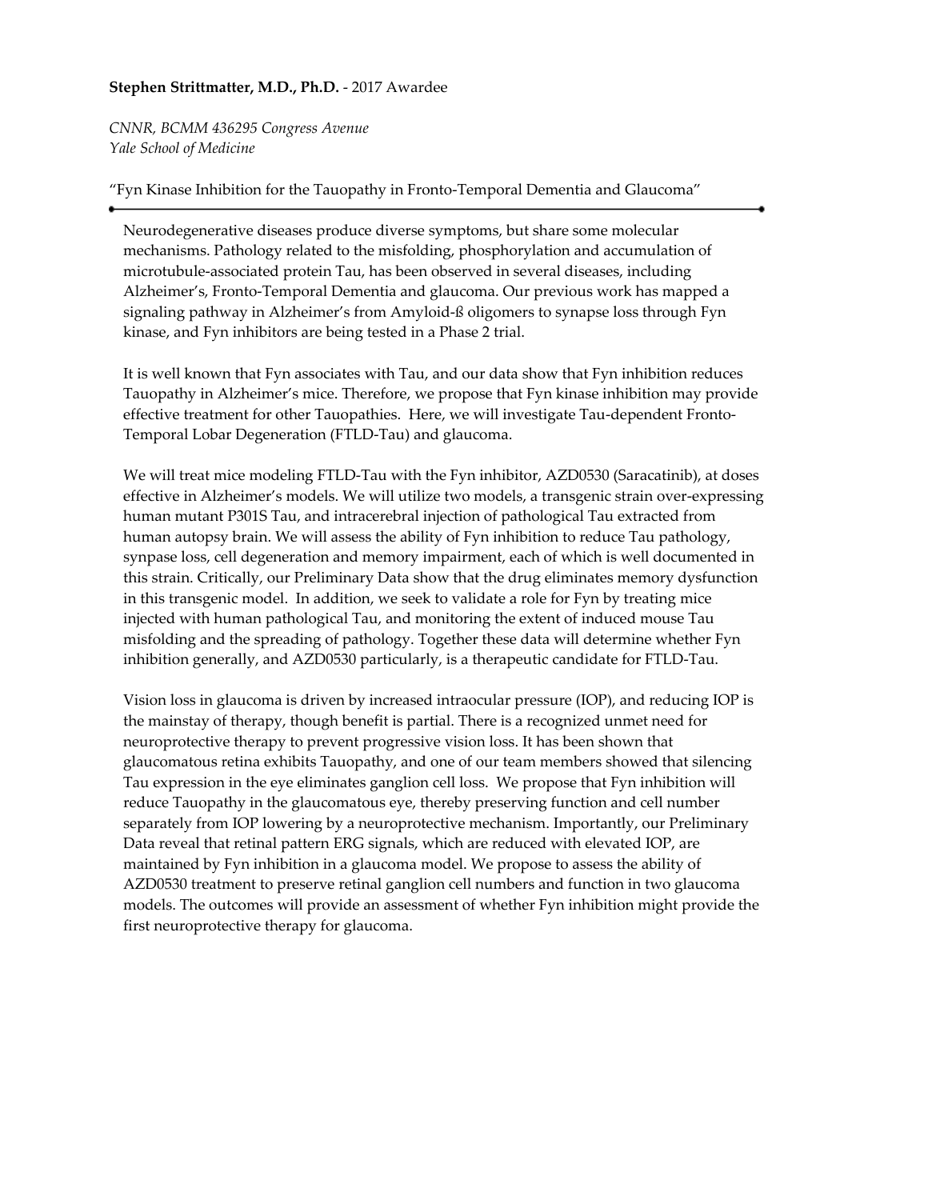**Stephen Strittmatter, M.D., Ph.D.** - 2017 Awardee

*CNNR, BCMM 436295 Congress Avenue*
*Yale School of Medicine*

"Fyn Kinase Inhibition for the Tauopathy in Fronto-Temporal Dementia and Glaucoma"

---

Neurodegenerative diseases produce diverse symptoms, but share some molecular mechanisms. Pathology related to the misfolding, phosphorylation and accumulation of microtubule-associated protein Tau, has been observed in several diseases, including Alzheimer's, Fronto-Temporal Dementia and glaucoma. Our previous work has mapped a signaling pathway in Alzheimer's from Amyloid-ß oligomers to synapse loss through Fyn kinase, and Fyn inhibitors are being tested in a Phase 2 trial.

It is well known that Fyn associates with Tau, and our data show that Fyn inhibition reduces Tauopathy in Alzheimer's mice. Therefore, we propose that Fyn kinase inhibition may provide effective treatment for other Tauopathies. Here, we will investigate Tau-dependent Fronto-Temporal Lobar Degeneration (FTLD-Tau) and glaucoma.

We will treat mice modeling FTLD-Tau with the Fyn inhibitor, AZD0530 (Saracatinib), at doses effective in Alzheimer's models. We will utilize two models, a transgenic strain over-expressing human mutant P301S Tau, and intracerebral injection of pathological Tau extracted from human autopsy brain. We will assess the ability of Fyn inhibition to reduce Tau pathology, synpase loss, cell degeneration and memory impairment, each of which is well documented in this strain. Critically, our Preliminary Data show that the drug eliminates memory dysfunction in this transgenic model. In addition, we seek to validate a role for Fyn by treating mice injected with human pathological Tau, and monitoring the extent of induced mouse Tau misfolding and the spreading of pathology. Together these data will determine whether Fyn inhibition generally, and AZD0530 particularly, is a therapeutic candidate for FTLD-Tau.

Vision loss in glaucoma is driven by increased intraocular pressure (IOP), and reducing IOP is the mainstay of therapy, though benefit is partial. There is a recognized unmet need for neuroprotective therapy to prevent progressive vision loss. It has been shown that glaucomatous retina exhibits Tauopathy, and one of our team members showed that silencing Tau expression in the eye eliminates ganglion cell loss. We propose that Fyn inhibition will reduce Tauopathy in the glaucomatous eye, thereby preserving function and cell number separately from IOP lowering by a neuroprotective mechanism. Importantly, our Preliminary Data reveal that retinal pattern ERG signals, which are reduced with elevated IOP, are maintained by Fyn inhibition in a glaucoma model. We propose to assess the ability of AZD0530 treatment to preserve retinal ganglion cell numbers and function in two glaucoma models. The outcomes will provide an assessment of whether Fyn inhibition might provide the first neuroprotective therapy for glaucoma.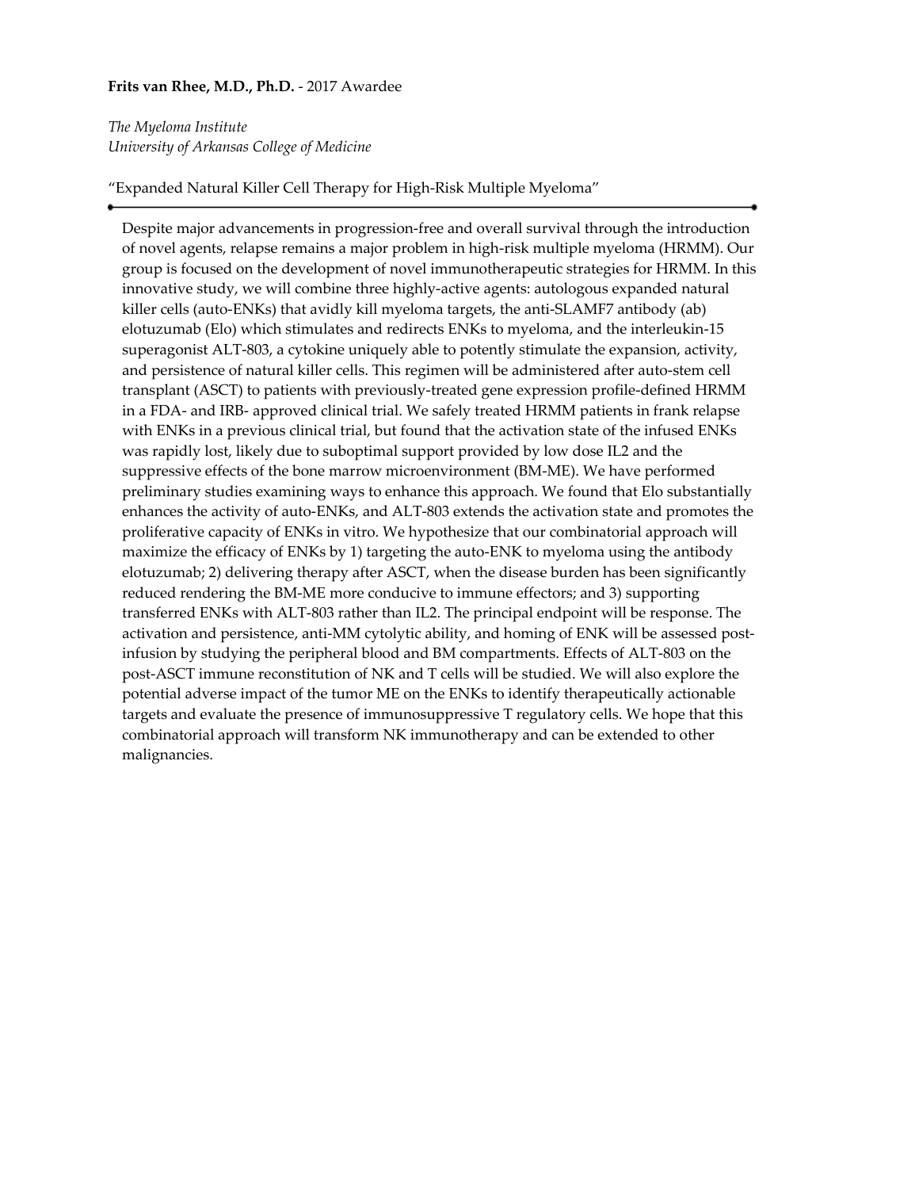**Frits van Rhee, M.D., Ph.D.** - 2017 Awardee

*The Myeloma Institute*
*University of Arkansas College of Medicine*

"Expanded Natural Killer Cell Therapy for High-Risk Multiple Myeloma"

---

Despite major advancements in progression-free and overall survival through the introduction of novel agents, relapse remains a major problem in high-risk multiple myeloma (HRMM). Our group is focused on the development of novel immunotherapeutic strategies for HRMM. In this innovative study, we will combine three highly-active agents: autologous expanded natural killer cells (auto-ENKs) that avidly kill myeloma targets, the anti-SLAMF7 antibody (ab) elotuzumab (Elo) which stimulates and redirects ENKs to myeloma, and the interleukin-15 superagonist ALT-803, a cytokine uniquely able to potently stimulate the expansion, activity, and persistence of natural killer cells. This regimen will be administered after auto-stem cell transplant (ASCT) to patients with previously-treated gene expression profile-defined HRMM in a FDA- and IRB- approved clinical trial. We safely treated HRMM patients in frank relapse with ENKs in a previous clinical trial, but found that the activation state of the infused ENKs was rapidly lost, likely due to suboptimal support provided by low dose IL2 and the suppressive effects of the bone marrow microenvironment (BM-ME). We have performed preliminary studies examining ways to enhance this approach. We found that Elo substantially enhances the activity of auto-ENKs, and ALT-803 extends the activation state and promotes the proliferative capacity of ENKs in vitro. We hypothesize that our combinatorial approach will maximize the efficacy of ENKs by 1) targeting the auto-ENK to myeloma using the antibody elotuzumab; 2) delivering therapy after ASCT, when the disease burden has been significantly reduced rendering the BM-ME more conducive to immune effectors; and 3) supporting transferred ENKs with ALT-803 rather than IL2. The principal endpoint will be response. The activation and persistence, anti-MM cytolytic ability, and homing of ENK will be assessed post-infusion by studying the peripheral blood and BM compartments. Effects of ALT-803 on the post-ASCT immune reconstitution of NK and T cells will be studied. We will also explore the potential adverse impact of the tumor ME on the ENKs to identify therapeutically actionable targets and evaluate the presence of immunosuppressive T regulatory cells. We hope that this combinatorial approach will transform NK immunotherapy and can be extended to other malignancies.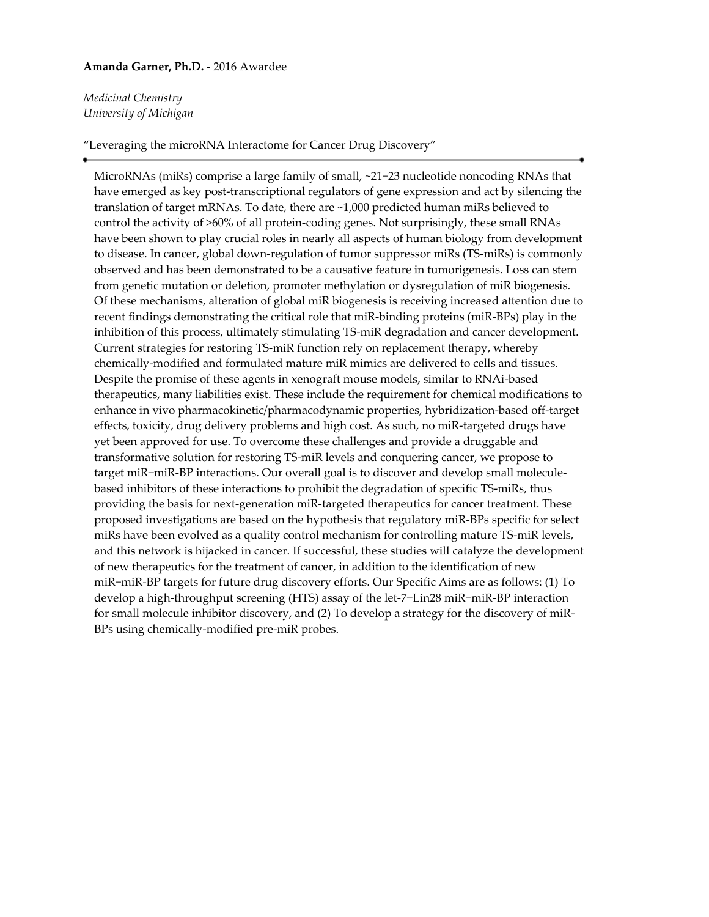**Amanda Garner, Ph.D.** - 2016 Awardee

*Medicinal Chemistry*
*University of Michigan*

"Leveraging the microRNA Interactome for Cancer Drug Discovery"

---

MicroRNAs (miRs) comprise a large family of small, ~21−23 nucleotide noncoding RNAs that have emerged as key post-transcriptional regulators of gene expression and act by silencing the translation of target mRNAs. To date, there are ~1,000 predicted human miRs believed to control the activity of >60% of all protein-coding genes. Not surprisingly, these small RNAs have been shown to play crucial roles in nearly all aspects of human biology from development to disease. In cancer, global down-regulation of tumor suppressor miRs (TS-miRs) is commonly observed and has been demonstrated to be a causative feature in tumorigenesis. Loss can stem from genetic mutation or deletion, promoter methylation or dysregulation of miR biogenesis. Of these mechanisms, alteration of global miR biogenesis is receiving increased attention due to recent findings demonstrating the critical role that miR-binding proteins (miR-BPs) play in the inhibition of this process, ultimately stimulating TS-miR degradation and cancer development. Current strategies for restoring TS-miR function rely on replacement therapy, whereby chemically-modified and formulated mature miR mimics are delivered to cells and tissues. Despite the promise of these agents in xenograft mouse models, similar to RNAi-based therapeutics, many liabilities exist. These include the requirement for chemical modifications to enhance in vivo pharmacokinetic/pharmacodynamic properties, hybridization-based off-target effects, toxicity, drug delivery problems and high cost. As such, no miR-targeted drugs have yet been approved for use. To overcome these challenges and provide a druggable and transformative solution for restoring TS-miR levels and conquering cancer, we propose to target miR−miR-BP interactions. Our overall goal is to discover and develop small molecule-based inhibitors of these interactions to prohibit the degradation of specific TS-miRs, thus providing the basis for next-generation miR-targeted therapeutics for cancer treatment. These proposed investigations are based on the hypothesis that regulatory miR-BPs specific for select miRs have been evolved as a quality control mechanism for controlling mature TS-miR levels, and this network is hijacked in cancer. If successful, these studies will catalyze the development of new therapeutics for the treatment of cancer, in addition to the identification of new miR−miR-BP targets for future drug discovery efforts. Our Specific Aims are as follows: (1) To develop a high-throughput screening (HTS) assay of the let-7−Lin28 miR−miR-BP interaction for small molecule inhibitor discovery, and (2) To develop a strategy for the discovery of miR-BPs using chemically-modified pre-miR probes.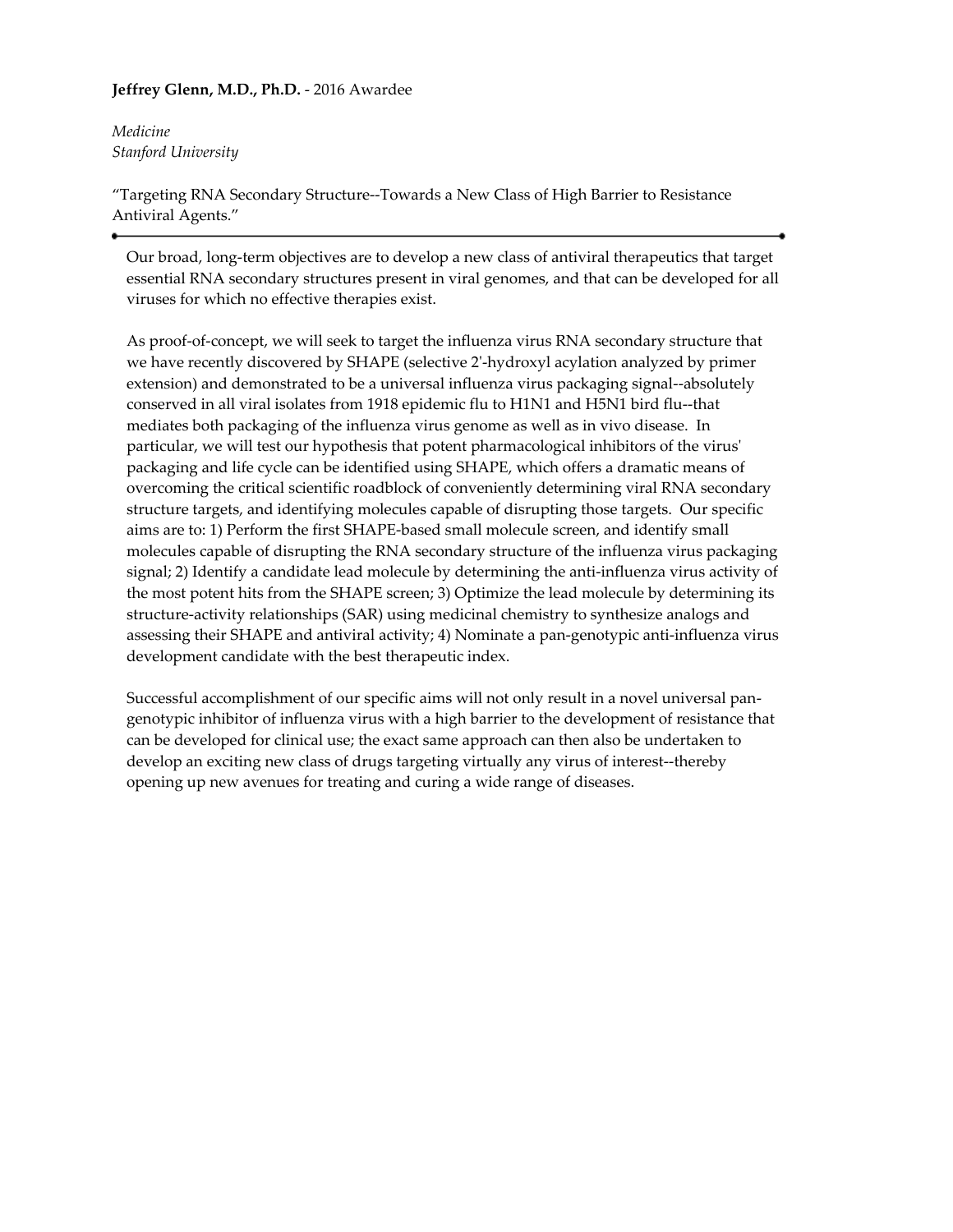**Jeffrey Glenn, M.D., Ph.D.** - 2016 Awardee

*Medicine*
*Stanford University*

"Targeting RNA Secondary Structure--Towards a New Class of High Barrier to Resistance Antiviral Agents."

---

Our broad, long-term objectives are to develop a new class of antiviral therapeutics that target essential RNA secondary structures present in viral genomes, and that can be developed for all viruses for which no effective therapies exist.

As proof-of-concept, we will seek to target the influenza virus RNA secondary structure that we have recently discovered by SHAPE (selective 2'-hydroxyl acylation analyzed by primer extension) and demonstrated to be a universal influenza virus packaging signal--absolutely conserved in all viral isolates from 1918 epidemic flu to H1N1 and H5N1 bird flu--that mediates both packaging of the influenza virus genome as well as in vivo disease. In particular, we will test our hypothesis that potent pharmacological inhibitors of the virus' packaging and life cycle can be identified using SHAPE, which offers a dramatic means of overcoming the critical scientific roadblock of conveniently determining viral RNA secondary structure targets, and identifying molecules capable of disrupting those targets. Our specific aims are to: 1) Perform the first SHAPE-based small molecule screen, and identify small molecules capable of disrupting the RNA secondary structure of the influenza virus packaging signal; 2) Identify a candidate lead molecule by determining the anti-influenza virus activity of the most potent hits from the SHAPE screen; 3) Optimize the lead molecule by determining its structure-activity relationships (SAR) using medicinal chemistry to synthesize analogs and assessing their SHAPE and antiviral activity; 4) Nominate a pan-genotypic anti-influenza virus development candidate with the best therapeutic index.

Successful accomplishment of our specific aims will not only result in a novel universal pan-genotypic inhibitor of influenza virus with a high barrier to the development of resistance that can be developed for clinical use; the exact same approach can then also be undertaken to develop an exciting new class of drugs targeting virtually any virus of interest--thereby opening up new avenues for treating and curing a wide range of diseases.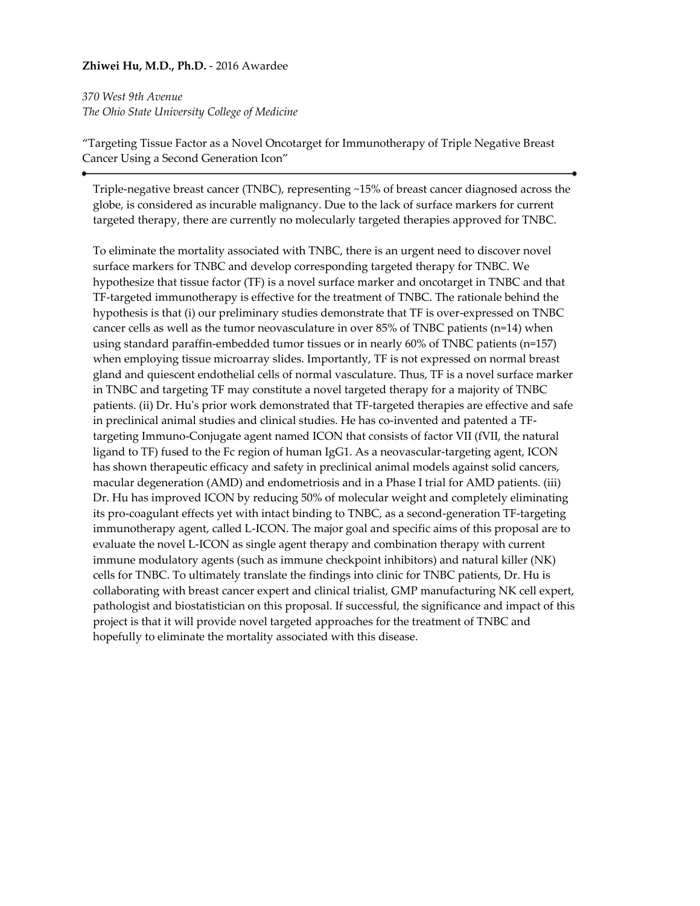**Zhiwei Hu, M.D., Ph.D.** - 2016 Awardee

*370 West 9th Avenue*
*The Ohio State University College of Medicine*

"Targeting Tissue Factor as a Novel Oncotarget for Immunotherapy of Triple Negative Breast Cancer Using a Second Generation Icon"

---

Triple-negative breast cancer (TNBC), representing ~15% of breast cancer diagnosed across the globe, is considered as incurable malignancy. Due to the lack of surface markers for current targeted therapy, there are currently no molecularly targeted therapies approved for TNBC.

To eliminate the mortality associated with TNBC, there is an urgent need to discover novel surface markers for TNBC and develop corresponding targeted therapy for TNBC. We hypothesize that tissue factor (TF) is a novel surface marker and oncotarget in TNBC and that TF-targeted immunotherapy is effective for the treatment of TNBC. The rationale behind the hypothesis is that (i) our preliminary studies demonstrate that TF is over-expressed on TNBC cancer cells as well as the tumor neovasculature in over 85% of TNBC patients (n=14) when using standard paraffin-embedded tumor tissues or in nearly 60% of TNBC patients (n=157) when employing tissue microarray slides. Importantly, TF is not expressed on normal breast gland and quiescent endothelial cells of normal vasculature. Thus, TF is a novel surface marker in TNBC and targeting TF may constitute a novel targeted therapy for a majority of TNBC patients. (ii) Dr. Hu's prior work demonstrated that TF-targeted therapies are effective and safe in preclinical animal studies and clinical studies. He has co-invented and patented a TF-targeting Immuno-Conjugate agent named ICON that consists of factor VII (fVII, the natural ligand to TF) fused to the Fc region of human IgG1. As a neovascular-targeting agent, ICON has shown therapeutic efficacy and safety in preclinical animal models against solid cancers, macular degeneration (AMD) and endometriosis and in a Phase I trial for AMD patients. (iii) Dr. Hu has improved ICON by reducing 50% of molecular weight and completely eliminating its pro-coagulant effects yet with intact binding to TNBC, as a second-generation TF-targeting immunotherapy agent, called L-ICON. The major goal and specific aims of this proposal are to evaluate the novel L-ICON as single agent therapy and combination therapy with current immune modulatory agents (such as immune checkpoint inhibitors) and natural killer (NK) cells for TNBC. To ultimately translate the findings into clinic for TNBC patients, Dr. Hu is collaborating with breast cancer expert and clinical trialist, GMP manufacturing NK cell expert, pathologist and biostatistician on this proposal. If successful, the significance and impact of this project is that it will provide novel targeted approaches for the treatment of TNBC and hopefully to eliminate the mortality associated with this disease.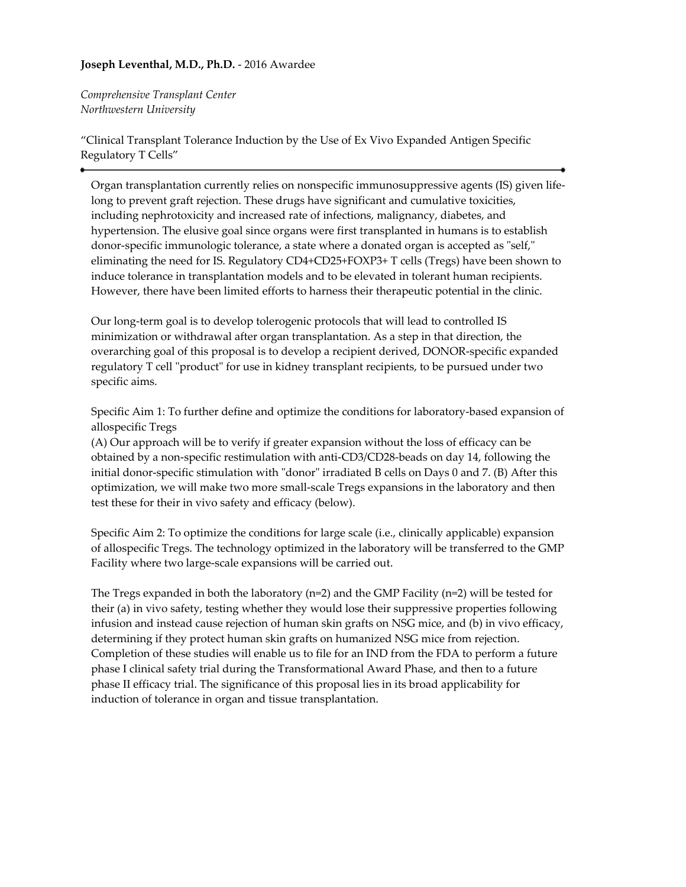**Joseph Leventhal, M.D., Ph.D.** - 2016 Awardee

*Comprehensive Transplant Center*
*Northwestern University*

"Clinical Transplant Tolerance Induction by the Use of Ex Vivo Expanded Antigen Specific Regulatory T Cells"

---

Organ transplantation currently relies on nonspecific immunosuppressive agents (IS) given life-long to prevent graft rejection. These drugs have significant and cumulative toxicities, including nephrotoxicity and increased rate of infections, malignancy, diabetes, and hypertension. The elusive goal since organs were first transplanted in humans is to establish donor-specific immunologic tolerance, a state where a donated organ is accepted as "self," eliminating the need for IS. Regulatory CD4+CD25+FOXP3+ T cells (Tregs) have been shown to induce tolerance in transplantation models and to be elevated in tolerant human recipients. However, there have been limited efforts to harness their therapeutic potential in the clinic.

Our long-term goal is to develop tolerogenic protocols that will lead to controlled IS minimization or withdrawal after organ transplantation. As a step in that direction, the overarching goal of this proposal is to develop a recipient derived, DONOR-specific expanded regulatory T cell "product" for use in kidney transplant recipients, to be pursued under two specific aims.

Specific Aim 1: To further define and optimize the conditions for laboratory-based expansion of allospecific Tregs
(A) Our approach will be to verify if greater expansion without the loss of efficacy can be obtained by a non-specific restimulation with anti-CD3/CD28-beads on day 14, following the initial donor-specific stimulation with "donor" irradiated B cells on Days 0 and 7. (B) After this optimization, we will make two more small-scale Tregs expansions in the laboratory and then test these for their in vivo safety and efficacy (below).

Specific Aim 2: To optimize the conditions for large scale (i.e., clinically applicable) expansion of allospecific Tregs. The technology optimized in the laboratory will be transferred to the GMP Facility where two large-scale expansions will be carried out.

The Tregs expanded in both the laboratory (n=2) and the GMP Facility (n=2) will be tested for their (a) in vivo safety, testing whether they would lose their suppressive properties following infusion and instead cause rejection of human skin grafts on NSG mice, and (b) in vivo efficacy, determining if they protect human skin grafts on humanized NSG mice from rejection. Completion of these studies will enable us to file for an IND from the FDA to perform a future phase I clinical safety trial during the Transformational Award Phase, and then to a future phase II efficacy trial. The significance of this proposal lies in its broad applicability for induction of tolerance in organ and tissue transplantation.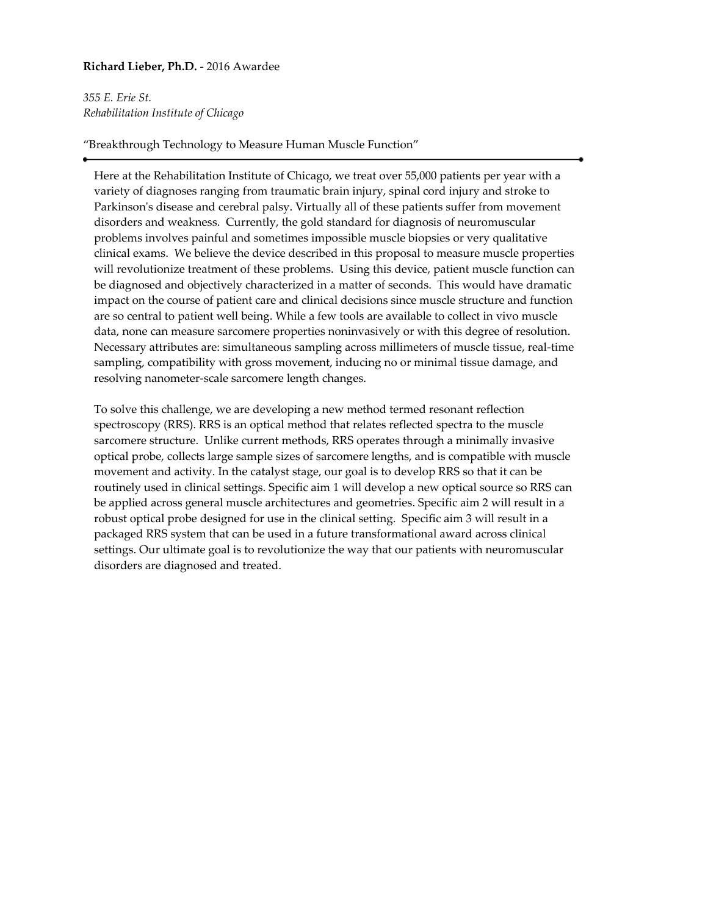**Richard Lieber, Ph.D.** - 2016 Awardee

*355 E. Erie St.*
*Rehabilitation Institute of Chicago*

"Breakthrough Technology to Measure Human Muscle Function"

---

Here at the Rehabilitation Institute of Chicago, we treat over 55,000 patients per year with a variety of diagnoses ranging from traumatic brain injury, spinal cord injury and stroke to Parkinson's disease and cerebral palsy. Virtually all of these patients suffer from movement disorders and weakness. Currently, the gold standard for diagnosis of neuromuscular problems involves painful and sometimes impossible muscle biopsies or very qualitative clinical exams. We believe the device described in this proposal to measure muscle properties will revolutionize treatment of these problems. Using this device, patient muscle function can be diagnosed and objectively characterized in a matter of seconds. This would have dramatic impact on the course of patient care and clinical decisions since muscle structure and function are so central to patient well being. While a few tools are available to collect in vivo muscle data, none can measure sarcomere properties noninvasively or with this degree of resolution. Necessary attributes are: simultaneous sampling across millimeters of muscle tissue, real-time sampling, compatibility with gross movement, inducing no or minimal tissue damage, and resolving nanometer-scale sarcomere length changes.

To solve this challenge, we are developing a new method termed resonant reflection spectroscopy (RRS). RRS is an optical method that relates reflected spectra to the muscle sarcomere structure. Unlike current methods, RRS operates through a minimally invasive optical probe, collects large sample sizes of sarcomere lengths, and is compatible with muscle movement and activity. In the catalyst stage, our goal is to develop RRS so that it can be routinely used in clinical settings. Specific aim 1 will develop a new optical source so RRS can be applied across general muscle architectures and geometries. Specific aim 2 will result in a robust optical probe designed for use in the clinical setting. Specific aim 3 will result in a packaged RRS system that can be used in a future transformational award across clinical settings. Our ultimate goal is to revolutionize the way that our patients with neuromuscular disorders are diagnosed and treated.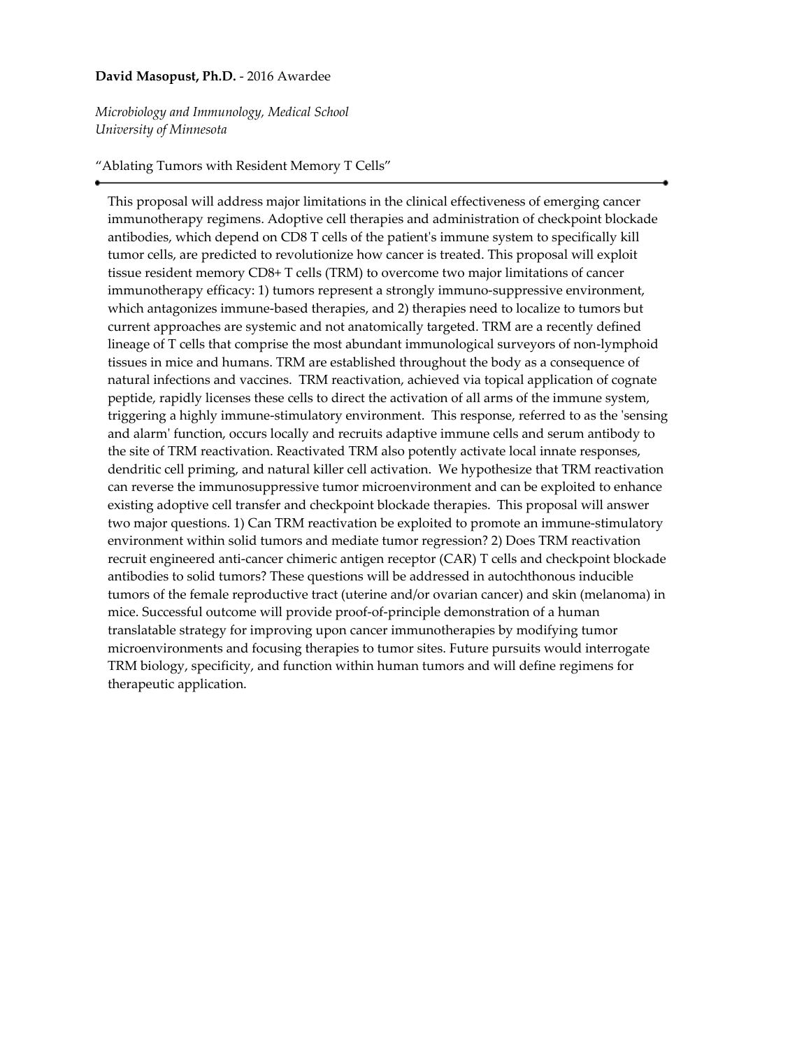**David Masopust, Ph.D.** - 2016 Awardee

*Microbiology and Immunology, Medical School*
*University of Minnesota*

"Ablating Tumors with Resident Memory T Cells"

---

This proposal will address major limitations in the clinical effectiveness of emerging cancer immunotherapy regimens. Adoptive cell therapies and administration of checkpoint blockade antibodies, which depend on CD8 T cells of the patient's immune system to specifically kill tumor cells, are predicted to revolutionize how cancer is treated. This proposal will exploit tissue resident memory CD8+ T cells (TRM) to overcome two major limitations of cancer immunotherapy efficacy: 1) tumors represent a strongly immuno-suppressive environment, which antagonizes immune-based therapies, and 2) therapies need to localize to tumors but current approaches are systemic and not anatomically targeted. TRM are a recently defined lineage of T cells that comprise the most abundant immunological surveyors of non-lymphoid tissues in mice and humans. TRM are established throughout the body as a consequence of natural infections and vaccines. TRM reactivation, achieved via topical application of cognate peptide, rapidly licenses these cells to direct the activation of all arms of the immune system, triggering a highly immune-stimulatory environment. This response, referred to as the 'sensing and alarm' function, occurs locally and recruits adaptive immune cells and serum antibody to the site of TRM reactivation. Reactivated TRM also potently activate local innate responses, dendritic cell priming, and natural killer cell activation. We hypothesize that TRM reactivation can reverse the immunosuppressive tumor microenvironment and can be exploited to enhance existing adoptive cell transfer and checkpoint blockade therapies. This proposal will answer two major questions. 1) Can TRM reactivation be exploited to promote an immune-stimulatory environment within solid tumors and mediate tumor regression? 2) Does TRM reactivation recruit engineered anti-cancer chimeric antigen receptor (CAR) T cells and checkpoint blockade antibodies to solid tumors? These questions will be addressed in autochthonous inducible tumors of the female reproductive tract (uterine and/or ovarian cancer) and skin (melanoma) in mice. Successful outcome will provide proof-of-principle demonstration of a human translatable strategy for improving upon cancer immunotherapies by modifying tumor microenvironments and focusing therapies to tumor sites. Future pursuits would interrogate TRM biology, specificity, and function within human tumors and will define regimens for therapeutic application.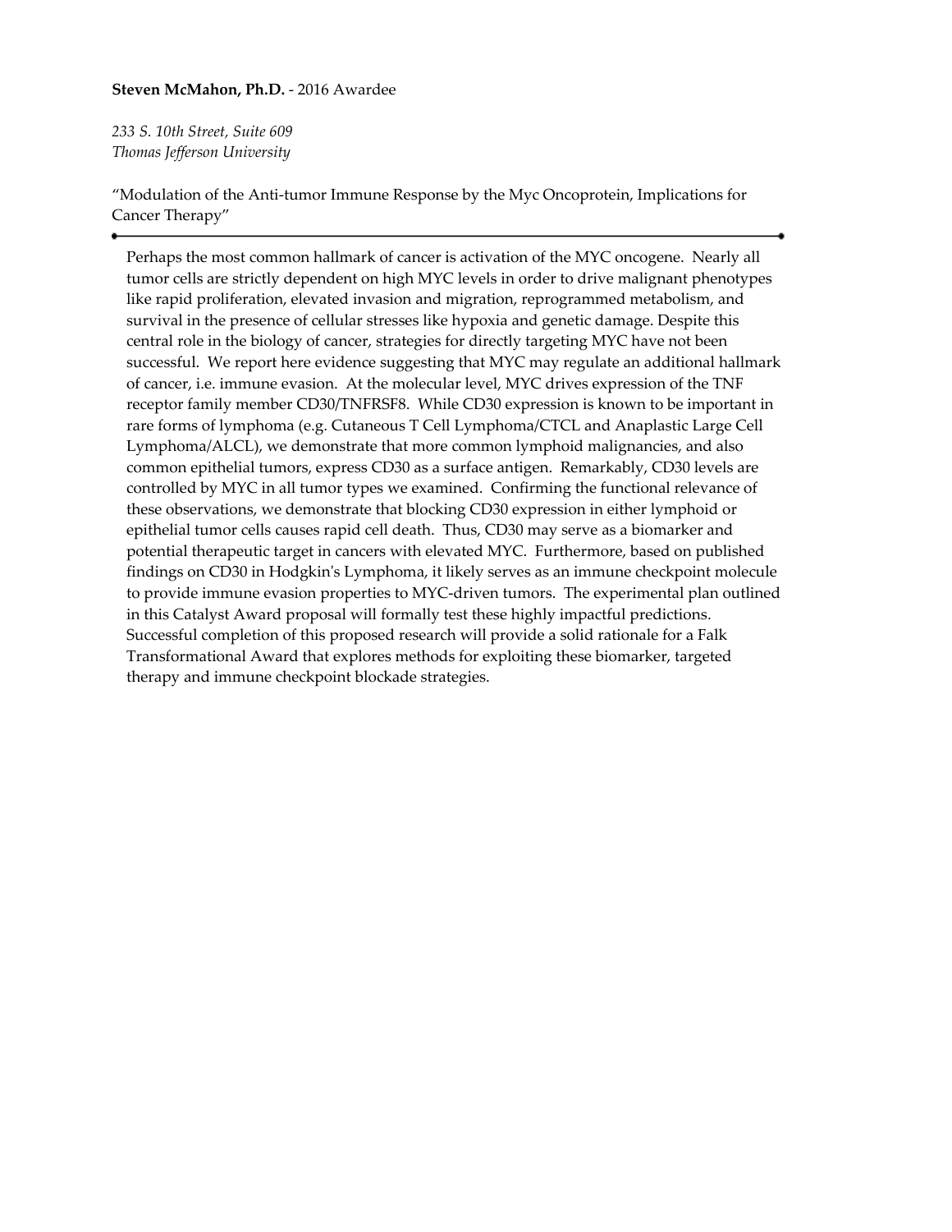**Steven McMahon, Ph.D.** - 2016 Awardee

*233 S. 10th Street, Suite 609*
*Thomas Jefferson University*

"Modulation of the Anti-tumor Immune Response by the Myc Oncoprotein, Implications for Cancer Therapy"

---

Perhaps the most common hallmark of cancer is activation of the MYC oncogene. Nearly all tumor cells are strictly dependent on high MYC levels in order to drive malignant phenotypes like rapid proliferation, elevated invasion and migration, reprogrammed metabolism, and survival in the presence of cellular stresses like hypoxia and genetic damage. Despite this central role in the biology of cancer, strategies for directly targeting MYC have not been successful. We report here evidence suggesting that MYC may regulate an additional hallmark of cancer, i.e. immune evasion. At the molecular level, MYC drives expression of the TNF receptor family member CD30/TNFRSF8. While CD30 expression is known to be important in rare forms of lymphoma (e.g. Cutaneous T Cell Lymphoma/CTCL and Anaplastic Large Cell Lymphoma/ALCL), we demonstrate that more common lymphoid malignancies, and also common epithelial tumors, express CD30 as a surface antigen. Remarkably, CD30 levels are controlled by MYC in all tumor types we examined. Confirming the functional relevance of these observations, we demonstrate that blocking CD30 expression in either lymphoid or epithelial tumor cells causes rapid cell death. Thus, CD30 may serve as a biomarker and potential therapeutic target in cancers with elevated MYC. Furthermore, based on published findings on CD30 in Hodgkin's Lymphoma, it likely serves as an immune checkpoint molecule to provide immune evasion properties to MYC-driven tumors. The experimental plan outlined in this Catalyst Award proposal will formally test these highly impactful predictions. Successful completion of this proposed research will provide a solid rationale for a Falk Transformational Award that explores methods for exploiting these biomarker, targeted therapy and immune checkpoint blockade strategies.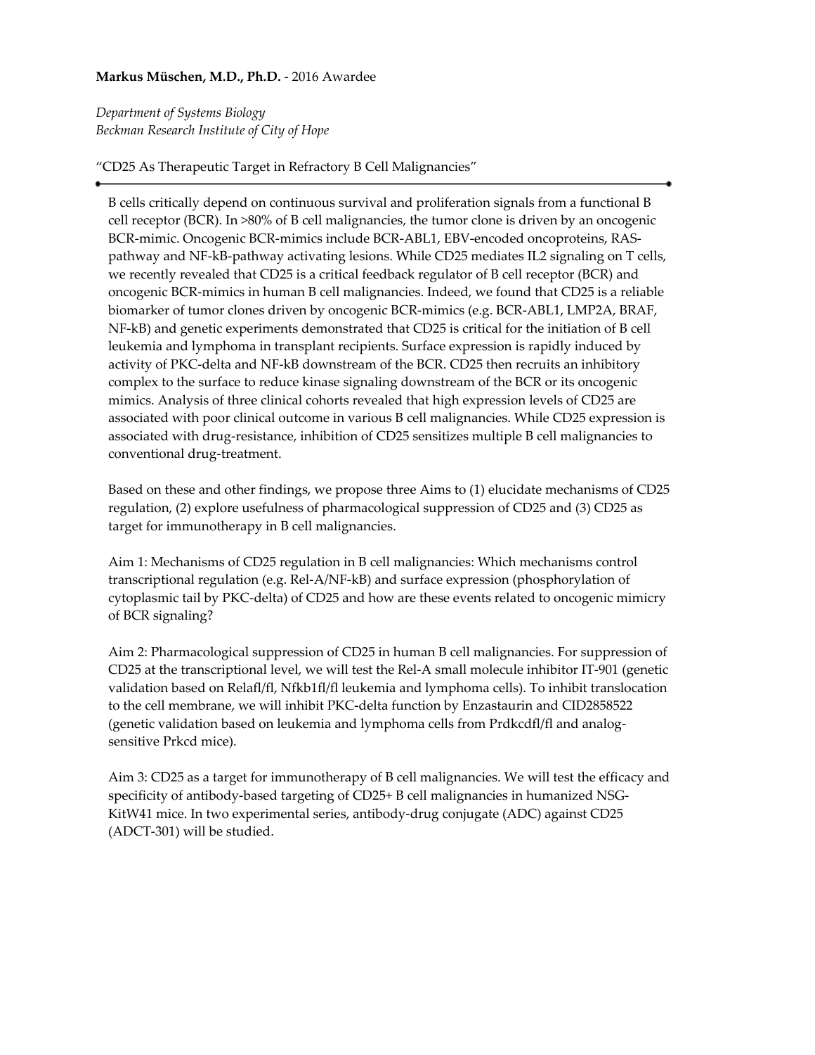**Markus Müschen, M.D., Ph.D.** - 2016 Awardee

*Department of Systems Biology*
*Beckman Research Institute of City of Hope*

"CD25 As Therapeutic Target in Refractory B Cell Malignancies"

---

B cells critically depend on continuous survival and proliferation signals from a functional B cell receptor (BCR). In >80% of B cell malignancies, the tumor clone is driven by an oncogenic BCR-mimic. Oncogenic BCR-mimics include BCR-ABL1, EBV-encoded oncoproteins, RAS-pathway and NF-kB-pathway activating lesions. While CD25 mediates IL2 signaling on T cells, we recently revealed that CD25 is a critical feedback regulator of B cell receptor (BCR) and oncogenic BCR-mimics in human B cell malignancies. Indeed, we found that CD25 is a reliable biomarker of tumor clones driven by oncogenic BCR-mimics (e.g. BCR-ABL1, LMP2A, BRAF, NF-kB) and genetic experiments demonstrated that CD25 is critical for the initiation of B cell leukemia and lymphoma in transplant recipients. Surface expression is rapidly induced by activity of PKC-delta and NF-kB downstream of the BCR. CD25 then recruits an inhibitory complex to the surface to reduce kinase signaling downstream of the BCR or its oncogenic mimics. Analysis of three clinical cohorts revealed that high expression levels of CD25 are associated with poor clinical outcome in various B cell malignancies. While CD25 expression is associated with drug-resistance, inhibition of CD25 sensitizes multiple B cell malignancies to conventional drug-treatment.

Based on these and other findings, we propose three Aims to (1) elucidate mechanisms of CD25 regulation, (2) explore usefulness of pharmacological suppression of CD25 and (3) CD25 as target for immunotherapy in B cell malignancies.

Aim 1: Mechanisms of CD25 regulation in B cell malignancies: Which mechanisms control transcriptional regulation (e.g. Rel-A/NF-kB) and surface expression (phosphorylation of cytoplasmic tail by PKC-delta) of CD25 and how are these events related to oncogenic mimicry of BCR signaling?

Aim 2: Pharmacological suppression of CD25 in human B cell malignancies. For suppression of CD25 at the transcriptional level, we will test the Rel-A small molecule inhibitor IT-901 (genetic validation based on Relafl/fl, Nfkb1fl/fl leukemia and lymphoma cells). To inhibit translocation to the cell membrane, we will inhibit PKC-delta function by Enzastaurin and CID2858522 (genetic validation based on leukemia and lymphoma cells from Prdkcdfl/fl and analog-sensitive Prkcd mice).

Aim 3: CD25 as a target for immunotherapy of B cell malignancies. We will test the efficacy and specificity of antibody-based targeting of CD25+ B cell malignancies in humanized NSG-KitW41 mice. In two experimental series, antibody-drug conjugate (ADC) against CD25 (ADCT-301) will be studied.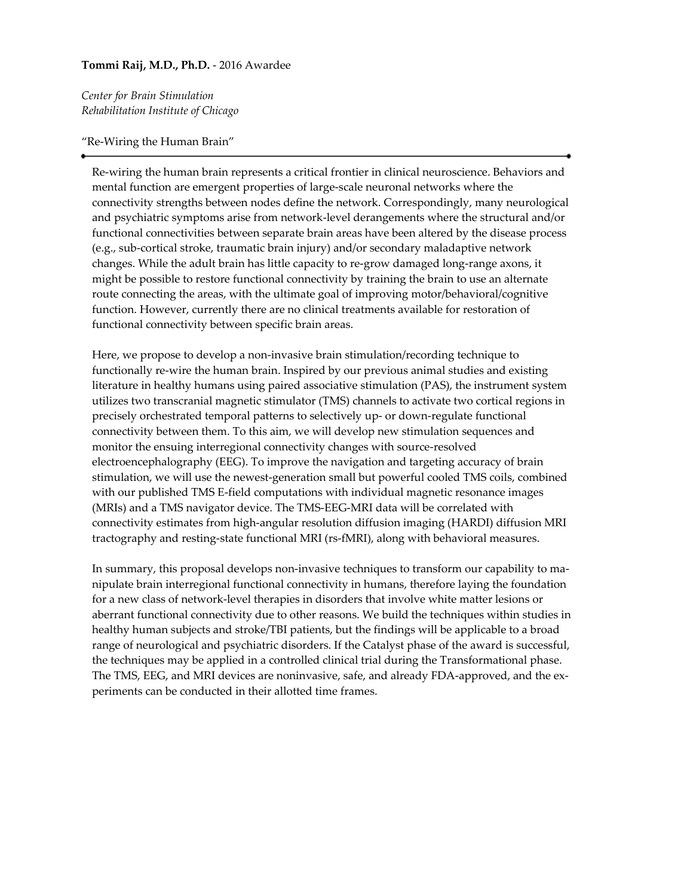**Tommi Raij, M.D., Ph.D.** - 2016 Awardee

*Center for Brain Stimulation*
*Rehabilitation Institute of Chicago*

"Re-Wiring the Human Brain"

---

Re-wiring the human brain represents a critical frontier in clinical neuroscience. Behaviors and mental function are emergent properties of large-scale neuronal networks where the connectivity strengths between nodes define the network. Correspondingly, many neurological and psychiatric symptoms arise from network-level derangements where the structural and/or functional connectivities between separate brain areas have been altered by the disease process (e.g., sub-cortical stroke, traumatic brain injury) and/or secondary maladaptive network changes. While the adult brain has little capacity to re-grow damaged long-range axons, it might be possible to restore functional connectivity by training the brain to use an alternate route connecting the areas, with the ultimate goal of improving motor/behavioral/cognitive function. However, currently there are no clinical treatments available for restoration of functional connectivity between specific brain areas.

Here, we propose to develop a non-invasive brain stimulation/recording technique to functionally re-wire the human brain. Inspired by our previous animal studies and existing literature in healthy humans using paired associative stimulation (PAS), the instrument system utilizes two transcranial magnetic stimulator (TMS) channels to activate two cortical regions in precisely orchestrated temporal patterns to selectively up- or down-regulate functional connectivity between them. To this aim, we will develop new stimulation sequences and monitor the ensuing interregional connectivity changes with source-resolved electroencephalography (EEG). To improve the navigation and targeting accuracy of brain stimulation, we will use the newest-generation small but powerful cooled TMS coils, combined with our published TMS E-field computations with individual magnetic resonance images (MRIs) and a TMS navigator device. The TMS-EEG-MRI data will be correlated with connectivity estimates from high-angular resolution diffusion imaging (HARDI) diffusion MRI tractography and resting-state functional MRI (rs-fMRI), along with behavioral measures.

In summary, this proposal develops non-invasive techniques to transform our capability to manipulate brain interregional functional connectivity in humans, therefore laying the foundation for a new class of network-level therapies in disorders that involve white matter lesions or aberrant functional connectivity due to other reasons. We build the techniques within studies in healthy human subjects and stroke/TBI patients, but the findings will be applicable to a broad range of neurological and psychiatric disorders. If the Catalyst phase of the award is successful, the techniques may be applied in a controlled clinical trial during the Transformational phase. The TMS, EEG, and MRI devices are noninvasive, safe, and already FDA-approved, and the experiments can be conducted in their allotted time frames.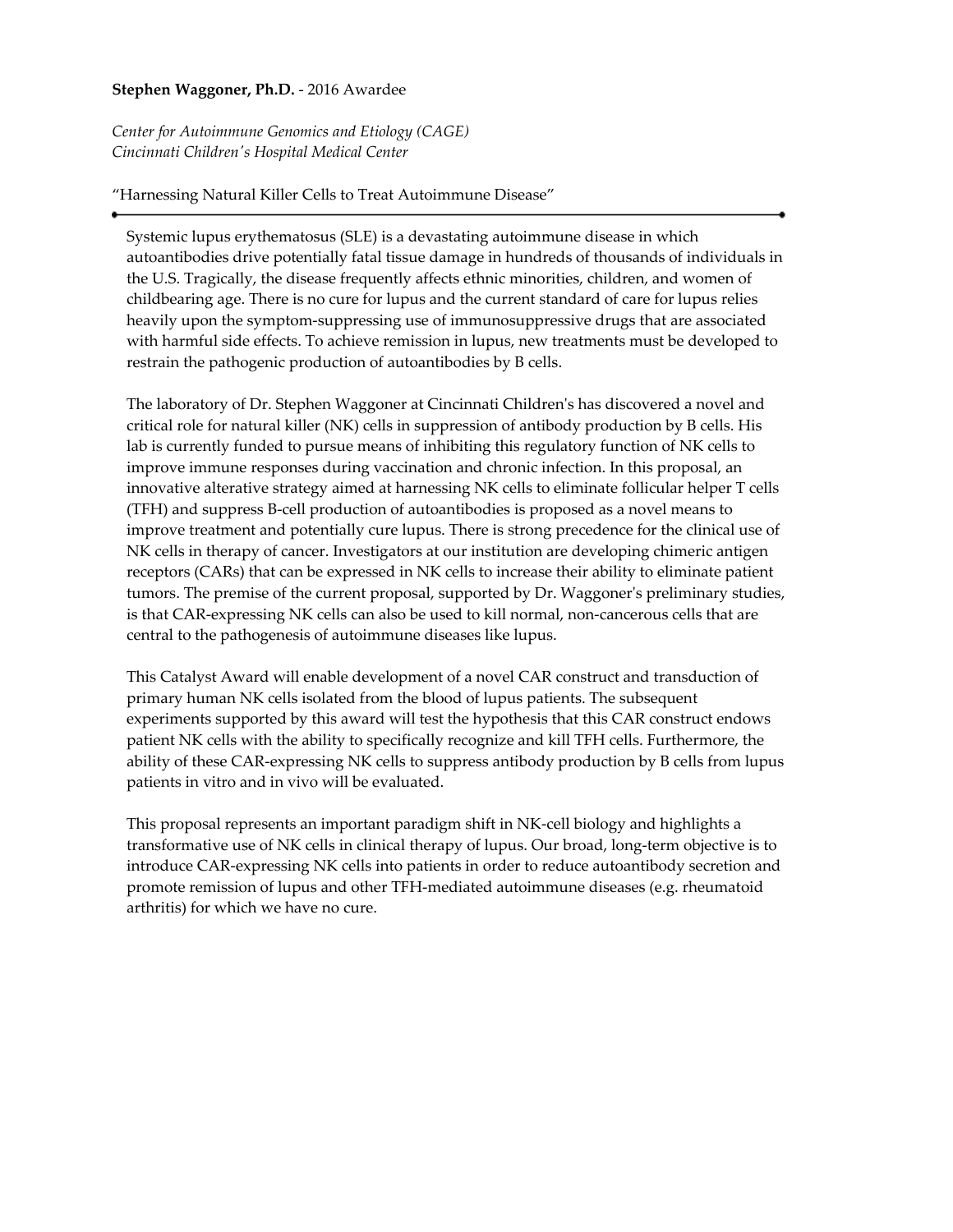**Stephen Waggoner, Ph.D.** - 2016 Awardee

*Center for Autoimmune Genomics and Etiology (CAGE)*
*Cincinnati Children's Hospital Medical Center*

"Harnessing Natural Killer Cells to Treat Autoimmune Disease"

---

Systemic lupus erythematosus (SLE) is a devastating autoimmune disease in which autoantibodies drive potentially fatal tissue damage in hundreds of thousands of individuals in the U.S. Tragically, the disease frequently affects ethnic minorities, children, and women of childbearing age. There is no cure for lupus and the current standard of care for lupus relies heavily upon the symptom-suppressing use of immunosuppressive drugs that are associated with harmful side effects. To achieve remission in lupus, new treatments must be developed to restrain the pathogenic production of autoantibodies by B cells.

The laboratory of Dr. Stephen Waggoner at Cincinnati Children's has discovered a novel and critical role for natural killer (NK) cells in suppression of antibody production by B cells. His lab is currently funded to pursue means of inhibiting this regulatory function of NK cells to improve immune responses during vaccination and chronic infection. In this proposal, an innovative alterative strategy aimed at harnessing NK cells to eliminate follicular helper T cells (TFH) and suppress B-cell production of autoantibodies is proposed as a novel means to improve treatment and potentially cure lupus. There is strong precedence for the clinical use of NK cells in therapy of cancer. Investigators at our institution are developing chimeric antigen receptors (CARs) that can be expressed in NK cells to increase their ability to eliminate patient tumors. The premise of the current proposal, supported by Dr. Waggoner's preliminary studies, is that CAR-expressing NK cells can also be used to kill normal, non-cancerous cells that are central to the pathogenesis of autoimmune diseases like lupus.

This Catalyst Award will enable development of a novel CAR construct and transduction of primary human NK cells isolated from the blood of lupus patients. The subsequent experiments supported by this award will test the hypothesis that this CAR construct endows patient NK cells with the ability to specifically recognize and kill TFH cells. Furthermore, the ability of these CAR-expressing NK cells to suppress antibody production by B cells from lupus patients in vitro and in vivo will be evaluated.

This proposal represents an important paradigm shift in NK-cell biology and highlights a transformative use of NK cells in clinical therapy of lupus. Our broad, long-term objective is to introduce CAR-expressing NK cells into patients in order to reduce autoantibody secretion and promote remission of lupus and other TFH-mediated autoimmune diseases (e.g. rheumatoid arthritis) for which we have no cure.